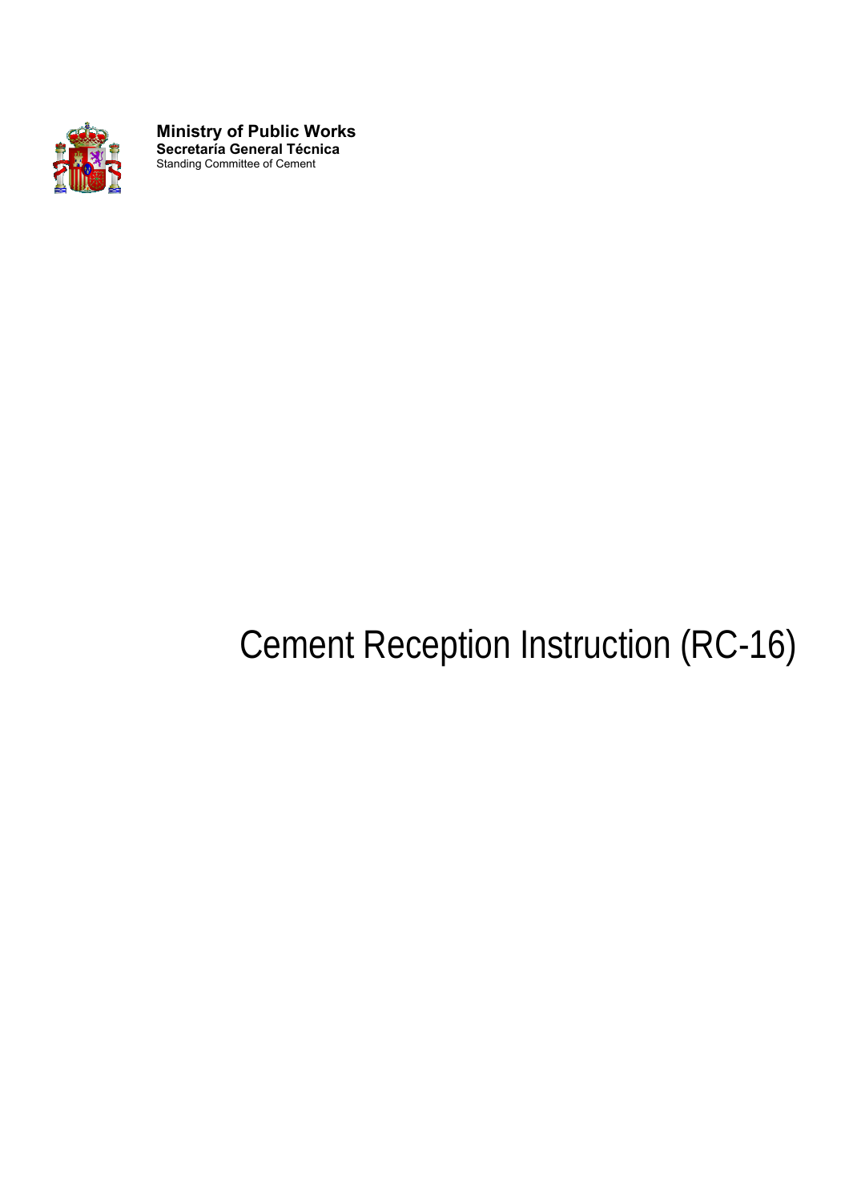**Ministry of Public Works**
**Secretaría General Técnica**
Standing Committee of Cement

# Cement Reception Instruction (RC-16)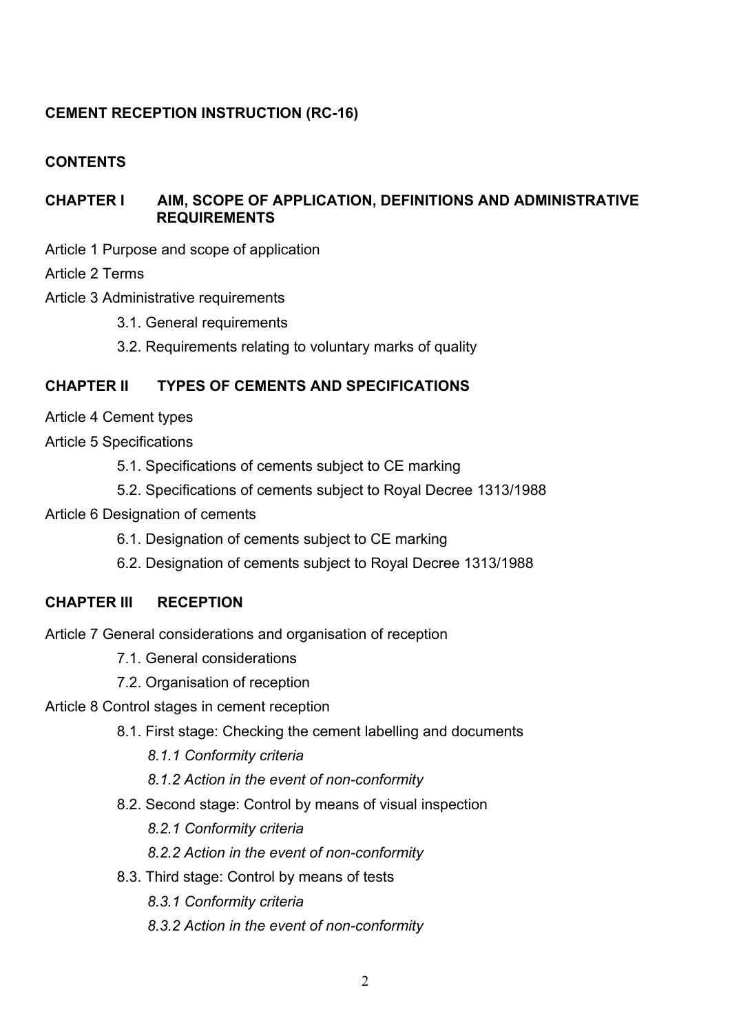**CEMENT RECEPTION INSTRUCTION (RC-16)**

**CONTENTS**

**CHAPTER I AIM, SCOPE OF APPLICATION, DEFINITIONS AND ADMINISTRATIVE REQUIREMENTS**

Article 1 Purpose and scope of application

Article 2 Terms

Article 3 Administrative requirements

- 3.1. General requirements
- 3.2. Requirements relating to voluntary marks of quality

**CHAPTER II TYPES OF CEMENTS AND SPECIFICATIONS**

Article 4 Cement types

Article 5 Specifications

- 5.1. Specifications of cements subject to CE marking
- 5.2. Specifications of cements subject to Royal Decree 1313/1988

Article 6 Designation of cements

- 6.1. Designation of cements subject to CE marking
- 6.2. Designation of cements subject to Royal Decree 1313/1988

**CHAPTER III RECEPTION**

Article 7 General considerations and organisation of reception

- 7.1. General considerations
- 7.2. Organisation of reception

Article 8 Control stages in cement reception

- 8.1. First stage: Checking the cement labelling and documents
  - *8.1.1 Conformity criteria*
  - *8.1.2 Action in the event of non-conformity*
- 8.2. Second stage: Control by means of visual inspection
  - *8.2.1 Conformity criteria*
  - *8.2.2 Action in the event of non-conformity*
- 8.3. Third stage: Control by means of tests
  - *8.3.1 Conformity criteria*
  - *8.3.2 Action in the event of non-conformity*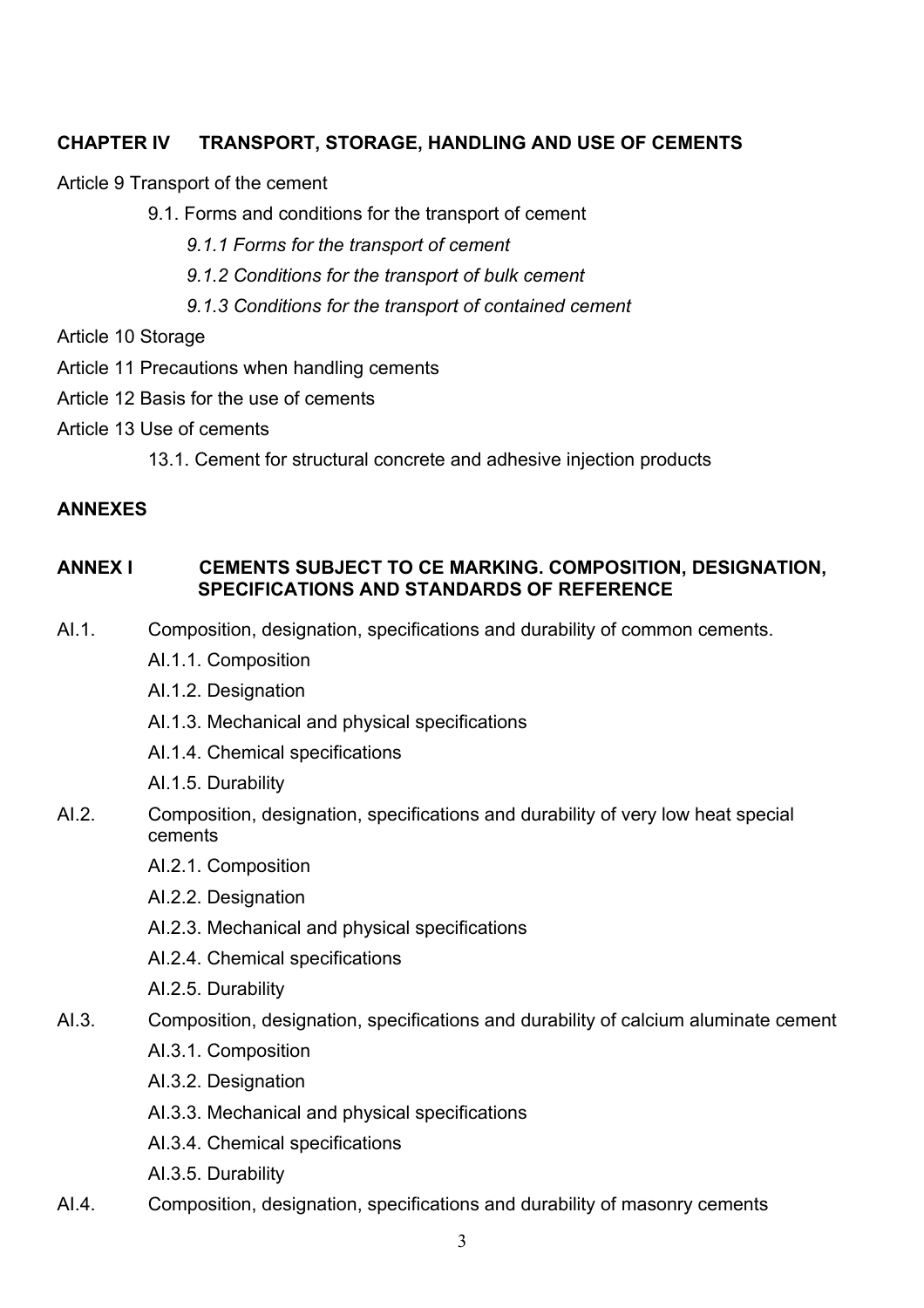**CHAPTER IV TRANSPORT, STORAGE, HANDLING AND USE OF CEMENTS**

Article 9 Transport of the cement

- 9.1. Forms and conditions for the transport of cement
  - *9.1.1 Forms for the transport of cement*
  - *9.1.2 Conditions for the transport of bulk cement*
  - *9.1.3 Conditions for the transport of contained cement*

Article 10 Storage

Article 11 Precautions when handling cements

Article 12 Basis for the use of cements

Article 13 Use of cements

- 13.1. Cement for structural concrete and adhesive injection products

**ANNEXES**

**ANNEX I CEMENTS SUBJECT TO CE MARKING. COMPOSITION, DESIGNATION, SPECIFICATIONS AND STANDARDS OF REFERENCE**

AI.1. Composition, designation, specifications and durability of common cements.

- AI.1.1. Composition
- AI.1.2. Designation
- AI.1.3. Mechanical and physical specifications
- AI.1.4. Chemical specifications
- AI.1.5. Durability

AI.2. Composition, designation, specifications and durability of very low heat special cements

- AI.2.1. Composition
- AI.2.2. Designation
- AI.2.3. Mechanical and physical specifications
- AI.2.4. Chemical specifications
- AI.2.5. Durability

AI.3. Composition, designation, specifications and durability of calcium aluminate cement

- AI.3.1. Composition
- AI.3.2. Designation
- AI.3.3. Mechanical and physical specifications
- AI.3.4. Chemical specifications
- AI.3.5. Durability

AI.4. Composition, designation, specifications and durability of masonry cements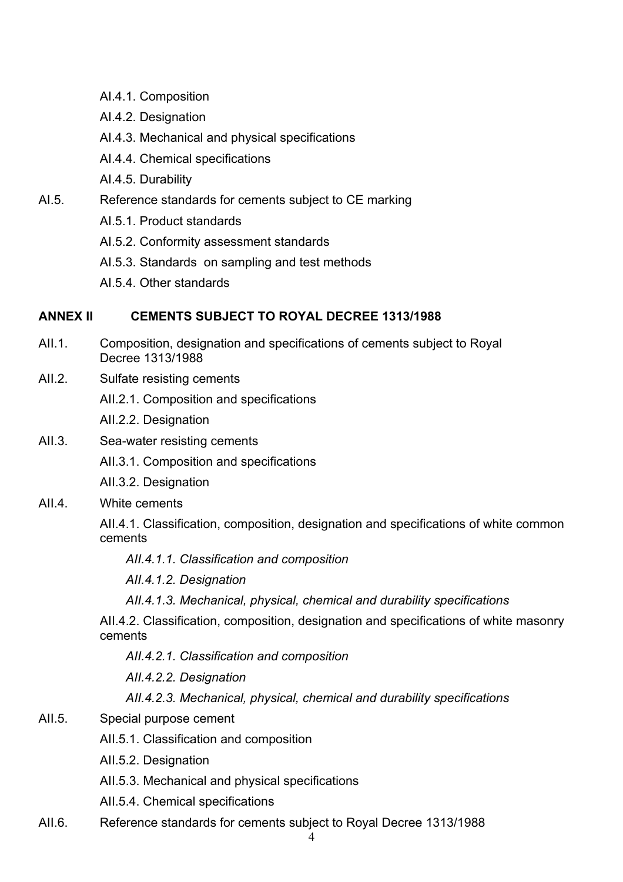AI.4.1. Composition

AI.4.2. Designation

AI.4.3. Mechanical and physical specifications

AI.4.4. Chemical specifications

AI.4.5. Durability

AI.5. Reference standards for cements subject to CE marking

AI.5.1. Product standards

AI.5.2. Conformity assessment standards

AI.5.3. Standards on sampling and test methods

AI.5.4. Other standards

**ANNEX II CEMENTS SUBJECT TO ROYAL DECREE 1313/1988**

AII.1. Composition, designation and specifications of cements subject to Royal Decree 1313/1988

AII.2. Sulfate resisting cements

AII.2.1. Composition and specifications

AII.2.2. Designation

AII.3. Sea-water resisting cements

AII.3.1. Composition and specifications

AII.3.2. Designation

AII.4. White cements

AII.4.1. Classification, composition, designation and specifications of white common cements

*AII.4.1.1. Classification and composition*

*AII.4.1.2. Designation*

*AII.4.1.3. Mechanical, physical, chemical and durability specifications*

AII.4.2. Classification, composition, designation and specifications of white masonry cements

*AII.4.2.1. Classification and composition*

*AII.4.2.2. Designation*

*AII.4.2.3. Mechanical, physical, chemical and durability specifications*

AII.5. Special purpose cement

AII.5.1. Classification and composition

AII.5.2. Designation

AII.5.3. Mechanical and physical specifications

AII.5.4. Chemical specifications

AII.6. Reference standards for cements subject to Royal Decree 1313/1988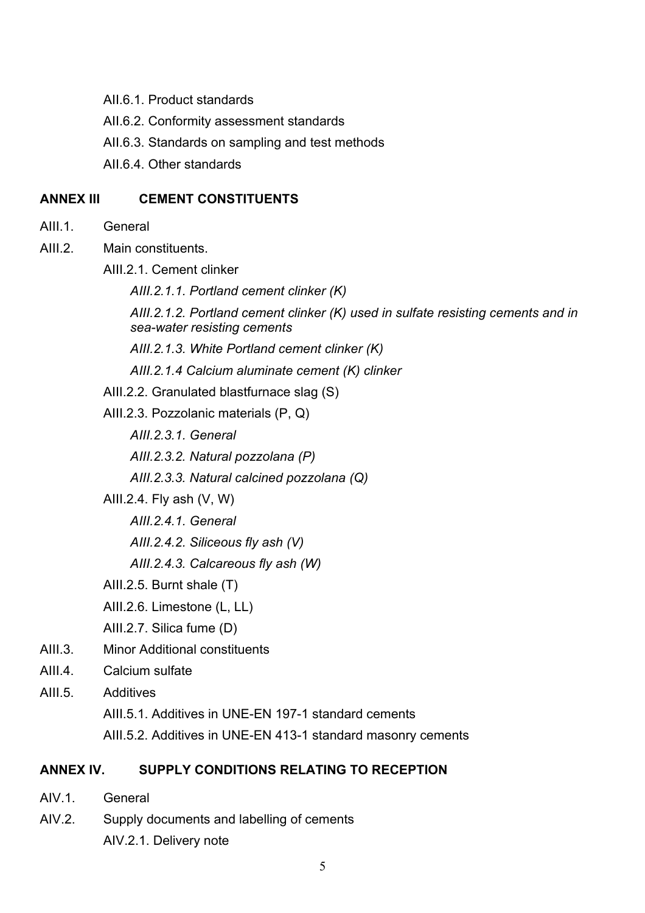AII.6.1. Product standards

AII.6.2. Conformity assessment standards

AII.6.3. Standards on sampling and test methods

AII.6.4. Other standards

**ANNEX III CEMENT CONSTITUENTS**

AIII.1. General

AIII.2. Main constituents.

AIII.2.1. Cement clinker

*AIII.2.1.1. Portland cement clinker (K)*

*AIII.2.1.2. Portland cement clinker (K) used in sulfate resisting cements and in sea-water resisting cements*

*AIII.2.1.3. White Portland cement clinker (K)*

*AIII.2.1.4 Calcium aluminate cement (K) clinker*

AIII.2.2. Granulated blastfurnace slag (S)

AIII.2.3. Pozzolanic materials (P, Q)

*AIII.2.3.1. General*

*AIII.2.3.2. Natural pozzolana (P)*

*AIII.2.3.3. Natural calcined pozzolana (Q)*

AIII.2.4. Fly ash (V, W)

*AIII.2.4.1. General*

*AIII.2.4.2. Siliceous fly ash (V)*

*AIII.2.4.3. Calcareous fly ash (W)*

AIII.2.5. Burnt shale (T)

AIII.2.6. Limestone (L, LL)

AIII.2.7. Silica fume (D)

AIII.3. Minor Additional constituents

AIII.4. Calcium sulfate

AIII.5. Additives

AIII.5.1. Additives in UNE-EN 197-1 standard cements

AIII.5.2. Additives in UNE-EN 413-1 standard masonry cements

**ANNEX IV. SUPPLY CONDITIONS RELATING TO RECEPTION**

AIV.1. General

AIV.2. Supply documents and labelling of cements

AIV.2.1. Delivery note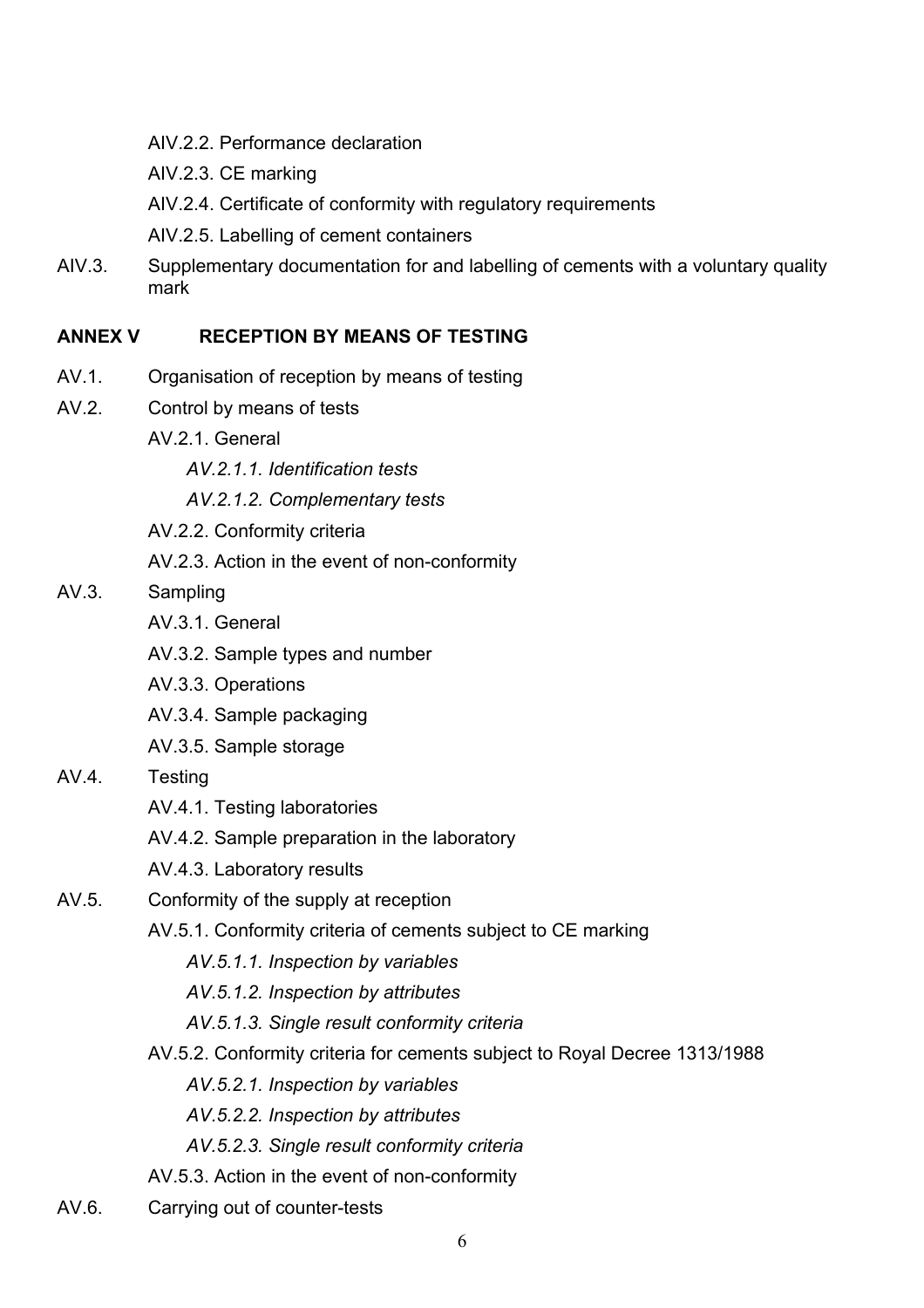AIV.2.2. Performance declaration

AIV.2.3. CE marking

AIV.2.4. Certificate of conformity with regulatory requirements

AIV.2.5. Labelling of cement containers

AIV.3. Supplementary documentation for and labelling of cements with a voluntary quality mark

**ANNEX V RECEPTION BY MEANS OF TESTING**

AV.1. Organisation of reception by means of testing

AV.2. Control by means of tests

AV.2.1. General

*AV.2.1.1. Identification tests*

*AV.2.1.2. Complementary tests*

AV.2.2. Conformity criteria

AV.2.3. Action in the event of non-conformity

AV.3. Sampling

AV.3.1. General

AV.3.2. Sample types and number

AV.3.3. Operations

AV.3.4. Sample packaging

AV.3.5. Sample storage

AV.4. Testing

AV.4.1. Testing laboratories

AV.4.2. Sample preparation in the laboratory

AV.4.3. Laboratory results

AV.5. Conformity of the supply at reception

AV.5.1. Conformity criteria of cements subject to CE marking

*AV.5.1.1. Inspection by variables*

*AV.5.1.2. Inspection by attributes*

*AV.5.1.3. Single result conformity criteria*

AV.5.2. Conformity criteria for cements subject to Royal Decree 1313/1988

*AV.5.2.1. Inspection by variables*

*AV.5.2.2. Inspection by attributes*

*AV.5.2.3. Single result conformity criteria*

AV.5.3. Action in the event of non-conformity

AV.6. Carrying out of counter-tests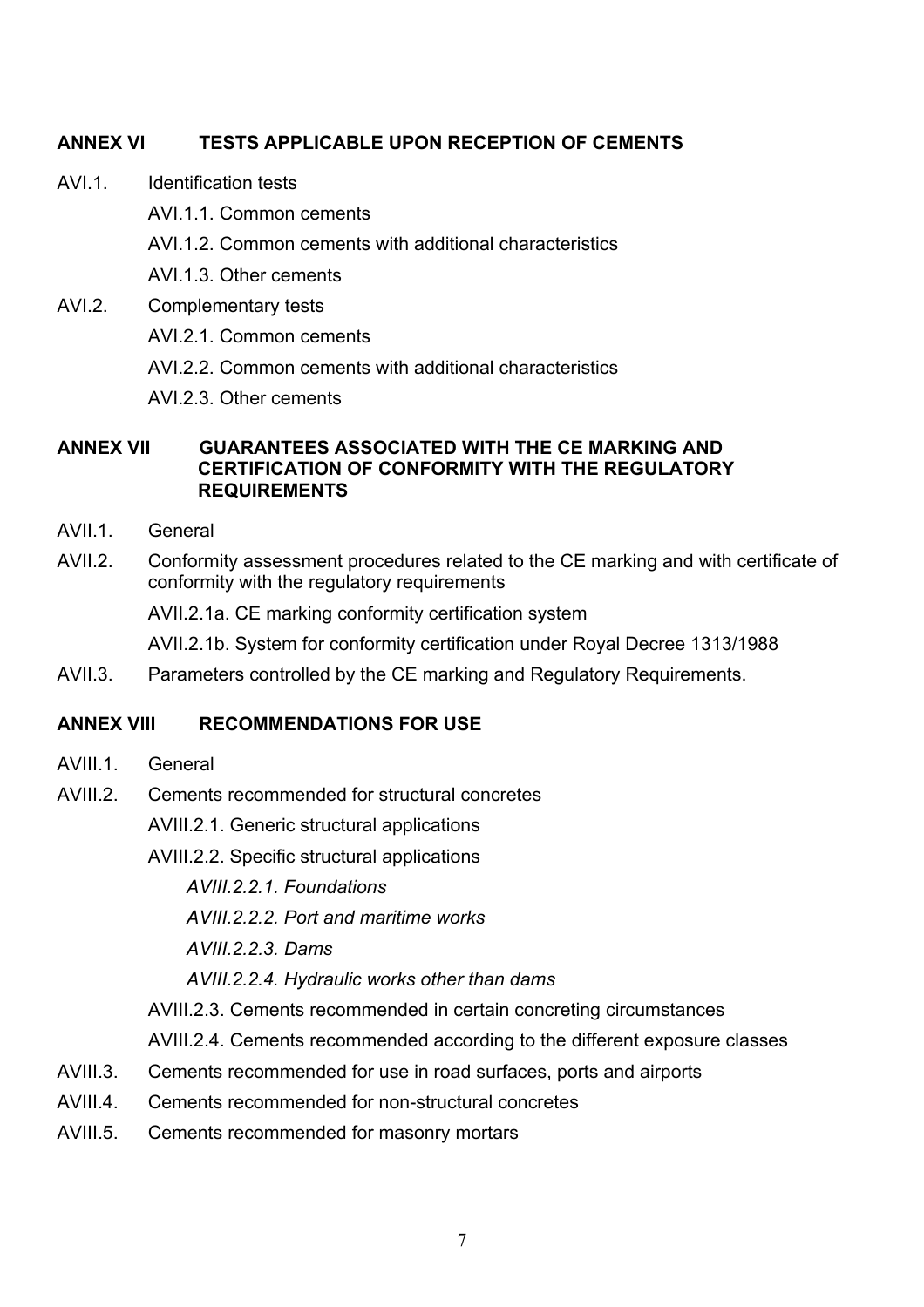**ANNEX VI TESTS APPLICABLE UPON RECEPTION OF CEMENTS**

AVI.1. Identification tests

- AVI.1.1. Common cements
- AVI.1.2. Common cements with additional characteristics
- AVI.1.3. Other cements

AVI.2. Complementary tests

- AVI.2.1. Common cements
- AVI.2.2. Common cements with additional characteristics
- AVI.2.3. Other cements

**ANNEX VII GUARANTEES ASSOCIATED WITH THE CE MARKING AND CERTIFICATION OF CONFORMITY WITH THE REGULATORY REQUIREMENTS**

AVII.1. General

AVII.2. Conformity assessment procedures related to the CE marking and with certificate of conformity with the regulatory requirements

- AVII.2.1a. CE marking conformity certification system
- AVII.2.1b. System for conformity certification under Royal Decree 1313/1988

AVII.3. Parameters controlled by the CE marking and Regulatory Requirements.

**ANNEX VIII RECOMMENDATIONS FOR USE**

AVIII.1. General

AVIII.2. Cements recommended for structural concretes

- AVIII.2.1. Generic structural applications
- AVIII.2.2. Specific structural applications
  - *AVIII.2.2.1. Foundations*
  - *AVIII.2.2.2. Port and maritime works*
  - *AVIII.2.2.3. Dams*
  - *AVIII.2.2.4. Hydraulic works other than dams*
- AVIII.2.3. Cements recommended in certain concreting circumstances
- AVIII.2.4. Cements recommended according to the different exposure classes

AVIII.3. Cements recommended for use in road surfaces, ports and airports

AVIII.4. Cements recommended for non-structural concretes

AVIII.5. Cements recommended for masonry mortars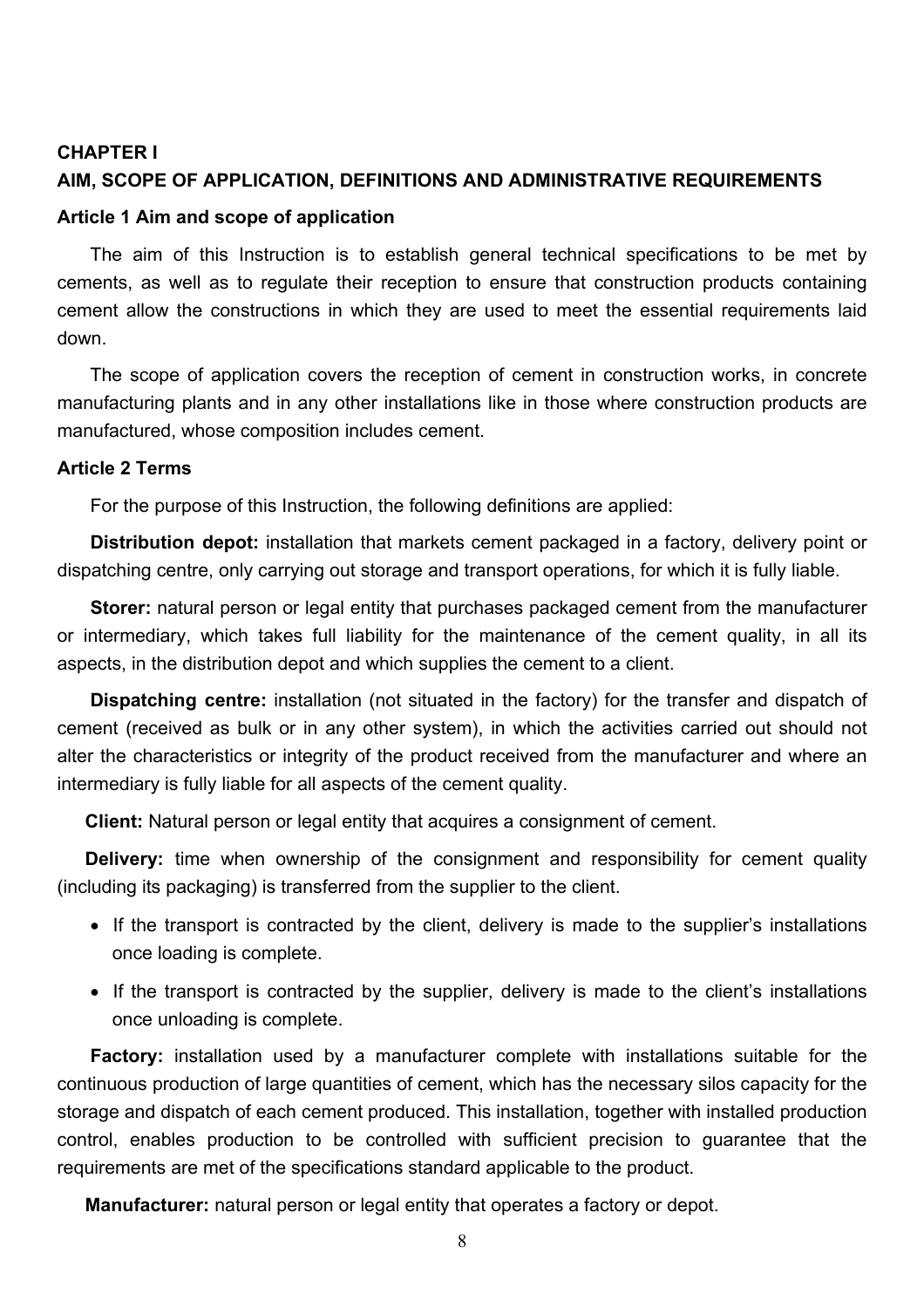# CHAPTER I

# AIM, SCOPE OF APPLICATION, DEFINITIONS AND ADMINISTRATIVE REQUIREMENTS

## Article 1 Aim and scope of application

The aim of this Instruction is to establish general technical specifications to be met by cements, as well as to regulate their reception to ensure that construction products containing cement allow the constructions in which they are used to meet the essential requirements laid down.

The scope of application covers the reception of cement in construction works, in concrete manufacturing plants and in any other installations like in those where construction products are manufactured, whose composition includes cement.

## Article 2 Terms

For the purpose of this Instruction, the following definitions are applied:

**Distribution depot:** installation that markets cement packaged in a factory, delivery point or dispatching centre, only carrying out storage and transport operations, for which it is fully liable.

**Storer:** natural person or legal entity that purchases packaged cement from the manufacturer or intermediary, which takes full liability for the maintenance of the cement quality, in all its aspects, in the distribution depot and which supplies the cement to a client.

**Dispatching centre:** installation (not situated in the factory) for the transfer and dispatch of cement (received as bulk or in any other system), in which the activities carried out should not alter the characteristics or integrity of the product received from the manufacturer and where an intermediary is fully liable for all aspects of the cement quality.

**Client:** Natural person or legal entity that acquires a consignment of cement.

**Delivery:** time when ownership of the consignment and responsibility for cement quality (including its packaging) is transferred from the supplier to the client.

- If the transport is contracted by the client, delivery is made to the supplier's installations once loading is complete.
- If the transport is contracted by the supplier, delivery is made to the client's installations once unloading is complete.

**Factory:** installation used by a manufacturer complete with installations suitable for the continuous production of large quantities of cement, which has the necessary silos capacity for the storage and dispatch of each cement produced. This installation, together with installed production control, enables production to be controlled with sufficient precision to guarantee that the requirements are met of the specifications standard applicable to the product.

**Manufacturer:** natural person or legal entity that operates a factory or depot.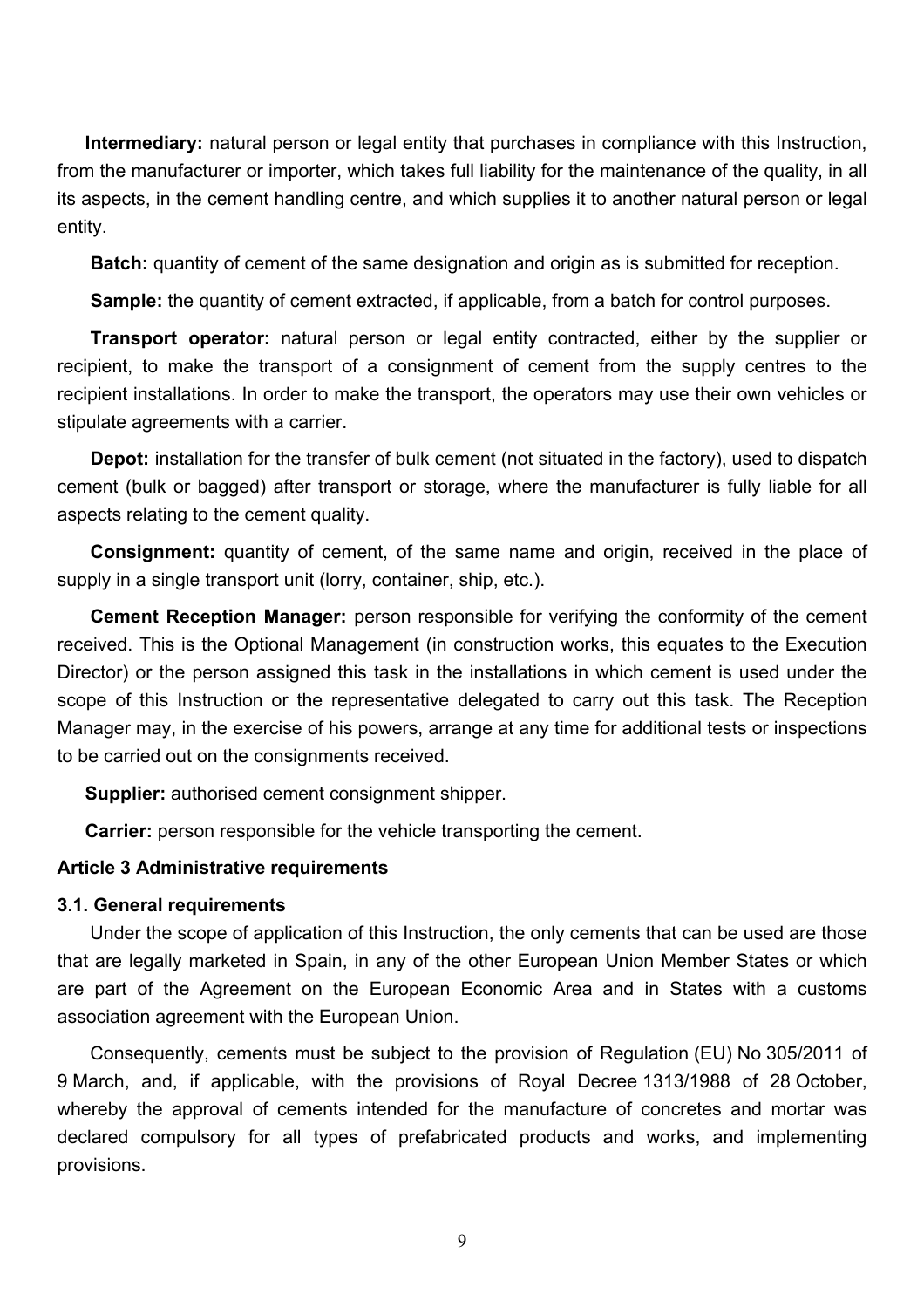**Intermediary:** natural person or legal entity that purchases in compliance with this Instruction, from the manufacturer or importer, which takes full liability for the maintenance of the quality, in all its aspects, in the cement handling centre, and which supplies it to another natural person or legal entity.

**Batch:** quantity of cement of the same designation and origin as is submitted for reception.

**Sample:** the quantity of cement extracted, if applicable, from a batch for control purposes.

**Transport operator:** natural person or legal entity contracted, either by the supplier or recipient, to make the transport of a consignment of cement from the supply centres to the recipient installations. In order to make the transport, the operators may use their own vehicles or stipulate agreements with a carrier.

**Depot:** installation for the transfer of bulk cement (not situated in the factory), used to dispatch cement (bulk or bagged) after transport or storage, where the manufacturer is fully liable for all aspects relating to the cement quality.

**Consignment:** quantity of cement, of the same name and origin, received in the place of supply in a single transport unit (lorry, container, ship, etc.).

**Cement Reception Manager:** person responsible for verifying the conformity of the cement received. This is the Optional Management (in construction works, this equates to the Execution Director) or the person assigned this task in the installations in which cement is used under the scope of this Instruction or the representative delegated to carry out this task. The Reception Manager may, in the exercise of his powers, arrange at any time for additional tests or inspections to be carried out on the consignments received.

**Supplier:** authorised cement consignment shipper.

**Carrier:** person responsible for the vehicle transporting the cement.

### Article 3 Administrative requirements

#### 3.1. General requirements

Under the scope of application of this Instruction, the only cements that can be used are those that are legally marketed in Spain, in any of the other European Union Member States or which are part of the Agreement on the European Economic Area and in States with a customs association agreement with the European Union.

Consequently, cements must be subject to the provision of Regulation (EU) No 305/2011 of 9 March, and, if applicable, with the provisions of Royal Decree 1313/1988 of 28 October, whereby the approval of cements intended for the manufacture of concretes and mortar was declared compulsory for all types of prefabricated products and works, and implementing provisions.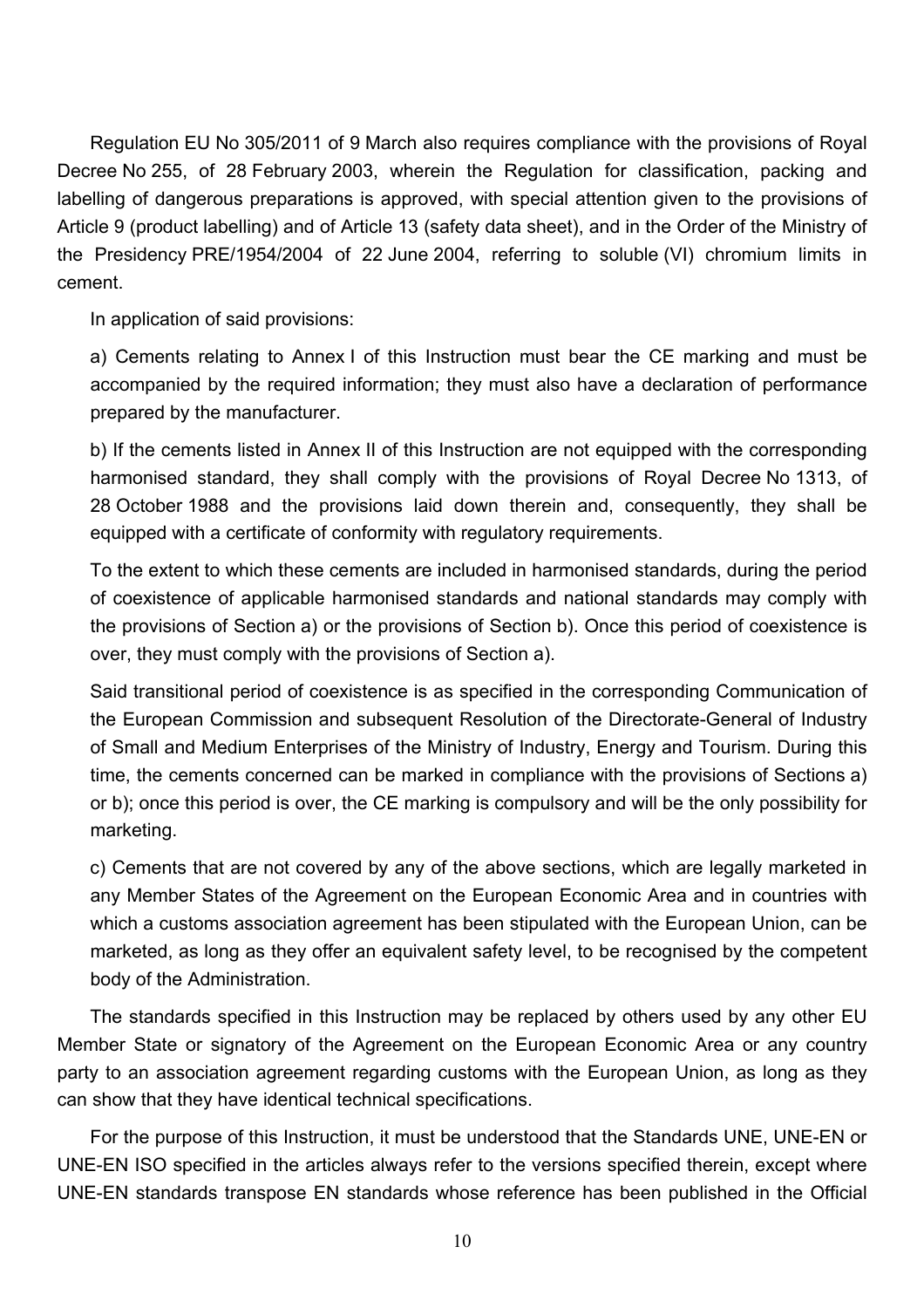Regulation EU No 305/2011 of 9 March also requires compliance with the provisions of Royal Decree No 255, of 28 February 2003, wherein the Regulation for classification, packing and labelling of dangerous preparations is approved, with special attention given to the provisions of Article 9 (product labelling) and of Article 13 (safety data sheet), and in the Order of the Ministry of the Presidency PRE/1954/2004 of 22 June 2004, referring to soluble (VI) chromium limits in cement.

In application of said provisions:

a) Cements relating to Annex I of this Instruction must bear the CE marking and must be accompanied by the required information; they must also have a declaration of performance prepared by the manufacturer.

b) If the cements listed in Annex II of this Instruction are not equipped with the corresponding harmonised standard, they shall comply with the provisions of Royal Decree No 1313, of 28 October 1988 and the provisions laid down therein and, consequently, they shall be equipped with a certificate of conformity with regulatory requirements.

To the extent to which these cements are included in harmonised standards, during the period of coexistence of applicable harmonised standards and national standards may comply with the provisions of Section a) or the provisions of Section b). Once this period of coexistence is over, they must comply with the provisions of Section a).

Said transitional period of coexistence is as specified in the corresponding Communication of the European Commission and subsequent Resolution of the Directorate-General of Industry of Small and Medium Enterprises of the Ministry of Industry, Energy and Tourism. During this time, the cements concerned can be marked in compliance with the provisions of Sections a) or b); once this period is over, the CE marking is compulsory and will be the only possibility for marketing.

c) Cements that are not covered by any of the above sections, which are legally marketed in any Member States of the Agreement on the European Economic Area and in countries with which a customs association agreement has been stipulated with the European Union, can be marketed, as long as they offer an equivalent safety level, to be recognised by the competent body of the Administration.

The standards specified in this Instruction may be replaced by others used by any other EU Member State or signatory of the Agreement on the European Economic Area or any country party to an association agreement regarding customs with the European Union, as long as they can show that they have identical technical specifications.

For the purpose of this Instruction, it must be understood that the Standards UNE, UNE-EN or UNE-EN ISO specified in the articles always refer to the versions specified therein, except where UNE-EN standards transpose EN standards whose reference has been published in the Official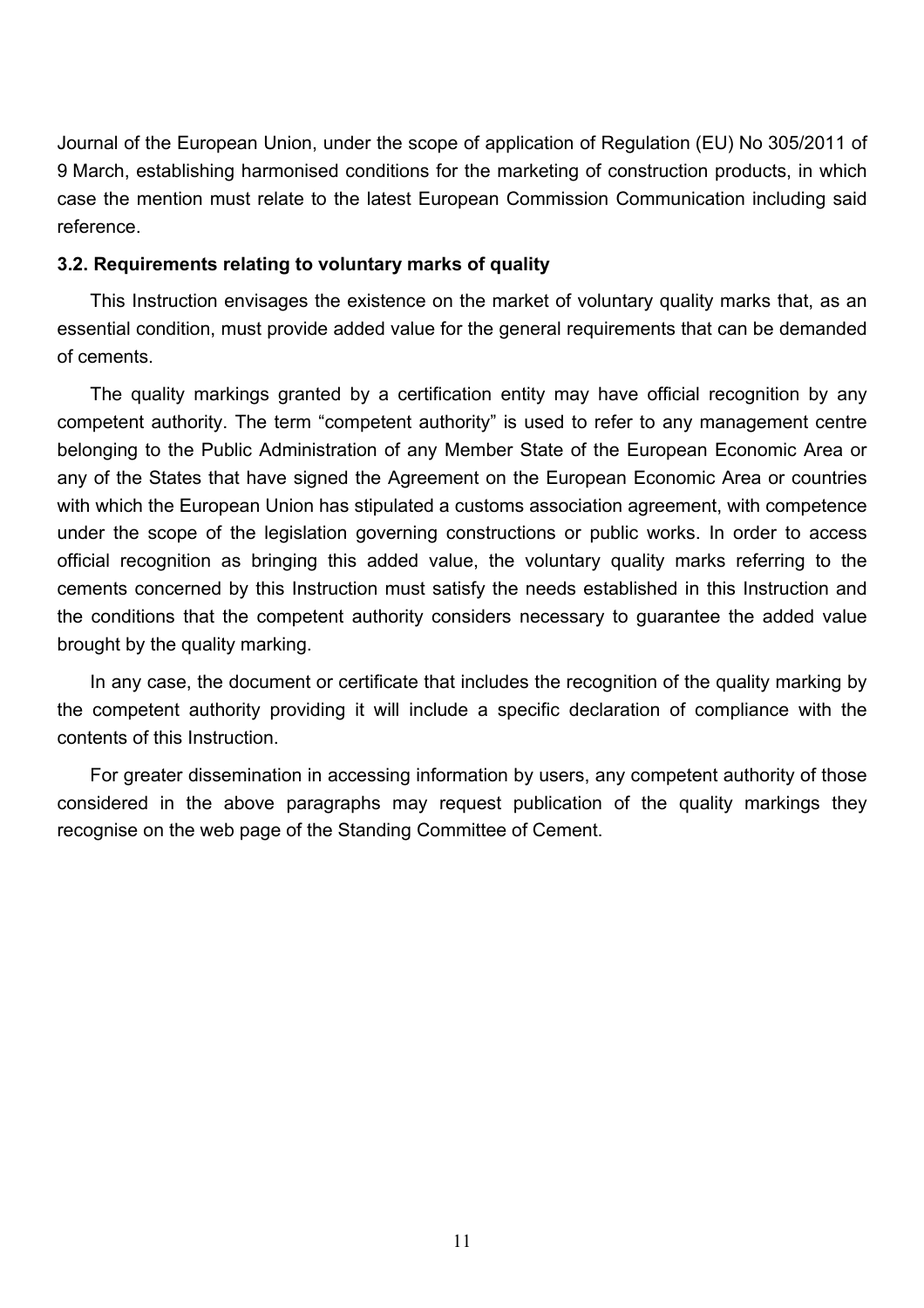Journal of the European Union, under the scope of application of Regulation (EU) No 305/2011 of 9 March, establishing harmonised conditions for the marketing of construction products, in which case the mention must relate to the latest European Commission Communication including said reference.

### 3.2. Requirements relating to voluntary marks of quality

This Instruction envisages the existence on the market of voluntary quality marks that, as an essential condition, must provide added value for the general requirements that can be demanded of cements.

The quality markings granted by a certification entity may have official recognition by any competent authority. The term “competent authority” is used to refer to any management centre belonging to the Public Administration of any Member State of the European Economic Area or any of the States that have signed the Agreement on the European Economic Area or countries with which the European Union has stipulated a customs association agreement, with competence under the scope of the legislation governing constructions or public works. In order to access official recognition as bringing this added value, the voluntary quality marks referring to the cements concerned by this Instruction must satisfy the needs established in this Instruction and the conditions that the competent authority considers necessary to guarantee the added value brought by the quality marking.

In any case, the document or certificate that includes the recognition of the quality marking by the competent authority providing it will include a specific declaration of compliance with the contents of this Instruction.

For greater dissemination in accessing information by users, any competent authority of those considered in the above paragraphs may request publication of the quality markings they recognise on the web page of the Standing Committee of Cement.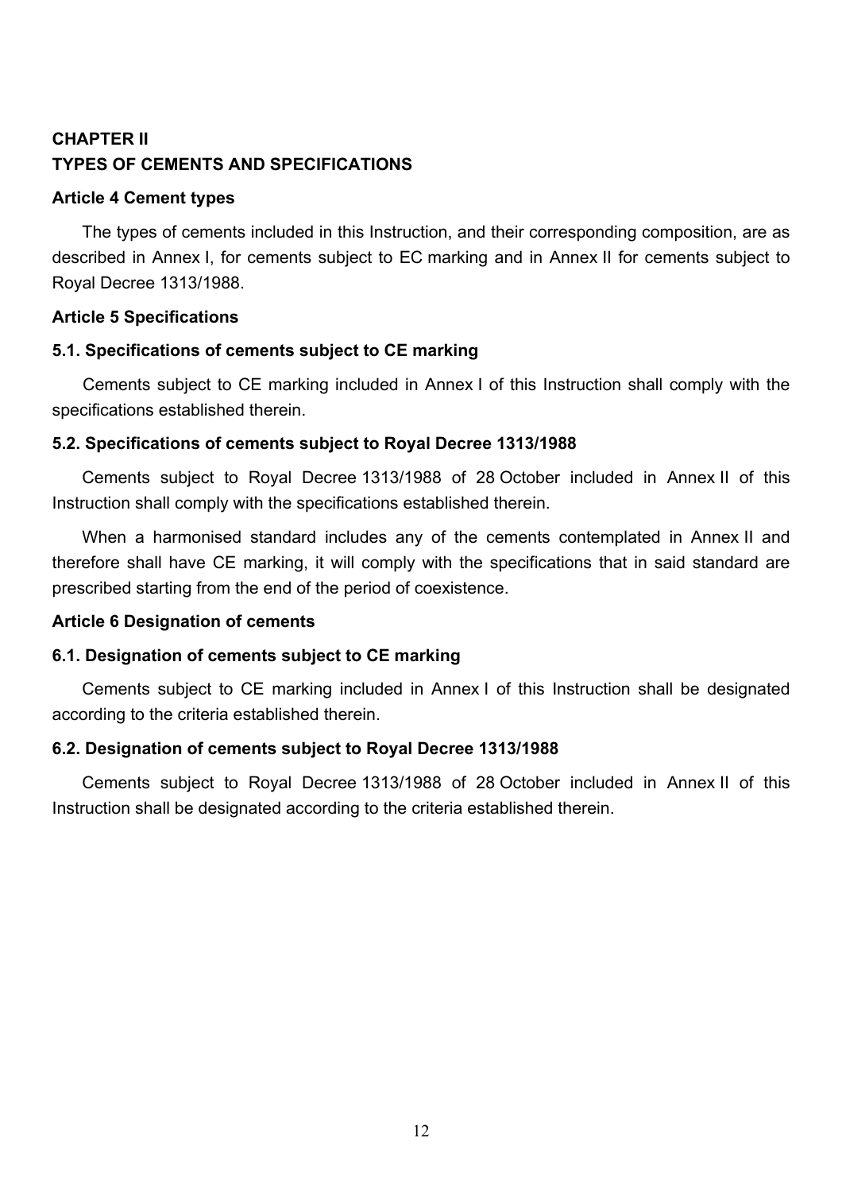## CHAPTER II
## TYPES OF CEMENTS AND SPECIFICATIONS

### Article 4 Cement types

The types of cements included in this Instruction, and their corresponding composition, are as described in Annex I, for cements subject to EC marking and in Annex II for cements subject to Royal Decree 1313/1988.

### Article 5 Specifications

#### 5.1. Specifications of cements subject to CE marking

Cements subject to CE marking included in Annex I of this Instruction shall comply with the specifications established therein.

#### 5.2. Specifications of cements subject to Royal Decree 1313/1988

Cements subject to Royal Decree 1313/1988 of 28 October included in Annex II of this Instruction shall comply with the specifications established therein.

When a harmonised standard includes any of the cements contemplated in Annex II and therefore shall have CE marking, it will comply with the specifications that in said standard are prescribed starting from the end of the period of coexistence.

### Article 6 Designation of cements

#### 6.1. Designation of cements subject to CE marking

Cements subject to CE marking included in Annex I of this Instruction shall be designated according to the criteria established therein.

#### 6.2. Designation of cements subject to Royal Decree 1313/1988

Cements subject to Royal Decree 1313/1988 of 28 October included in Annex II of this Instruction shall be designated according to the criteria established therein.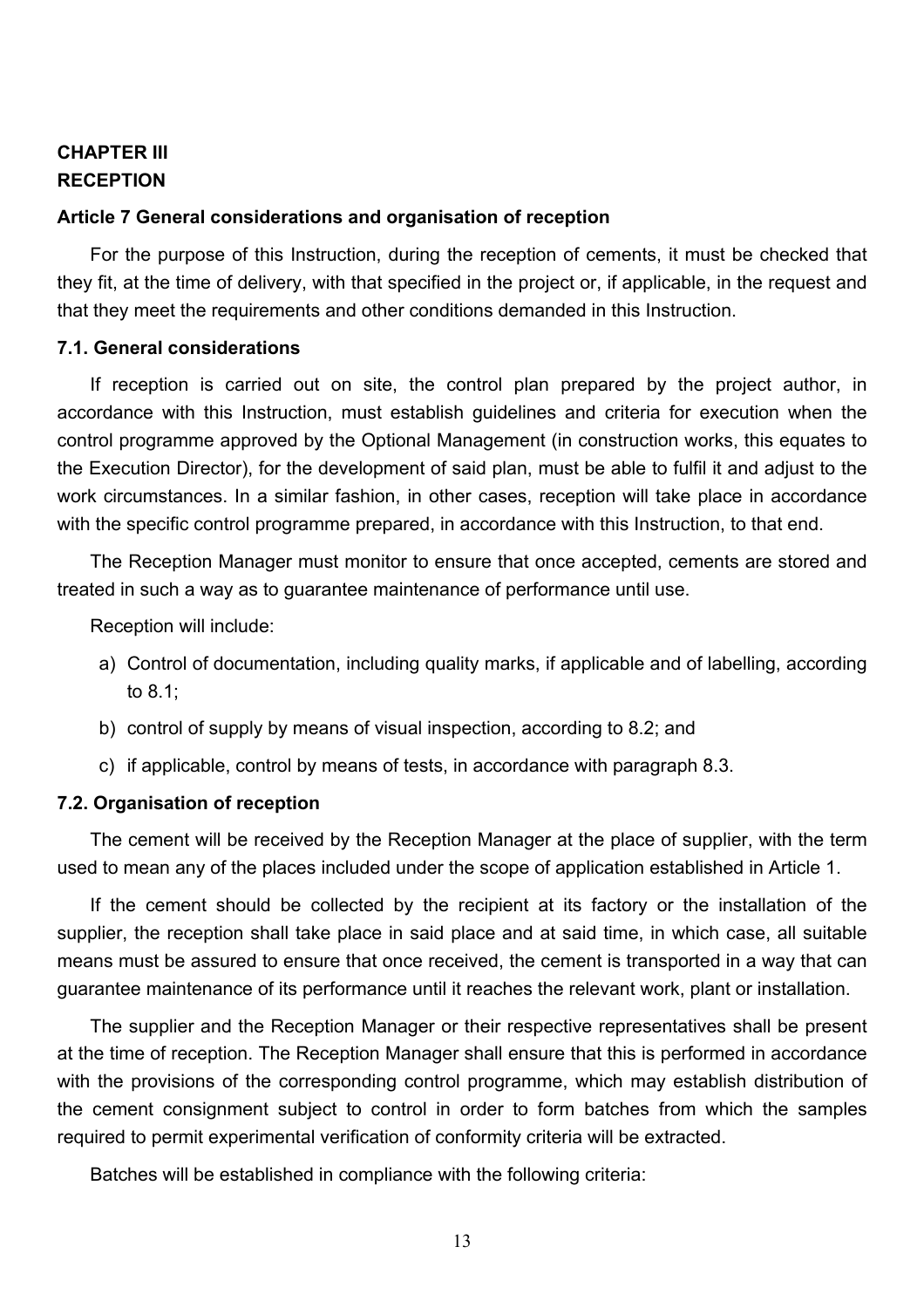# CHAPTER III
# RECEPTION

## Article 7 General considerations and organisation of reception

For the purpose of this Instruction, during the reception of cements, it must be checked that they fit, at the time of delivery, with that specified in the project or, if applicable, in the request and that they meet the requirements and other conditions demanded in this Instruction.

### 7.1. General considerations

If reception is carried out on site, the control plan prepared by the project author, in accordance with this Instruction, must establish guidelines and criteria for execution when the control programme approved by the Optional Management (in construction works, this equates to the Execution Director), for the development of said plan, must be able to fulfil it and adjust to the work circumstances. In a similar fashion, in other cases, reception will take place in accordance with the specific control programme prepared, in accordance with this Instruction, to that end.

The Reception Manager must monitor to ensure that once accepted, cements are stored and treated in such a way as to guarantee maintenance of performance until use.

Reception will include:

a) Control of documentation, including quality marks, if applicable and of labelling, according to 8.1;

b) control of supply by means of visual inspection, according to 8.2; and

c) if applicable, control by means of tests, in accordance with paragraph 8.3.

### 7.2. Organisation of reception

The cement will be received by the Reception Manager at the place of supplier, with the term used to mean any of the places included under the scope of application established in Article 1.

If the cement should be collected by the recipient at its factory or the installation of the supplier, the reception shall take place in said place and at said time, in which case, all suitable means must be assured to ensure that once received, the cement is transported in a way that can guarantee maintenance of its performance until it reaches the relevant work, plant or installation.

The supplier and the Reception Manager or their respective representatives shall be present at the time of reception. The Reception Manager shall ensure that this is performed in accordance with the provisions of the corresponding control programme, which may establish distribution of the cement consignment subject to control in order to form batches from which the samples required to permit experimental verification of conformity criteria will be extracted.

Batches will be established in compliance with the following criteria: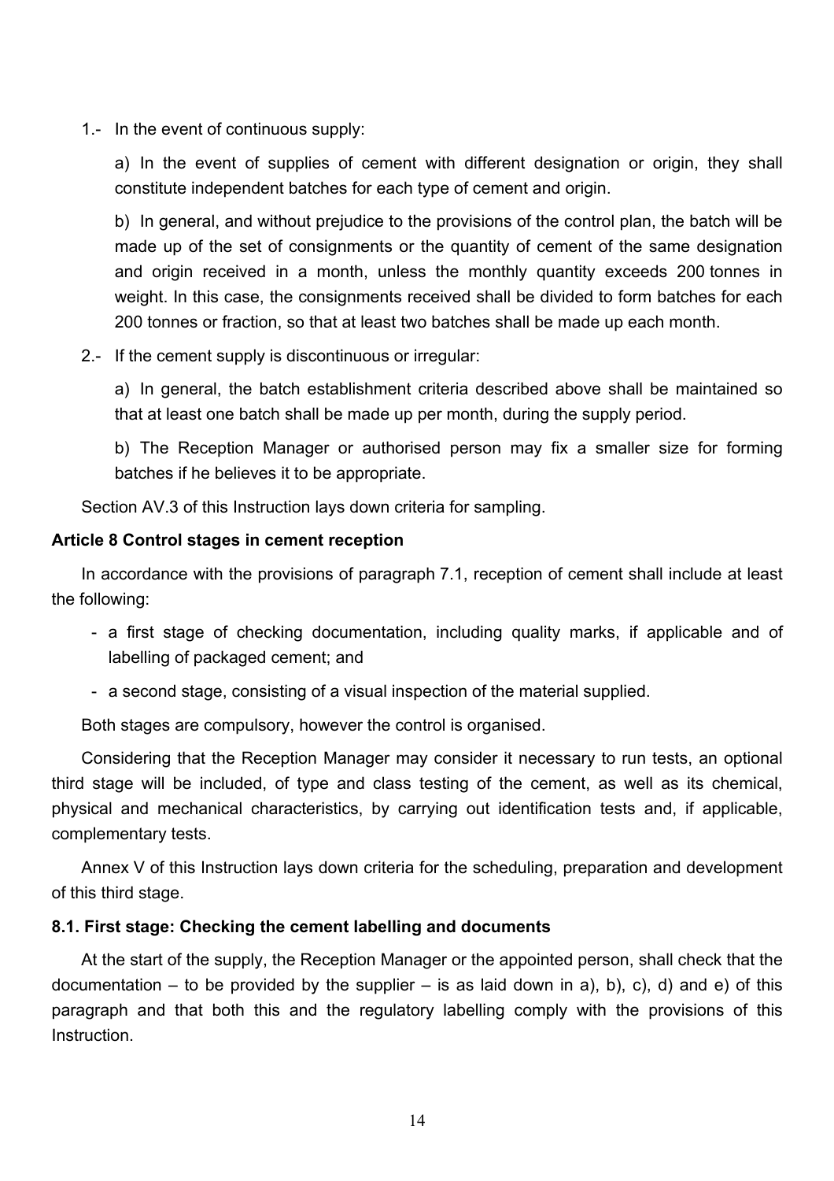1.- In the event of continuous supply:

a) In the event of supplies of cement with different designation or origin, they shall constitute independent batches for each type of cement and origin.

b) In general, and without prejudice to the provisions of the control plan, the batch will be made up of the set of consignments or the quantity of cement of the same designation and origin received in a month, unless the monthly quantity exceeds 200 tonnes in weight. In this case, the consignments received shall be divided to form batches for each 200 tonnes or fraction, so that at least two batches shall be made up each month.

2.- If the cement supply is discontinuous or irregular:

a) In general, the batch establishment criteria described above shall be maintained so that at least one batch shall be made up per month, during the supply period.

b) The Reception Manager or authorised person may fix a smaller size for forming batches if he believes it to be appropriate.

Section AV.3 of this Instruction lays down criteria for sampling.

**Article 8 Control stages in cement reception**

In accordance with the provisions of paragraph 7.1, reception of cement shall include at least the following:

- a first stage of checking documentation, including quality marks, if applicable and of labelling of packaged cement; and
- a second stage, consisting of a visual inspection of the material supplied.

Both stages are compulsory, however the control is organised.

Considering that the Reception Manager may consider it necessary to run tests, an optional third stage will be included, of type and class testing of the cement, as well as its chemical, physical and mechanical characteristics, by carrying out identification tests and, if applicable, complementary tests.

Annex V of this Instruction lays down criteria for the scheduling, preparation and development of this third stage.

**8.1. First stage: Checking the cement labelling and documents**

At the start of the supply, the Reception Manager or the appointed person, shall check that the documentation – to be provided by the supplier – is as laid down in a), b), c), d) and e) of this paragraph and that both this and the regulatory labelling comply with the provisions of this Instruction.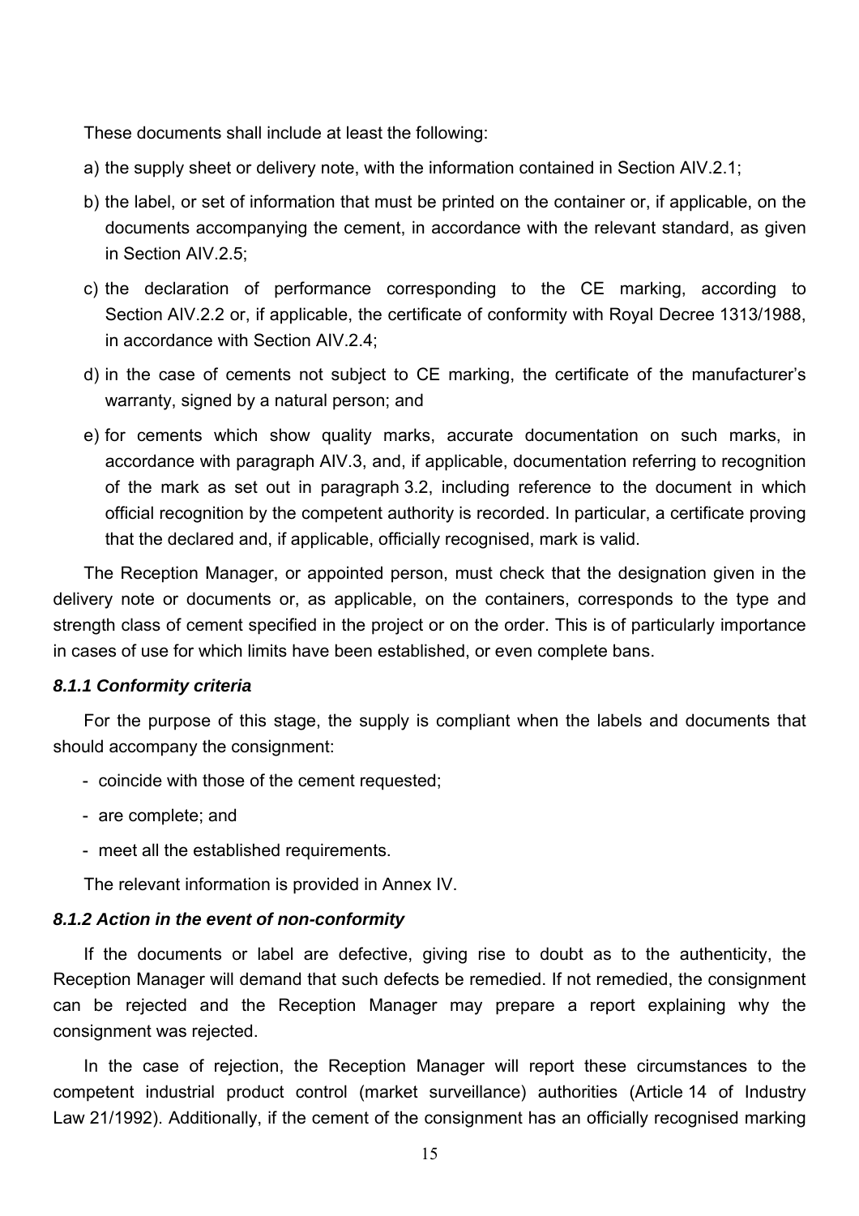These documents shall include at least the following:

a) the supply sheet or delivery note, with the information contained in Section AIV.2.1;

b) the label, or set of information that must be printed on the container or, if applicable, on the documents accompanying the cement, in accordance with the relevant standard, as given in Section AIV.2.5;

c) the declaration of performance corresponding to the CE marking, according to Section AIV.2.2 or, if applicable, the certificate of conformity with Royal Decree 1313/1988, in accordance with Section AIV.2.4;

d) in the case of cements not subject to CE marking, the certificate of the manufacturer's warranty, signed by a natural person; and

e) for cements which show quality marks, accurate documentation on such marks, in accordance with paragraph AIV.3, and, if applicable, documentation referring to recognition of the mark as set out in paragraph 3.2, including reference to the document in which official recognition by the competent authority is recorded. In particular, a certificate proving that the declared and, if applicable, officially recognised, mark is valid.

The Reception Manager, or appointed person, must check that the designation given in the delivery note or documents or, as applicable, on the containers, corresponds to the type and strength class of cement specified in the project or on the order. This is of particularly importance in cases of use for which limits have been established, or even complete bans.

#### *8.1.1 Conformity criteria*

For the purpose of this stage, the supply is compliant when the labels and documents that should accompany the consignment:

- coincide with those of the cement requested;
- are complete; and
- meet all the established requirements.

The relevant information is provided in Annex IV.

#### *8.1.2 Action in the event of non-conformity*

If the documents or label are defective, giving rise to doubt as to the authenticity, the Reception Manager will demand that such defects be remedied. If not remedied, the consignment can be rejected and the Reception Manager may prepare a report explaining why the consignment was rejected.

In the case of rejection, the Reception Manager will report these circumstances to the competent industrial product control (market surveillance) authorities (Article 14 of Industry Law 21/1992). Additionally, if the cement of the consignment has an officially recognised marking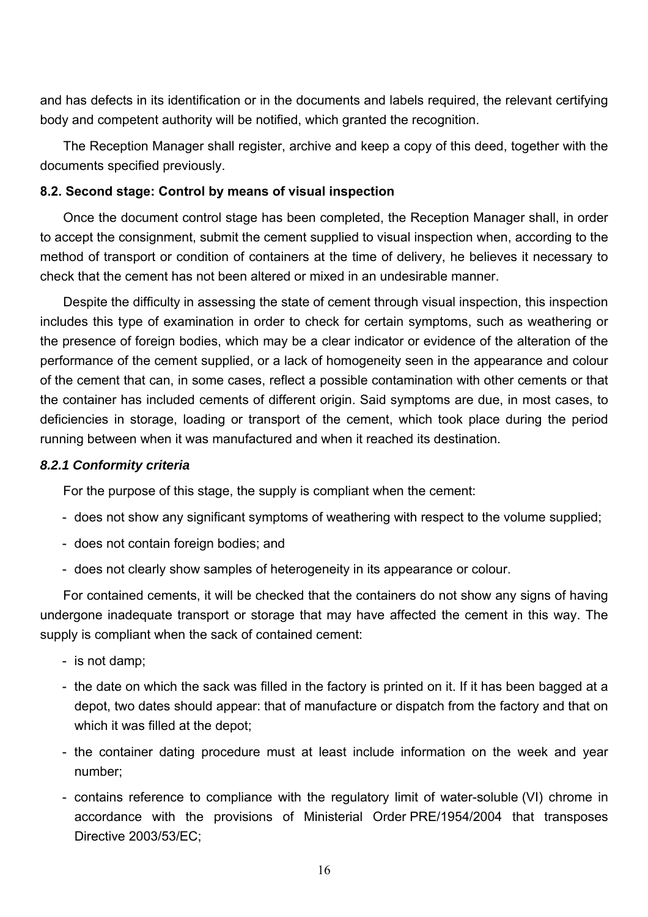and has defects in its identification or in the documents and labels required, the relevant certifying body and competent authority will be notified, which granted the recognition.

The Reception Manager shall register, archive and keep a copy of this deed, together with the documents specified previously.

### 8.2. Second stage: Control by means of visual inspection

Once the document control stage has been completed, the Reception Manager shall, in order to accept the consignment, submit the cement supplied to visual inspection when, according to the method of transport or condition of containers at the time of delivery, he believes it necessary to check that the cement has not been altered or mixed in an undesirable manner.

Despite the difficulty in assessing the state of cement through visual inspection, this inspection includes this type of examination in order to check for certain symptoms, such as weathering or the presence of foreign bodies, which may be a clear indicator or evidence of the alteration of the performance of the cement supplied, or a lack of homogeneity seen in the appearance and colour of the cement that can, in some cases, reflect a possible contamination with other cements or that the container has included cements of different origin. Said symptoms are due, in most cases, to deficiencies in storage, loading or transport of the cement, which took place during the period running between when it was manufactured and when it reached its destination.

#### *8.2.1 Conformity criteria*

For the purpose of this stage, the supply is compliant when the cement:

- does not show any significant symptoms of weathering with respect to the volume supplied;
- does not contain foreign bodies; and
- does not clearly show samples of heterogeneity in its appearance or colour.

For contained cements, it will be checked that the containers do not show any signs of having undergone inadequate transport or storage that may have affected the cement in this way. The supply is compliant when the sack of contained cement:

- is not damp;
- the date on which the sack was filled in the factory is printed on it. If it has been bagged at a depot, two dates should appear: that of manufacture or dispatch from the factory and that on which it was filled at the depot;
- the container dating procedure must at least include information on the week and year number;
- contains reference to compliance with the regulatory limit of water-soluble (VI) chrome in accordance with the provisions of Ministerial Order PRE/1954/2004 that transposes Directive 2003/53/EC;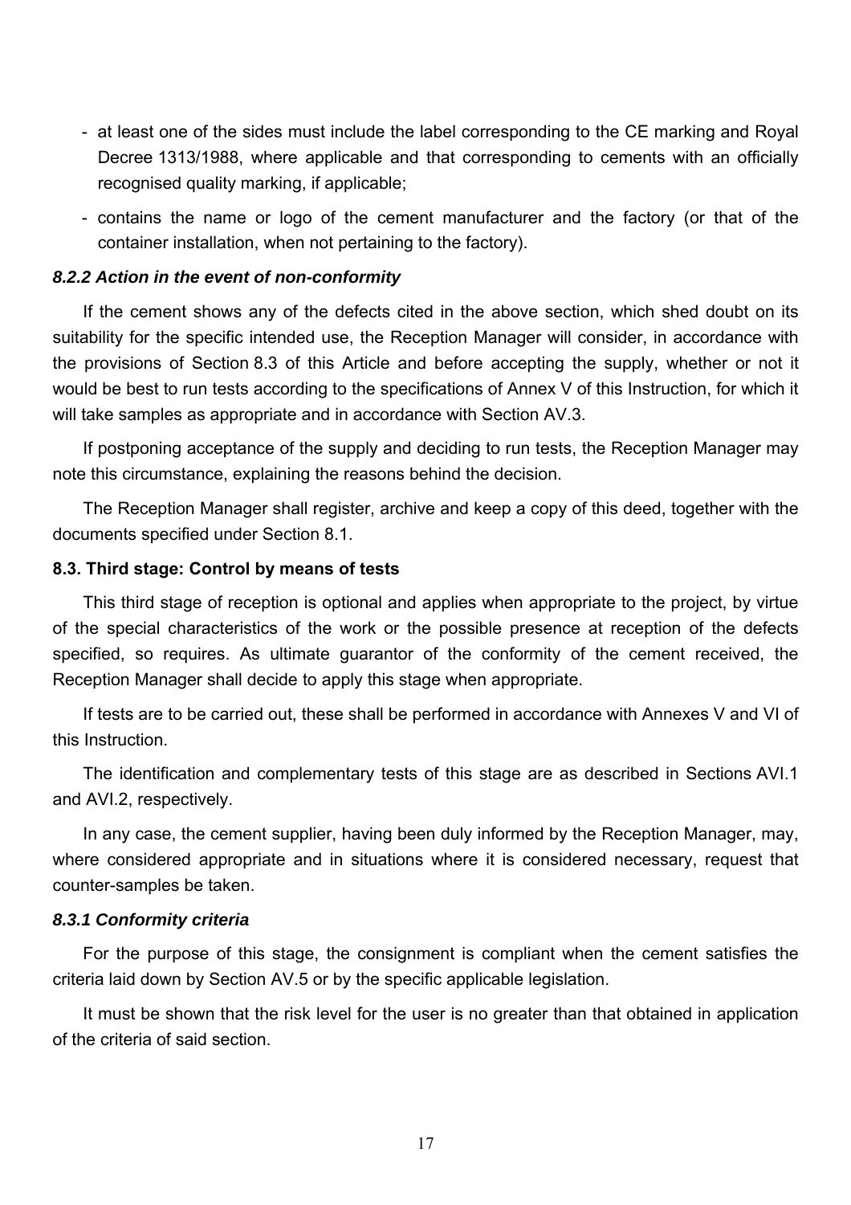- at least one of the sides must include the label corresponding to the CE marking and Royal Decree 1313/1988, where applicable and that corresponding to cements with an officially recognised quality marking, if applicable;
- contains the name or logo of the cement manufacturer and the factory (or that of the container installation, when not pertaining to the factory).

#### *8.2.2 Action in the event of non-conformity*

If the cement shows any of the defects cited in the above section, which shed doubt on its suitability for the specific intended use, the Reception Manager will consider, in accordance with the provisions of Section 8.3 of this Article and before accepting the supply, whether or not it would be best to run tests according to the specifications of Annex V of this Instruction, for which it will take samples as appropriate and in accordance with Section AV.3.

If postponing acceptance of the supply and deciding to run tests, the Reception Manager may note this circumstance, explaining the reasons behind the decision.

The Reception Manager shall register, archive and keep a copy of this deed, together with the documents specified under Section 8.1.

### 8.3. Third stage: Control by means of tests

This third stage of reception is optional and applies when appropriate to the project, by virtue of the special characteristics of the work or the possible presence at reception of the defects specified, so requires. As ultimate guarantor of the conformity of the cement received, the Reception Manager shall decide to apply this stage when appropriate.

If tests are to be carried out, these shall be performed in accordance with Annexes V and VI of this Instruction.

The identification and complementary tests of this stage are as described in Sections AVI.1 and AVI.2, respectively.

In any case, the cement supplier, having been duly informed by the Reception Manager, may, where considered appropriate and in situations where it is considered necessary, request that counter-samples be taken.

#### *8.3.1 Conformity criteria*

For the purpose of this stage, the consignment is compliant when the cement satisfies the criteria laid down by Section AV.5 or by the specific applicable legislation.

It must be shown that the risk level for the user is no greater than that obtained in application of the criteria of said section.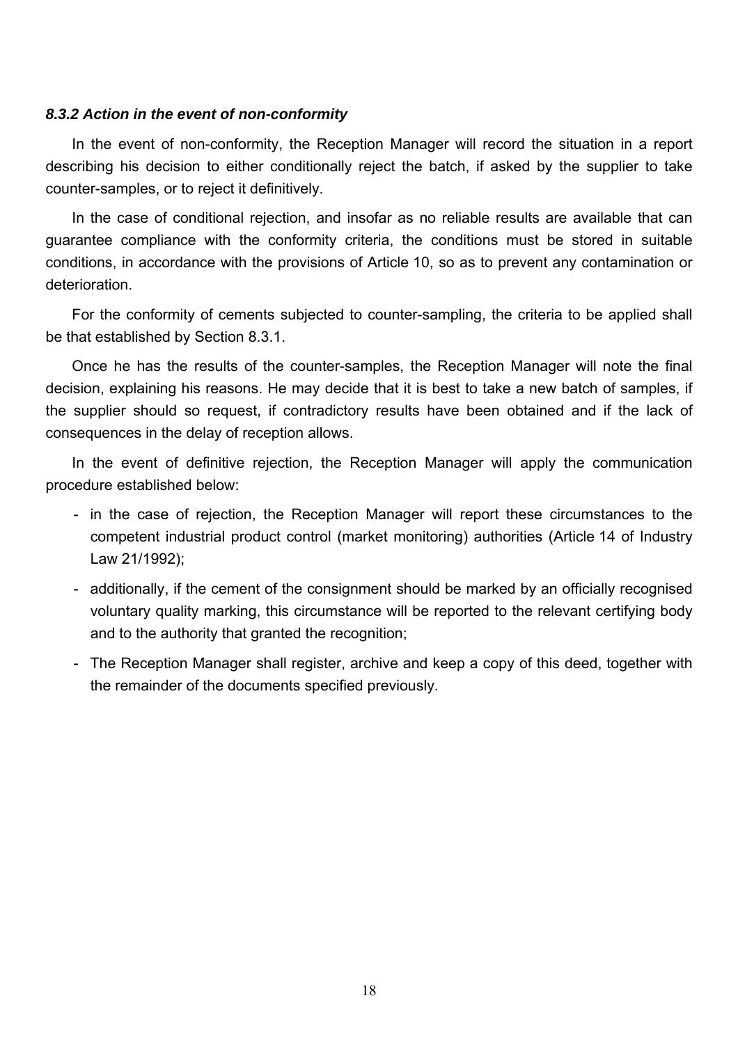#### *8.3.2 Action in the event of non-conformity*

In the event of non-conformity, the Reception Manager will record the situation in a report describing his decision to either conditionally reject the batch, if asked by the supplier to take counter-samples, or to reject it definitively.

In the case of conditional rejection, and insofar as no reliable results are available that can guarantee compliance with the conformity criteria, the conditions must be stored in suitable conditions, in accordance with the provisions of Article 10, so as to prevent any contamination or deterioration.

For the conformity of cements subjected to counter-sampling, the criteria to be applied shall be that established by Section 8.3.1.

Once he has the results of the counter-samples, the Reception Manager will note the final decision, explaining his reasons. He may decide that it is best to take a new batch of samples, if the supplier should so request, if contradictory results have been obtained and if the lack of consequences in the delay of reception allows.

In the event of definitive rejection, the Reception Manager will apply the communication procedure established below:

- in the case of rejection, the Reception Manager will report these circumstances to the competent industrial product control (market monitoring) authorities (Article 14 of Industry Law 21/1992);
- additionally, if the cement of the consignment should be marked by an officially recognised voluntary quality marking, this circumstance will be reported to the relevant certifying body and to the authority that granted the recognition;
- The Reception Manager shall register, archive and keep a copy of this deed, together with the remainder of the documents specified previously.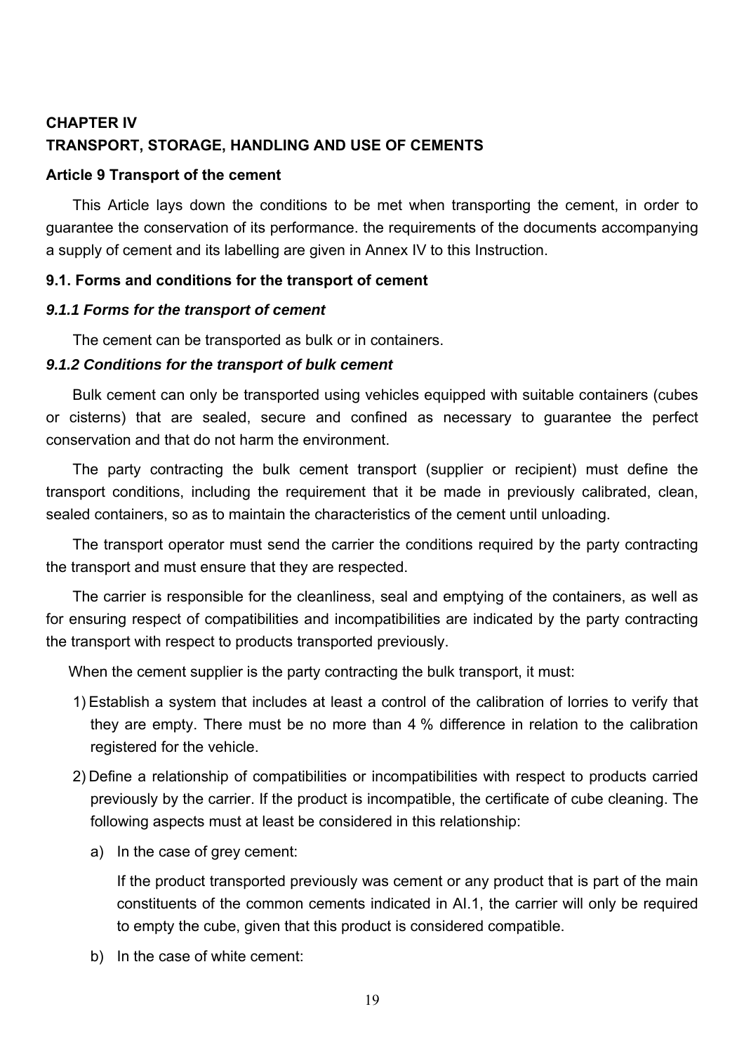## CHAPTER IV
## TRANSPORT, STORAGE, HANDLING AND USE OF CEMENTS

### Article 9 Transport of the cement

This Article lays down the conditions to be met when transporting the cement, in order to guarantee the conservation of its performance. the requirements of the documents accompanying a supply of cement and its labelling are given in Annex IV to this Instruction.

### 9.1. Forms and conditions for the transport of cement

#### *9.1.1 Forms for the transport of cement*

The cement can be transported as bulk or in containers.

#### *9.1.2 Conditions for the transport of bulk cement*

Bulk cement can only be transported using vehicles equipped with suitable containers (cubes or cisterns) that are sealed, secure and confined as necessary to guarantee the perfect conservation and that do not harm the environment.

The party contracting the bulk cement transport (supplier or recipient) must define the transport conditions, including the requirement that it be made in previously calibrated, clean, sealed containers, so as to maintain the characteristics of the cement until unloading.

The transport operator must send the carrier the conditions required by the party contracting the transport and must ensure that they are respected.

The carrier is responsible for the cleanliness, seal and emptying of the containers, as well as for ensuring respect of compatibilities and incompatibilities are indicated by the party contracting the transport with respect to products transported previously.

When the cement supplier is the party contracting the bulk transport, it must:

1) Establish a system that includes at least a control of the calibration of lorries to verify that they are empty. There must be no more than 4 % difference in relation to the calibration registered for the vehicle.

2) Define a relationship of compatibilities or incompatibilities with respect to products carried previously by the carrier. If the product is incompatible, the certificate of cube cleaning. The following aspects must at least be considered in this relationship:

   a) In the case of grey cement:

      If the product transported previously was cement or any product that is part of the main constituents of the common cements indicated in AI.1, the carrier will only be required to empty the cube, given that this product is considered compatible.

   b) In the case of white cement: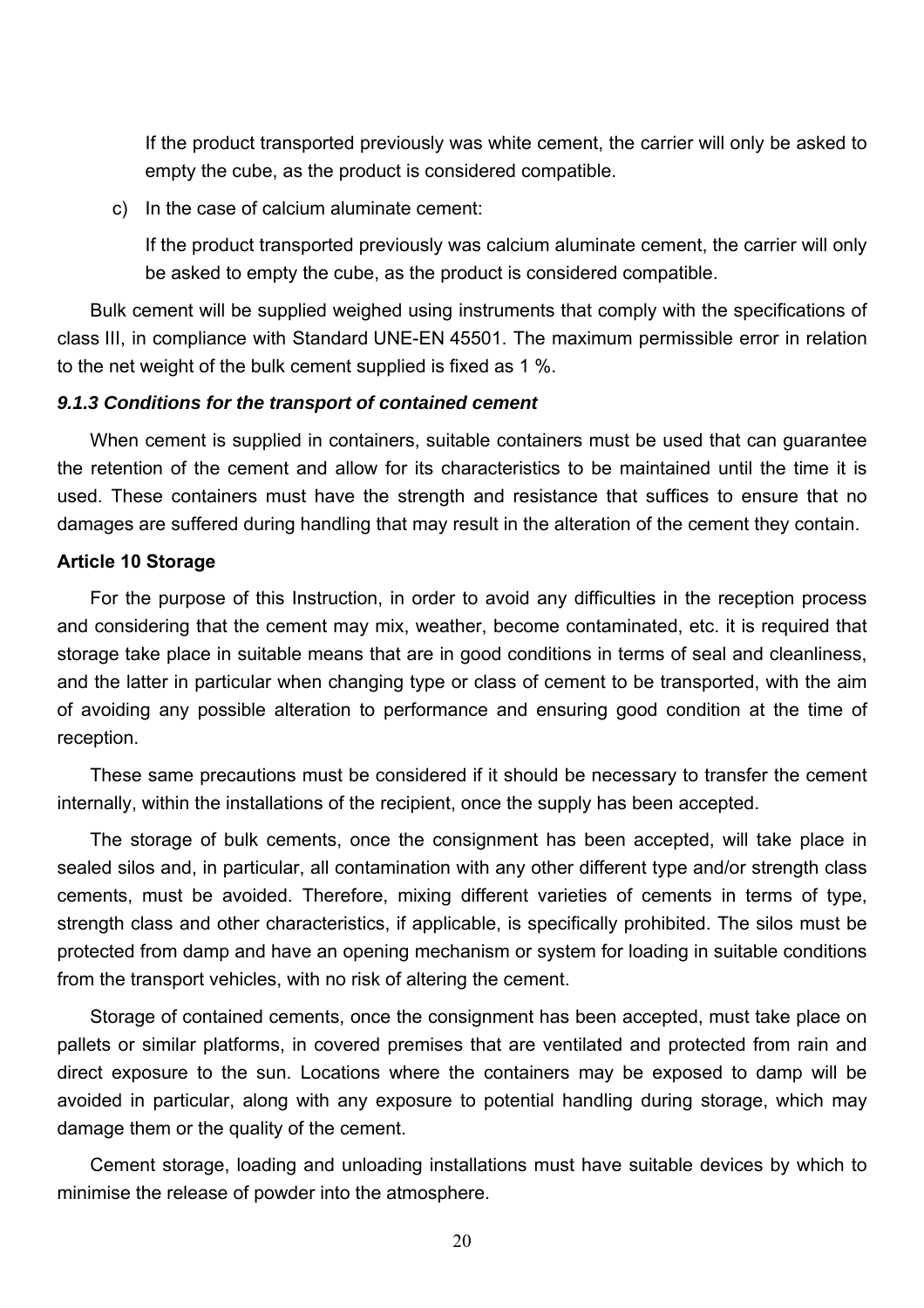If the product transported previously was white cement, the carrier will only be asked to empty the cube, as the product is considered compatible.

c) In the case of calcium aluminate cement:

   If the product transported previously was calcium aluminate cement, the carrier will only be asked to empty the cube, as the product is considered compatible.

Bulk cement will be supplied weighed using instruments that comply with the specifications of class III, in compliance with Standard UNE-EN 45501. The maximum permissible error in relation to the net weight of the bulk cement supplied is fixed as 1 %.

#### *9.1.3 Conditions for the transport of contained cement*

When cement is supplied in containers, suitable containers must be used that can guarantee the retention of the cement and allow for its characteristics to be maintained until the time it is used. These containers must have the strength and resistance that suffices to ensure that no damages are suffered during handling that may result in the alteration of the cement they contain.

### Article 10 Storage

For the purpose of this Instruction, in order to avoid any difficulties in the reception process and considering that the cement may mix, weather, become contaminated, etc. it is required that storage take place in suitable means that are in good conditions in terms of seal and cleanliness, and the latter in particular when changing type or class of cement to be transported, with the aim of avoiding any possible alteration to performance and ensuring good condition at the time of reception.

These same precautions must be considered if it should be necessary to transfer the cement internally, within the installations of the recipient, once the supply has been accepted.

The storage of bulk cements, once the consignment has been accepted, will take place in sealed silos and, in particular, all contamination with any other different type and/or strength class cements, must be avoided. Therefore, mixing different varieties of cements in terms of type, strength class and other characteristics, if applicable, is specifically prohibited. The silos must be protected from damp and have an opening mechanism or system for loading in suitable conditions from the transport vehicles, with no risk of altering the cement.

Storage of contained cements, once the consignment has been accepted, must take place on pallets or similar platforms, in covered premises that are ventilated and protected from rain and direct exposure to the sun. Locations where the containers may be exposed to damp will be avoided in particular, along with any exposure to potential handling during storage, which may damage them or the quality of the cement.

Cement storage, loading and unloading installations must have suitable devices by which to minimise the release of powder into the atmosphere.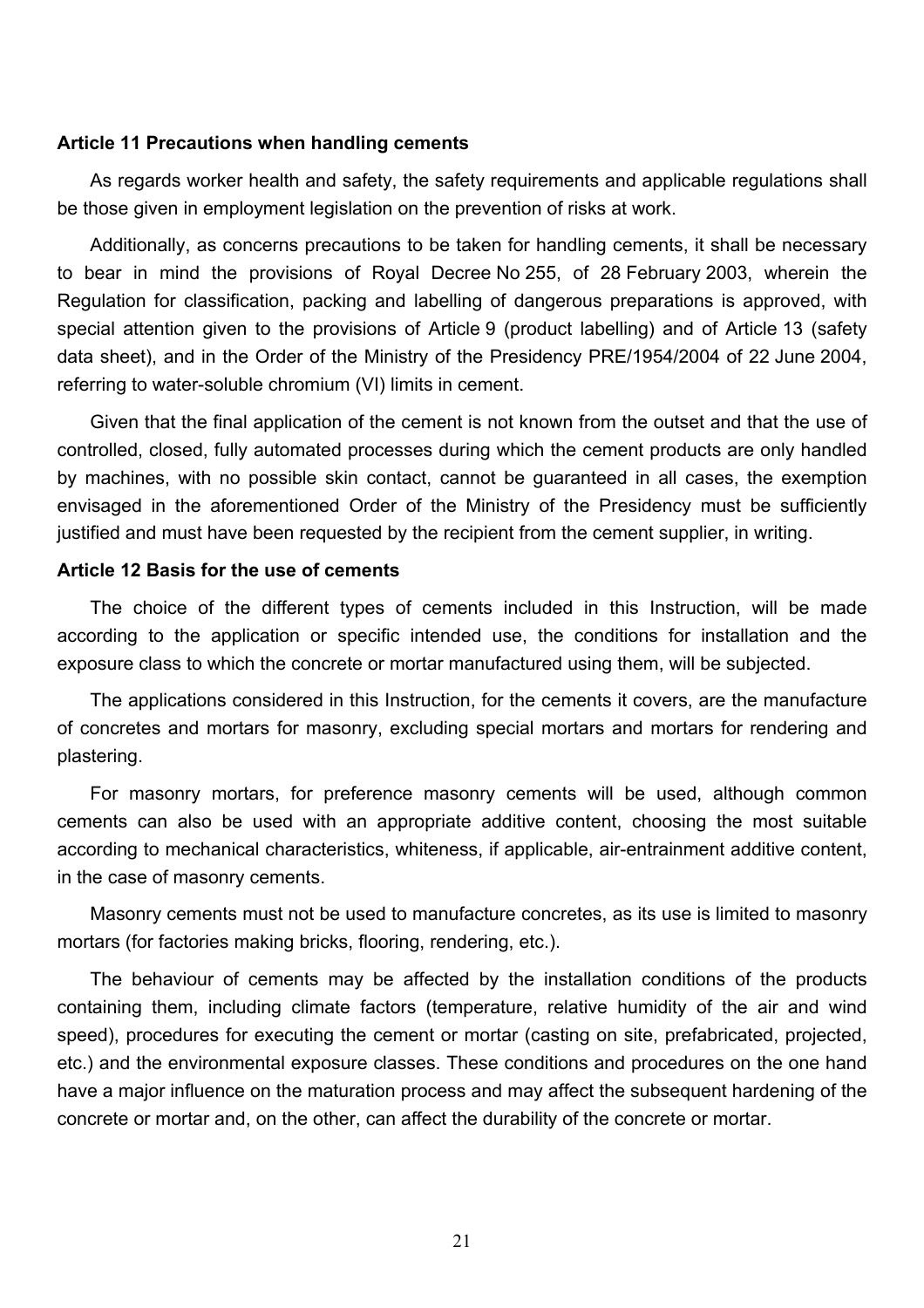**Article 11 Precautions when handling cements**

As regards worker health and safety, the safety requirements and applicable regulations shall be those given in employment legislation on the prevention of risks at work.

Additionally, as concerns precautions to be taken for handling cements, it shall be necessary to bear in mind the provisions of Royal Decree No 255, of 28 February 2003, wherein the Regulation for classification, packing and labelling of dangerous preparations is approved, with special attention given to the provisions of Article 9 (product labelling) and of Article 13 (safety data sheet), and in the Order of the Ministry of the Presidency PRE/1954/2004 of 22 June 2004, referring to water-soluble chromium (VI) limits in cement.

Given that the final application of the cement is not known from the outset and that the use of controlled, closed, fully automated processes during which the cement products are only handled by machines, with no possible skin contact, cannot be guaranteed in all cases, the exemption envisaged in the aforementioned Order of the Ministry of the Presidency must be sufficiently justified and must have been requested by the recipient from the cement supplier, in writing.

**Article 12 Basis for the use of cements**

The choice of the different types of cements included in this Instruction, will be made according to the application or specific intended use, the conditions for installation and the exposure class to which the concrete or mortar manufactured using them, will be subjected.

The applications considered in this Instruction, for the cements it covers, are the manufacture of concretes and mortars for masonry, excluding special mortars and mortars for rendering and plastering.

For masonry mortars, for preference masonry cements will be used, although common cements can also be used with an appropriate additive content, choosing the most suitable according to mechanical characteristics, whiteness, if applicable, air-entrainment additive content, in the case of masonry cements.

Masonry cements must not be used to manufacture concretes, as its use is limited to masonry mortars (for factories making bricks, flooring, rendering, etc.).

The behaviour of cements may be affected by the installation conditions of the products containing them, including climate factors (temperature, relative humidity of the air and wind speed), procedures for executing the cement or mortar (casting on site, prefabricated, projected, etc.) and the environmental exposure classes. These conditions and procedures on the one hand have a major influence on the maturation process and may affect the subsequent hardening of the concrete or mortar and, on the other, can affect the durability of the concrete or mortar.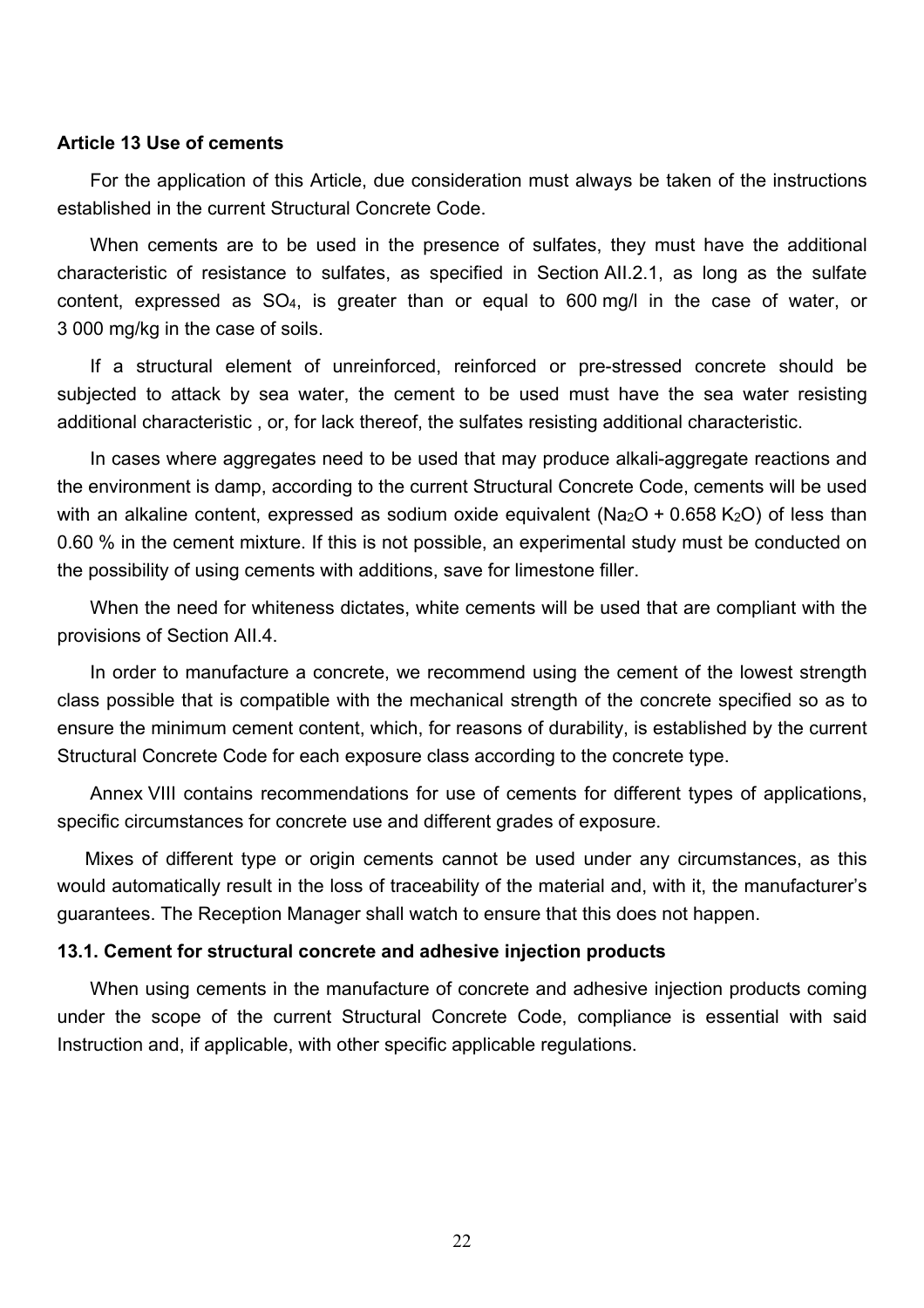## Article 13 Use of cements

For the application of this Article, due consideration must always be taken of the instructions established in the current Structural Concrete Code.

When cements are to be used in the presence of sulfates, they must have the additional characteristic of resistance to sulfates, as specified in Section AII.2.1, as long as the sulfate content, expressed as $SO_4$, is greater than or equal to 600 mg/l in the case of water, or 3 000 mg/kg in the case of soils.

If a structural element of unreinforced, reinforced or pre-stressed concrete should be subjected to attack by sea water, the cement to be used must have the sea water resisting additional characteristic , or, for lack thereof, the sulfates resisting additional characteristic.

In cases where aggregates need to be used that may produce alkali-aggregate reactions and the environment is damp, according to the current Structural Concrete Code, cements will be used with an alkaline content, expressed as sodium oxide equivalent ($Na_2O$ + 0.658 $K_2O$) of less than 0.60 % in the cement mixture. If this is not possible, an experimental study must be conducted on the possibility of using cements with additions, save for limestone filler.

When the need for whiteness dictates, white cements will be used that are compliant with the provisions of Section AII.4.

In order to manufacture a concrete, we recommend using the cement of the lowest strength class possible that is compatible with the mechanical strength of the concrete specified so as to ensure the minimum cement content, which, for reasons of durability, is established by the current Structural Concrete Code for each exposure class according to the concrete type.

Annex VIII contains recommendations for use of cements for different types of applications, specific circumstances for concrete use and different grades of exposure.

Mixes of different type or origin cements cannot be used under any circumstances, as this would automatically result in the loss of traceability of the material and, with it, the manufacturer's guarantees. The Reception Manager shall watch to ensure that this does not happen.

### 13.1. Cement for structural concrete and adhesive injection products

When using cements in the manufacture of concrete and adhesive injection products coming under the scope of the current Structural Concrete Code, compliance is essential with said Instruction and, if applicable, with other specific applicable regulations.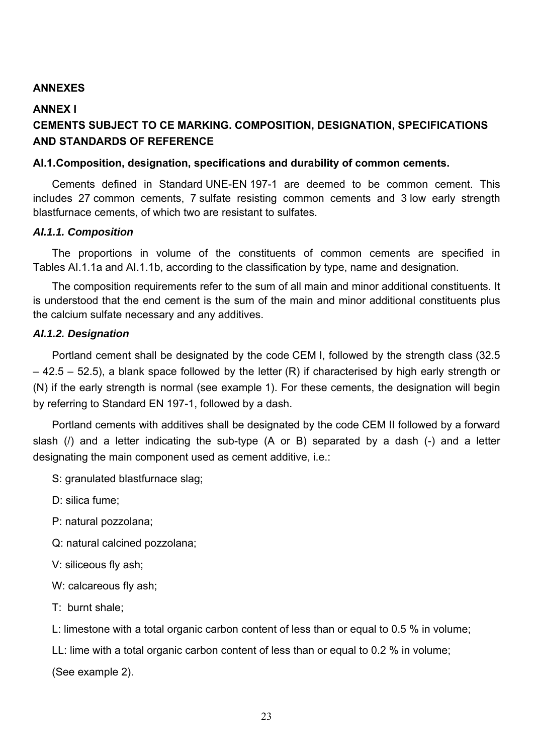# ANNEXES

## ANNEX I

## CEMENTS SUBJECT TO CE MARKING. COMPOSITION, DESIGNATION, SPECIFICATIONS AND STANDARDS OF REFERENCE

### AI.1.Composition, designation, specifications and durability of common cements.

Cements defined in Standard UNE-EN 197-1 are deemed to be common cement. This includes 27 common cements, 7 sulfate resisting common cements and 3 low early strength blastfurnace cements, of which two are resistant to sulfates.

#### *AI.1.1. Composition*

The proportions in volume of the constituents of common cements are specified in Tables AI.1.1a and AI.1.1b, according to the classification by type, name and designation.

The composition requirements refer to the sum of all main and minor additional constituents. It is understood that the end cement is the sum of the main and minor additional constituents plus the calcium sulfate necessary and any additives.

#### *AI.1.2. Designation*

Portland cement shall be designated by the code CEM I, followed by the strength class (32.5 – 42.5 – 52.5), a blank space followed by the letter (R) if characterised by high early strength or (N) if the early strength is normal (see example 1). For these cements, the designation will begin by referring to Standard EN 197-1, followed by a dash.

Portland cements with additives shall be designated by the code CEM II followed by a forward slash (/) and a letter indicating the sub-type (A or B) separated by a dash (-) and a letter designating the main component used as cement additive, i.e.:

S: granulated blastfurnace slag;

D: silica fume;

P: natural pozzolana;

Q: natural calcined pozzolana;

V: siliceous fly ash;

W: calcareous fly ash;

T: burnt shale;

L: limestone with a total organic carbon content of less than or equal to 0.5 % in volume;

LL: lime with a total organic carbon content of less than or equal to 0.2 % in volume;

(See example 2).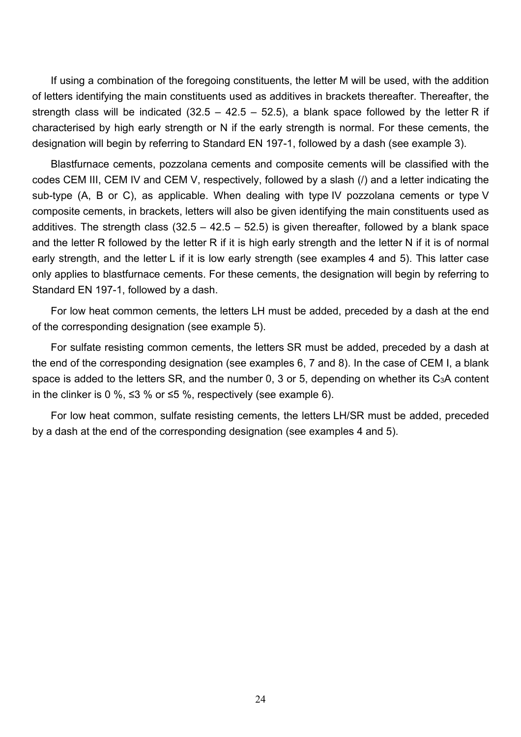If using a combination of the foregoing constituents, the letter M will be used, with the addition of letters identifying the main constituents used as additives in brackets thereafter. Thereafter, the strength class will be indicated (32.5 – 42.5 – 52.5), a blank space followed by the letter R if characterised by high early strength or N if the early strength is normal. For these cements, the designation will begin by referring to Standard EN 197-1, followed by a dash (see example 3).

Blastfurnace cements, pozzolana cements and composite cements will be classified with the codes CEM III, CEM IV and CEM V, respectively, followed by a slash (/) and a letter indicating the sub-type (A, B or C), as applicable. When dealing with type IV pozzolana cements or type V composite cements, in brackets, letters will also be given identifying the main constituents used as additives. The strength class (32.5 – 42.5 – 52.5) is given thereafter, followed by a blank space and the letter R followed by the letter R if it is high early strength and the letter N if it is of normal early strength, and the letter L if it is low early strength (see examples 4 and 5). This latter case only applies to blastfurnace cements. For these cements, the designation will begin by referring to Standard EN 197-1, followed by a dash.

For low heat common cements, the letters LH must be added, preceded by a dash at the end of the corresponding designation (see example 5).

For sulfate resisting common cements, the letters SR must be added, preceded by a dash at the end of the corresponding designation (see examples 6, 7 and 8). In the case of CEM I, a blank space is added to the letters SR, and the number 0, 3 or 5, depending on whether its $C_3A$ content in the clinker is 0 %, ≤3 % or ≤5 %, respectively (see example 6).

For low heat common, sulfate resisting cements, the letters LH/SR must be added, preceded by a dash at the end of the corresponding designation (see examples 4 and 5).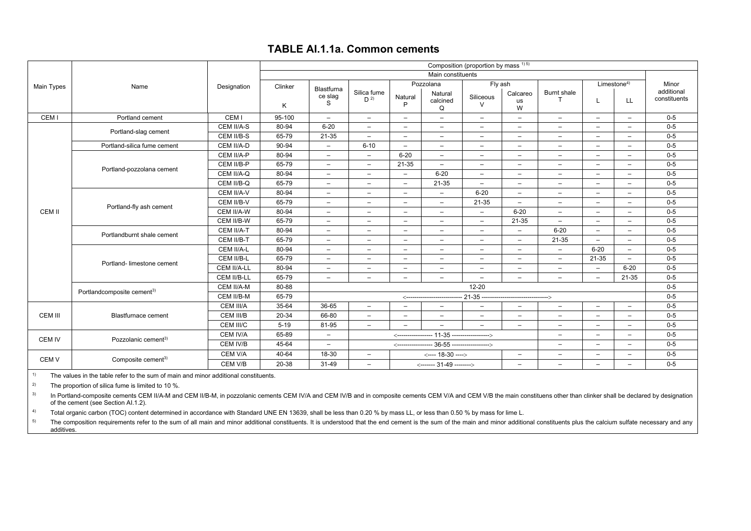## TABLE AI.1.1a. Common cements

| Main Types | Name | Designation | Composition (proportion by mass [1) 5)]) | | | | | | | | | | | |
|---|---|---|---|---|---|---|---|---|---|---|---|---|---|
| | | | Main constituents | | | | | | | | | | Minor additional constituents |
| | | | Clinker | Blastfurnace slag | Silica fume | Pozzolana | | Fly ash | | Burnt shale | Limestone[4)] | | |
| | | | K | S | D [2)] | Natural P | Natural calcined Q | Siliceous V | Calcareous W | T | L | LL | |
| CEM I | Portland cement | CEM I | 95-100 | – | – | – | – | – | – | – | – | – | 0-5 |
| CEM II | Portland-slag cement | CEM II/A-S | 80-94 | 6-20 | – | – | – | – | – | – | – | – | 0-5 |
| | | CEM II/B-S | 65-79 | 21-35 | – | – | – | – | – | – | – | – | 0-5 |
| | Portland-silica fume cement | CEM II/A-D | 90-94 | – | 6-10 | – | – | – | – | – | – | – | 0-5 |
| | Portland-pozzolana cement | CEM II/A-P | 80-94 | – | – | 6-20 | – | – | – | – | – | – | 0-5 |
| | | CEM II/B-P | 65-79 | – | – | 21-35 | – | – | – | – | – | – | 0-5 |
| | | CEM II/A-Q | 80-94 | – | – | – | 6-20 | – | – | – | – | – | 0-5 |
| | | CEM II/B-Q | 65-79 | – | – | – | 21-35 | – | – | – | – | – | 0-5 |
| | Portland-fly ash cement | CEM II/A-V | 80-94 | – | – | – | – | 6-20 | – | – | – | – | 0-5 |
| | | CEM II/B-V | 65-79 | – | – | – | – | 21-35 | – | – | – | – | 0-5 |
| | | CEM II/A-W | 80-94 | – | – | – | – | – | 6-20 | – | – | – | 0-5 |
| | | CEM II/B-W | 65-79 | – | – | – | – | – | 21-35 | – | – | – | 0-5 |
| | Portlandburnt shale cement | CEM II/A-T | 80-94 | – | – | – | – | – | – | 6-20 | – | – | 0-5 |
| | | CEM II/B-T | 65-79 | – | – | – | – | – | – | 21-35 | – | – | 0-5 |
| | Portland- limestone cement | CEM II/A-L | 80-94 | – | – | – | – | – | – | – | 6-20 | – | 0-5 |
| | | CEM II/B-L | 65-79 | – | – | – | – | – | – | – | 21-35 | – | 0-5 |
| | | CEM II/A-LL | 80-94 | – | – | – | – | – | – | – | – | 6-20 | 0-5 |
| | | CEM II/B-LL | 65-79 | – | – | – | – | – | – | – | – | 21-35 | 0-5 |
| | Portlandcomposite cement[3)] | CEM II/A-M | 80-88 | 12-20 | | | | | | | | | 0-5 |
| | | CEM II/B-M | 65-79 | <---------------------------- 21-35 ----------------------------> | | | | | | | | | 0-5 |
| CEM III | Blastfurnace cement | CEM III/A | 35-64 | 36-65 | – | – | – | – | – | – | – | – | 0-5 |
| | | CEM III/B | 20-34 | 66-80 | – | – | – | – | – | – | – | – | 0-5 |
| | | CEM III/C | 5-19 | 81-95 | – | – | – | – | – | – | – | – | 0-5 |
| CEM IV | Pozzolanic cement[3)] | CEM IV/A | 65-89 | – | <----------------- 11-35 -----------------> | | | | | – | – | – | 0-5 |
| | | CEM IV/B | 45-64 | – | <----------------- 36-55 -----------------> | | | | | – | – | – | 0-5 |
| CEM V | Composite cement[3)] | CEM V/A | 40-64 | 18-30 | – | <---- 18-30 ----> | | | – | – | – | – | 0-5 |
| | | CEM V/B | 20-38 | 31-49 | – | <------- 31-49 --------> | | | – | – | – | – | 0-5 |

1) The values in the table refer to the sum of main and minor additional constituents.

2) The proportion of silica fume is limited to 10 %.

3) In Portland-composite cements CEM II/A-M and CEM II/B-M, in pozzolanic cements CEM IV/A and CEM IV/B and in composite cements CEM V/A and CEM V/B the main constituens other than clinker shall be declared by designation of the cement (see Section AI.1.2).

4) Total organic carbon (TOC) content determined in accordance with Standard UNE EN 13639, shall be less than 0.20 % by mass LL, or less than 0.50 % by mass for lime L.

5) The composition requirements refer to the sum of all main and minor additional constituents. It is understood that the end cement is the sum of the main and minor additional constituents plus the calcium sulfate necessary and any additives.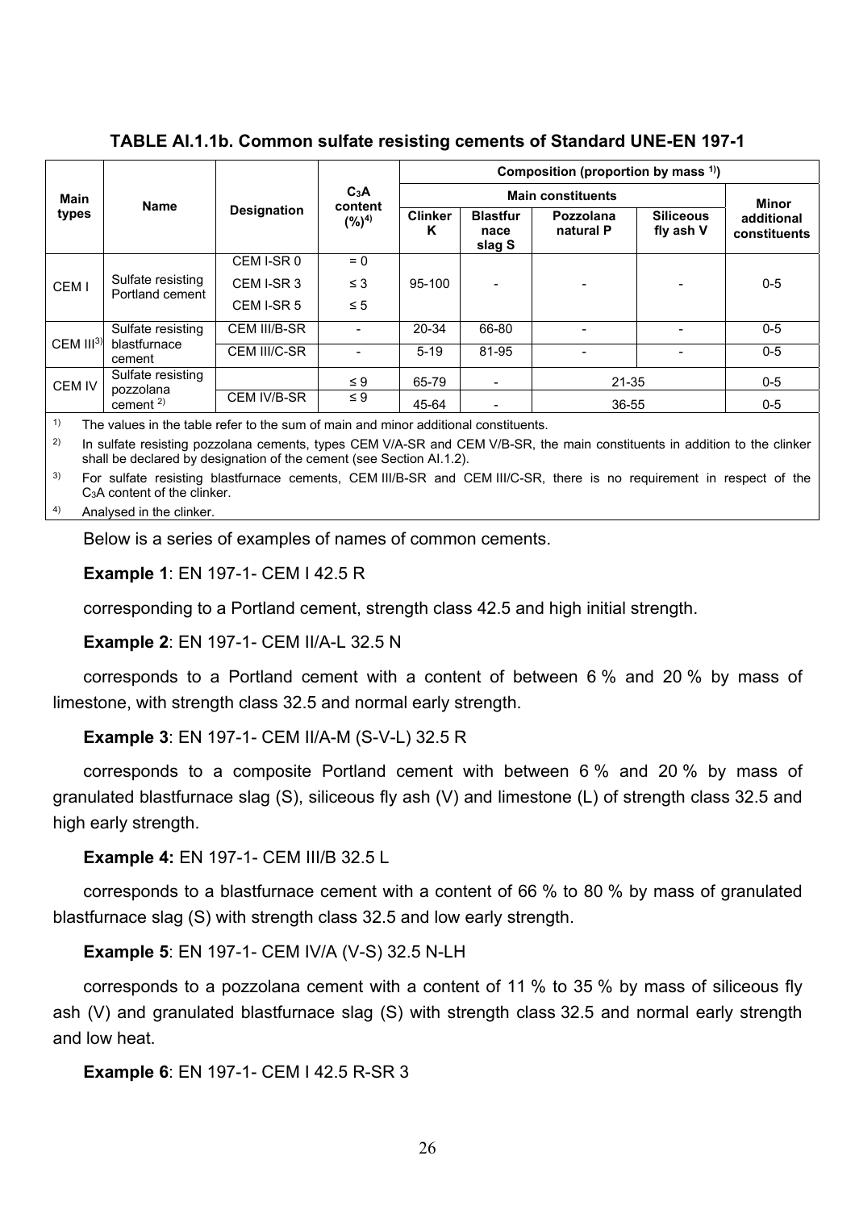**TABLE AI.1.1b. Common sulfate resisting cements of Standard UNE-EN 197-1**

| Main types | Name | Designation | $C_3A$ content (%)[4] | Composition (proportion by mass [1]) | | | | |
|---|---|---|---|---|---|---|---|---|
| | | | | Main constituents | | | | Minor additional constituents |
| | | | | Clinker K | Blastfurnace slag S | Pozzolana natural P | Siliceous fly ash V | |
| CEM I | Sulfate resisting Portland cement | CEM I-SR 0 | = 0 | 95-100 | - | - | - | 0-5 |
| | | CEM I-SR 3 | ≤ 3 | | | | | |
| | | CEM I-SR 5 | ≤ 5 | | | | | |
| CEM III[3] | Sulfate resisting blastfurnace cement | CEM III/B-SR | - | 20-34 | 66-80 | - | - | 0-5 |
| | | CEM III/C-SR | - | 5-19 | 81-95 | - | - | 0-5 |
| CEM IV | Sulfate resisting pozzolana cement [2] | | ≤ 9 | 65-79 | - | 21-35 | | 0-5 |
| | | CEM IV/B-SR | ≤ 9 | 45-64 | - | 36-55 | | 0-5 |

[1] The values in the table refer to the sum of main and minor additional constituents.

[2] In sulfate resisting pozzolana cements, types CEM V/A-SR and CEM V/B-SR, the main constituents in addition to the clinker shall be declared by designation of the cement (see Section AI.1.2).

[3] For sulfate resisting blastfurnace cements, CEM III/B-SR and CEM III/C-SR, there is no requirement in respect of the $C_3A$ content of the clinker.

[4] Analysed in the clinker.

Below is a series of examples of names of common cements.

**Example 1**: EN 197-1- CEM I 42.5 R

corresponding to a Portland cement, strength class 42.5 and high initial strength.

**Example 2**: EN 197-1- CEM II/A-L 32.5 N

corresponds to a Portland cement with a content of between 6 % and 20 % by mass of limestone, with strength class 32.5 and normal early strength.

**Example 3**: EN 197-1- CEM II/A-M (S-V-L) 32.5 R

corresponds to a composite Portland cement with between 6 % and 20 % by mass of granulated blastfurnace slag (S), siliceous fly ash (V) and limestone (L) of strength class 32.5 and high early strength.

**Example 4:** EN 197-1- CEM III/B 32.5 L

corresponds to a blastfurnace cement with a content of 66 % to 80 % by mass of granulated blastfurnace slag (S) with strength class 32.5 and low early strength.

**Example 5**: EN 197-1- CEM IV/A (V-S) 32.5 N-LH

corresponds to a pozzolana cement with a content of 11 % to 35 % by mass of siliceous fly ash (V) and granulated blastfurnace slag (S) with strength class 32.5 and normal early strength and low heat.

**Example 6**: EN 197-1- CEM I 42.5 R-SR 3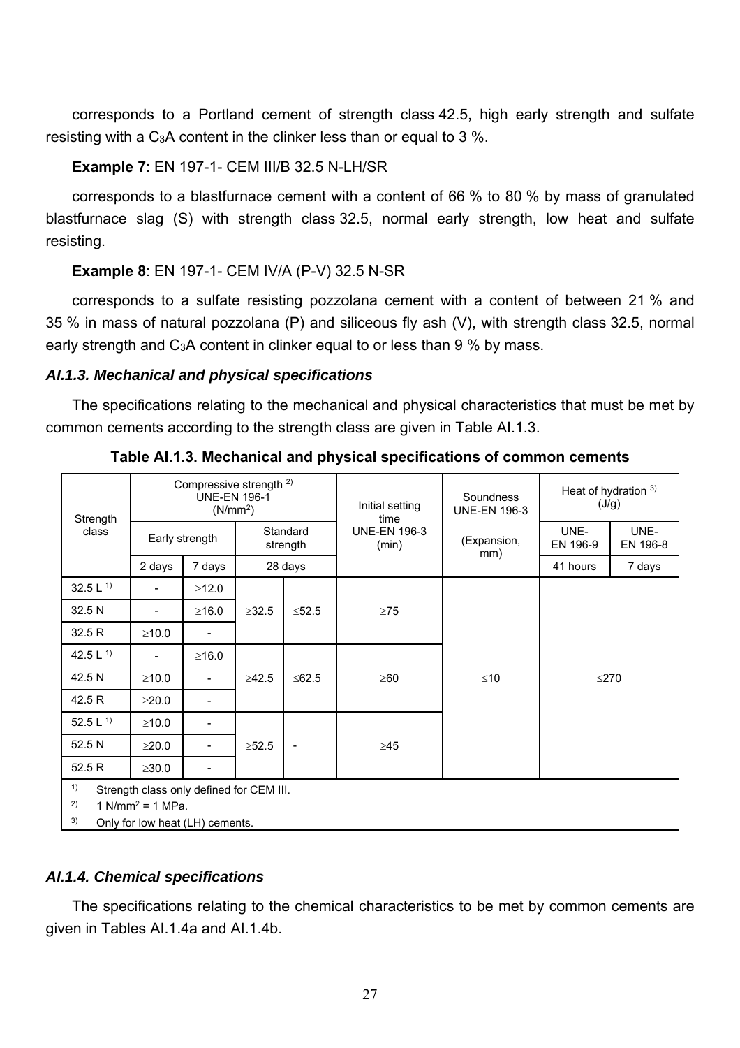corresponds to a Portland cement of strength class 42.5, high early strength and sulfate resisting with a $C_3A$ content in the clinker less than or equal to 3 %.

**Example 7**: EN 197-1- CEM III/B 32.5 N-LH/SR

corresponds to a blastfurnace cement with a content of 66 % to 80 % by mass of granulated blastfurnace slag (S) with strength class 32.5, normal early strength, low heat and sulfate resisting.

**Example 8**: EN 197-1- CEM IV/A (P-V) 32.5 N-SR

corresponds to a sulfate resisting pozzolana cement with a content of between 21 % and 35 % in mass of natural pozzolana (P) and siliceous fly ash (V), with strength class 32.5, normal early strength and $C_3A$ content in clinker equal to or less than 9 % by mass.

### *AI.1.3. Mechanical and physical specifications*

The specifications relating to the mechanical and physical characteristics that must be met by common cements according to the strength class are given in Table AI.1.3.

**Table AI.1.3. Mechanical and physical specifications of common cements**

| Strength class | Compressive strength [2] UNE-EN 196-1 ($N/mm^2$) | | | | Initial setting time UNE-EN 196-3 (min) | Soundness UNE-EN 196-3 (Expansion, mm) | Heat of hydration [3] (J/g) | |
|---|---|---|---|---|---|---|---|---|
| | Early strength | | Standard strength | | | | UNE-EN 196-9 | UNE-EN 196-8 |
| | 2 days | 7 days | 28 days | | | | 41 hours | 7 days |
| 32.5 L [1] | - | ≥12.0 | ≥32.5 | ≤52.5 | ≥75 | ≤10 | ≤270 | |
| 32.5 N | - | ≥16.0 | | | | | | |
| 32.5 R | ≥10.0 | - | | | | | | |
| 42.5 L [1] | - | ≥16.0 | ≥42.5 | ≤62.5 | ≥60 | | | |
| 42.5 N | ≥10.0 | - | | | | | | |
| 42.5 R | ≥20.0 | - | | | | | | |
| 52.5 L [1] | ≥10.0 | - | ≥52.5 | - | ≥45 | | | |
| 52.5 N | ≥20.0 | - | | | | | | |
| 52.5 R | ≥30.0 | - | | | | | | |

[1] Strength class only defined for CEM III.
[2] 1 $N/mm^2$ = 1 MPa.
[3] Only for low heat (LH) cements.

### *AI.1.4. Chemical specifications*

The specifications relating to the chemical characteristics to be met by common cements are given in Tables AI.1.4a and AI.1.4b.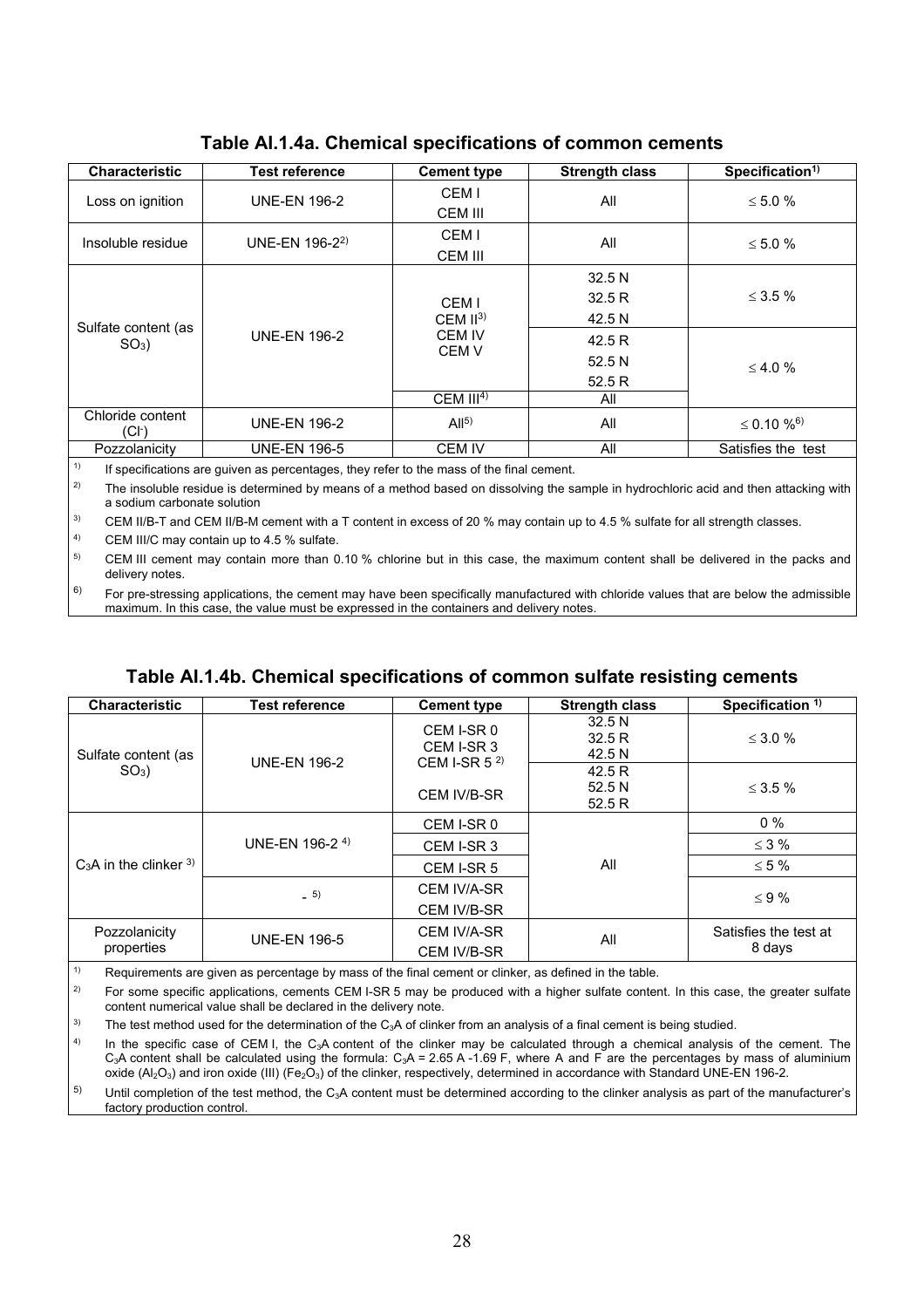### Table AI.1.4a. Chemical specifications of common cements

| Characteristic | Test reference | Cement type | Strength class | Specification[1)] |
|---|---|---|---|---|
| Loss on ignition | UNE-EN 196-2 | CEM I<br>CEM III | All | ≤ 5.0 % |
| Insoluble residue | UNE-EN 196-2[2)] | CEM I<br>CEM III | All | ≤ 5.0 % |
| Sulfate content (as $SO_3$) | UNE-EN 196-2 | CEM I<br>CEM II[3)]<br>CEM IV<br>CEM V | 32.5 N<br>32.5 R<br>42.5 N | ≤ 3.5 % |
| | | | 42.5 R<br>52.5 N<br>52.5 R | ≤ 4.0 % |
| | | CEM III[4)] | All | |
| Chloride content ($Cl^-$) | UNE-EN 196-2 | All[5)] | All | ≤ 0.10 %[6)] |
| Pozzolanicity | UNE-EN 196-5 | CEM IV | All | Satisfies the test |

1) If specifications are guiven as percentages, they refer to the mass of the final cement.

2) The insoluble residue is determined by means of a method based on dissolving the sample in hydrochloric acid and then attacking with a sodium carbonate solution

3) CEM II/B-T and CEM II/B-M cement with a T content in excess of 20 % may contain up to 4.5 % sulfate for all strength classes.

4) CEM III/C may contain up to 4.5 % sulfate.

5) CEM III cement may contain more than 0.10 % chlorine but in this case, the maximum content shall be delivered in the packs and delivery notes.

6) For pre-stressing applications, the cement may have been specifically manufactured with chloride values that are below the admissible maximum. In this case, the value must be expressed in the containers and delivery notes.

### Table AI.1.4b. Chemical specifications of common sulfate resisting cements

| Characteristic | Test reference | Cement type | Strength class | Specification [1)] |
|---|---|---|---|---|
| Sulfate content (as $SO_3$) | UNE-EN 196-2 | CEM I-SR 0<br>CEM I-SR 3<br>CEM I-SR 5 [2)] | 32.5 N<br>32.5 R<br>42.5 N | ≤ 3.0 % |
| | | CEM IV/B-SR | 42.5 R<br>52.5 N<br>52.5 R | ≤ 3.5 % |
| $C_3A$ in the clinker [3)] | UNE-EN 196-2 [4)] | CEM I-SR 0 | All | 0 % |
| | | CEM I-SR 3 | | ≤ 3 % |
| | | CEM I-SR 5 | | ≤ 5 % |
| | - [5)] | CEM IV/A-SR<br>CEM IV/B-SR | | ≤ 9 % |
| Pozzolanicity properties | UNE-EN 196-5 | CEM IV/A-SR<br>CEM IV/B-SR | All | Satisfies the test at 8 days |

1) Requirements are given as percentage by mass of the final cement or clinker, as defined in the table.

2) For some specific applications, cements CEM I-SR 5 may be produced with a higher sulfate content. In this case, the greater sulfate content numerical value shall be declared in the delivery note.

3) The test method used for the determination of the $C_3A$ of clinker from an analysis of a final cement is being studied.

4) In the specific case of CEM I, the $C_3A$ content of the clinker may be calculated through a chemical analysis of the cement. The $C_3A$ content shall be calculated using the formula: $C_3A = 2.65\,A - 1.69\,F$, where A and F are the percentages by mass of aluminium oxide ($Al_2O_3$) and iron oxide (III) ($Fe_2O_3$) of the clinker, respectively, determined in accordance with Standard UNE-EN 196-2.

5) Until completion of the test method, the $C_3A$ content must be determined according to the clinker analysis as part of the manufacturer's factory production control.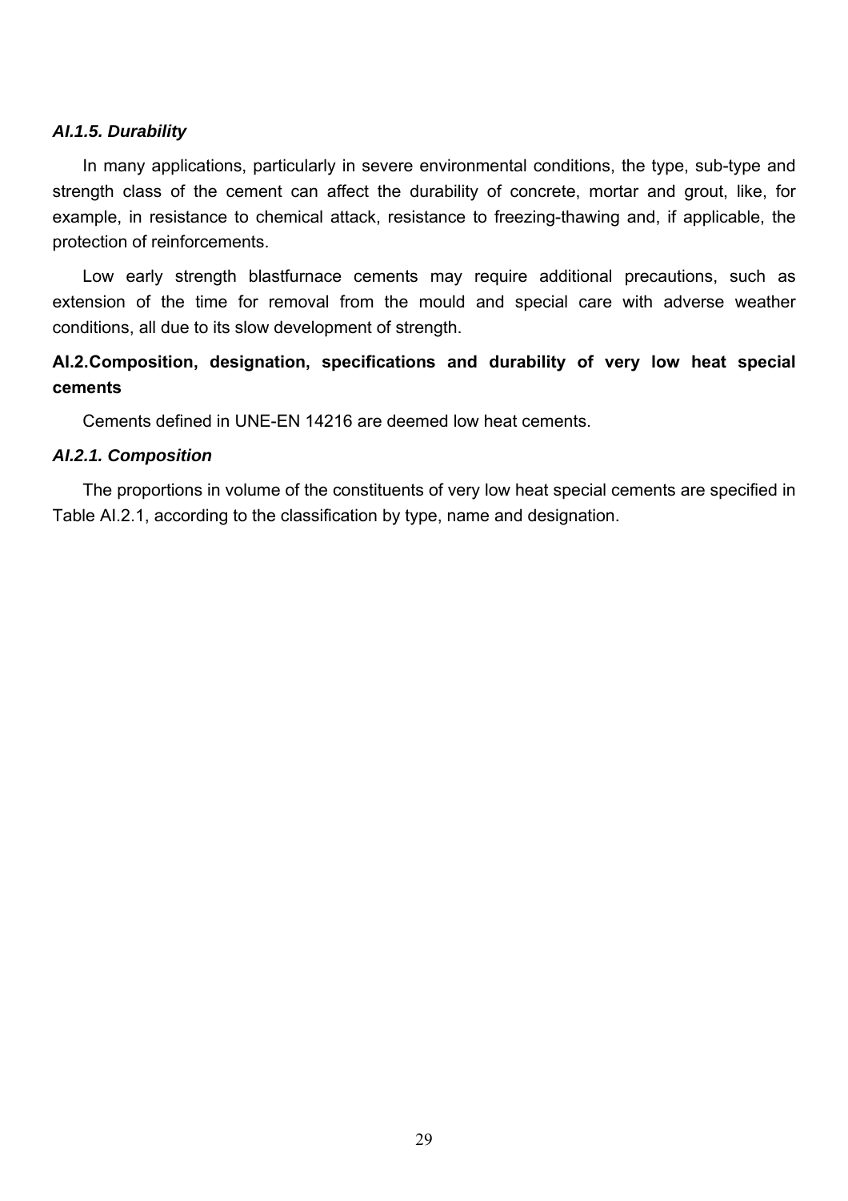### *AI.1.5. Durability*

In many applications, particularly in severe environmental conditions, the type, sub-type and strength class of the cement can affect the durability of concrete, mortar and grout, like, for example, in resistance to chemical attack, resistance to freezing-thawing and, if applicable, the protection of reinforcements.

Low early strength blastfurnace cements may require additional precautions, such as extension of the time for removal from the mould and special care with adverse weather conditions, all due to its slow development of strength.

## AI.2.Composition, designation, specifications and durability of very low heat special cements

Cements defined in UNE-EN 14216 are deemed low heat cements.

### *AI.2.1. Composition*

The proportions in volume of the constituents of very low heat special cements are specified in Table AI.2.1, according to the classification by type, name and designation.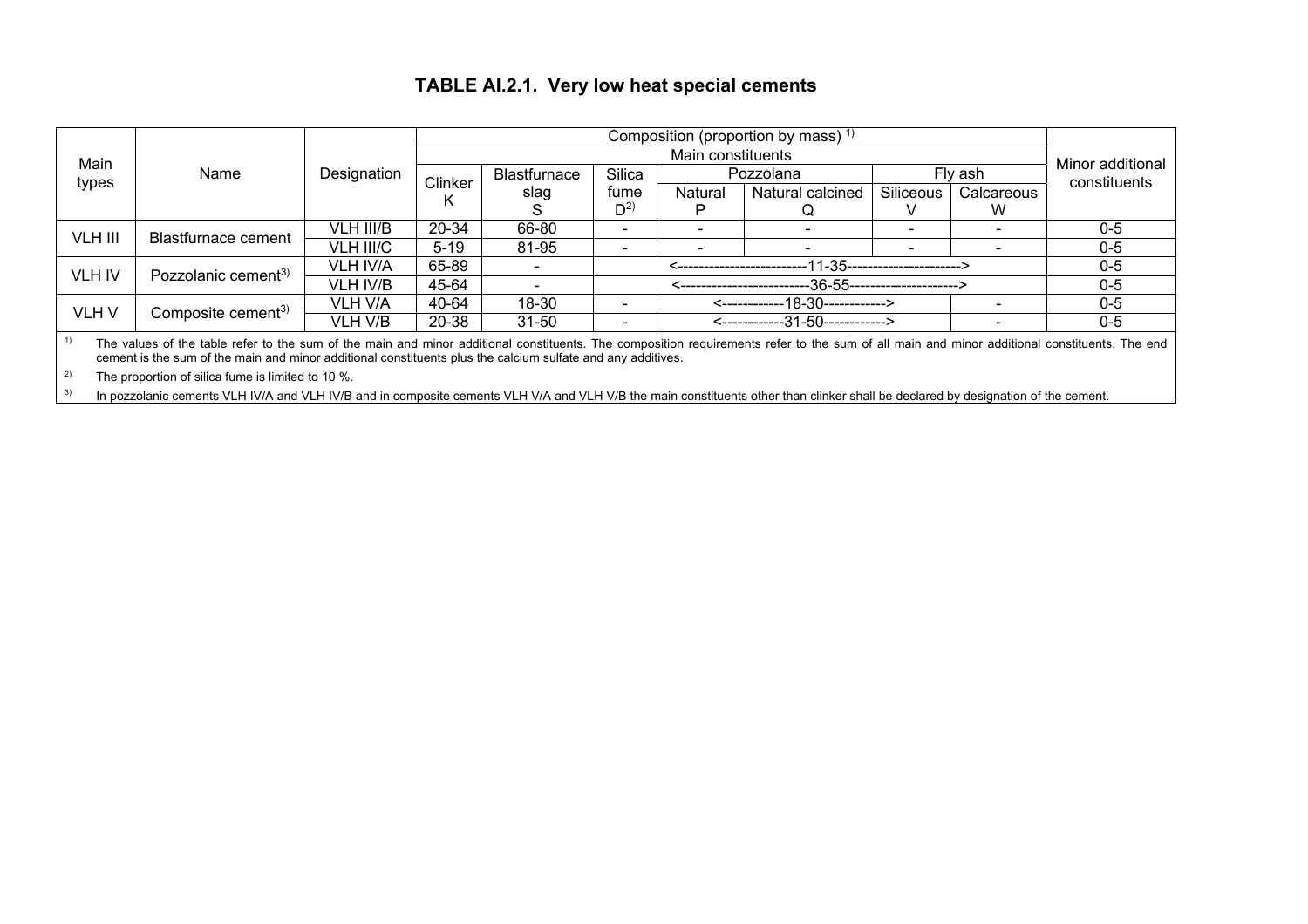# TABLE AI.2.1. Very low heat special cements

| Main types | Name | Designation | Composition (proportion by mass) [1] | | | | | | | | Minor additional constituents |
|---|---|---|---|---|---|---|---|---|---|---|---|
| | | | Main constituents | | | | | | | | |
| | | | Clinker K | Blastfurnace slag S | Silica fume D[2] | Pozzolana | | Fly ash | | | |
| | | | | | | Natural P | Natural calcined Q | Siliceous V | Calcareous W | | |
| VLH III | Blastfurnace cement | VLH III/B | 20-34 | 66-80 | - | - | - | - | - | | 0-5 |
| | | VLH III/C | 5-19 | 81-95 | - | - | - | - | - | | 0-5 |
| VLH IV | Pozzolanic cement[3] | VLH IV/A | 65-89 | - | <--------------------------11-35----------------------> | | | | | | 0-5 |
| | | VLH IV/B | 45-64 | - | <--------------------------36-55---------------------> | | | | | | 0-5 |
| VLH V | Composite cement[3] | VLH V/A | 40-64 | 18-30 | - | <------------18-30------------> | | | - | | 0-5 |
| | | VLH V/B | 20-38 | 31-50 | - | <------------31-50------------> | | | - | | 0-5 |

[1] The values of the table refer to the sum of the main and minor additional constituents. The composition requirements refer to the sum of all main and minor additional constituents. The end cement is the sum of the main and minor additional constituents plus the calcium sulfate and any additives.

[2] The proportion of silica fume is limited to 10 %.

[3] In pozzolanic cements VLH IV/A and VLH IV/B and in composite cements VLH V/A and VLH V/B the main constituents other than clinker shall be declared by designation of the cement.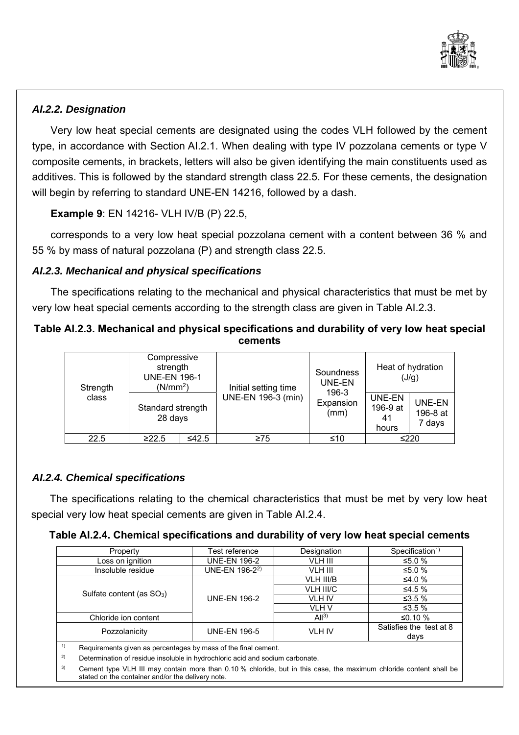### *AI.2.2. Designation*

Very low heat special cements are designated using the codes VLH followed by the cement type, in accordance with Section AI.2.1. When dealing with type IV pozzolana cements or type V composite cements, in brackets, letters will also be given identifying the main constituents used as additives. This is followed by the standard strength class 22.5. For these cements, the designation will begin by referring to standard UNE-EN 14216, followed by a dash.

**Example 9**: EN 14216- VLH IV/B (P) 22.5,

corresponds to a very low heat special pozzolana cement with a content between 36 % and 55 % by mass of natural pozzolana (P) and strength class 22.5.

### *AI.2.3. Mechanical and physical specifications*

The specifications relating to the mechanical and physical characteristics that must be met by very low heat special cements according to the strength class are given in Table AI.2.3.

**Table AI.2.3. Mechanical and physical specifications and durability of very low heat special cements**

| Strength class | Compressive strength UNE-EN 196-1 (N/mm²) | | Initial setting time UNE-EN 196-3 (min) | Soundness UNE-EN 196-3 Expansion (mm) | Heat of hydration (J/g) | |
|---|---|---|---|---|---|---|
| | Standard strength 28 days | | | | UNE-EN 196-9 at 41 hours | UNE-EN 196-8 at 7 days |
| 22.5 | ≥22.5 | ≤42.5 | ≥75 | ≤10 | ≤220 | |

### *AI.2.4. Chemical specifications*

The specifications relating to the chemical characteristics that must be met by very low heat special very low heat special cements are given in Table AI.2.4.

**Table AI.2.4. Chemical specifications and durability of very low heat special cements**

| Property | Test reference | Designation | Specification[1] |
|---|---|---|---|
| Loss on ignition | UNE-EN 196-2 | VLH III | ≤5.0 % |
| Insoluble residue | UNE-EN 196-2[2] | VLH III | ≤5.0 % |
| Sulfate content (as $SO_3$) | UNE-EN 196-2 | VLH III/B | ≤4.0 % |
| | | VLH III/C | ≤4.5 % |
| | | VLH IV | ≤3.5 % |
| | | VLH V | ≤3.5 % |
| Chloride ion content | | All[3] | ≤0.10 % |
| Pozzolanicity | UNE-EN 196-5 | VLH IV | Satisfies the test at 8 days |

[1] Requirements given as percentages by mass of the final cement.

[2] Determination of residue insoluble in hydrochloric acid and sodium carbonate.

[3] Cement type VLH III may contain more than 0.10 % chloride, but in this case, the maximum chloride content shall be stated on the container and/or the delivery note.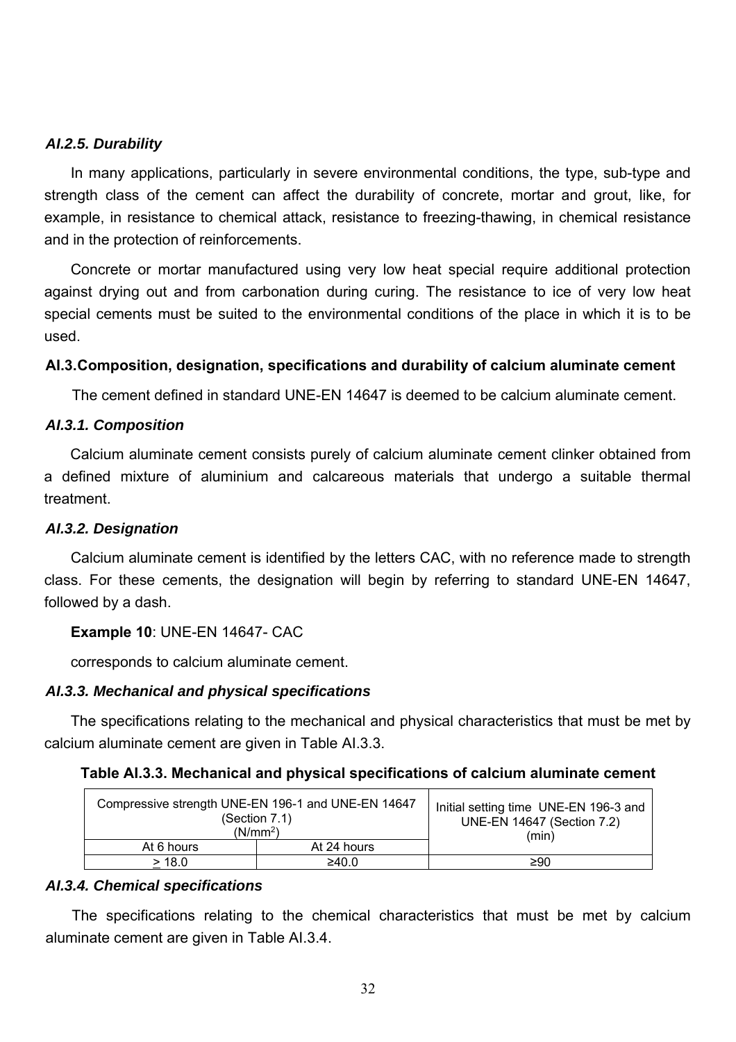#### *AI.2.5. Durability*

In many applications, particularly in severe environmental conditions, the type, sub-type and strength class of the cement can affect the durability of concrete, mortar and grout, like, for example, in resistance to chemical attack, resistance to freezing-thawing, in chemical resistance and in the protection of reinforcements.

Concrete or mortar manufactured using very low heat special require additional protection against drying out and from carbonation during curing. The resistance to ice of very low heat special cements must be suited to the environmental conditions of the place in which it is to be used.

### AI.3.Composition, designation, specifications and durability of calcium aluminate cement

The cement defined in standard UNE-EN 14647 is deemed to be calcium aluminate cement.

#### *AI.3.1. Composition*

Calcium aluminate cement consists purely of calcium aluminate cement clinker obtained from a defined mixture of aluminium and calcareous materials that undergo a suitable thermal treatment.

#### *AI.3.2. Designation*

Calcium aluminate cement is identified by the letters CAC, with no reference made to strength class. For these cements, the designation will begin by referring to standard UNE-EN 14647, followed by a dash.

**Example 10**: UNE-EN 14647- CAC

corresponds to calcium aluminate cement.

#### *AI.3.3. Mechanical and physical specifications*

The specifications relating to the mechanical and physical characteristics that must be met by calcium aluminate cement are given in Table AI.3.3.

**Table AI.3.3. Mechanical and physical specifications of calcium aluminate cement**

| Compressive strength UNE-EN 196-1 and UNE-EN 14647 (Section 7.1) ($N/mm^2$) | | Initial setting time UNE-EN 196-3 and UNE-EN 14647 (Section 7.2) (min) |
|---|---|---|
| At 6 hours | At 24 hours | |
| ≥ 18.0 | ≥40.0 | ≥90 |

#### *AI.3.4. Chemical specifications*

The specifications relating to the chemical characteristics that must be met by calcium aluminate cement are given in Table AI.3.4.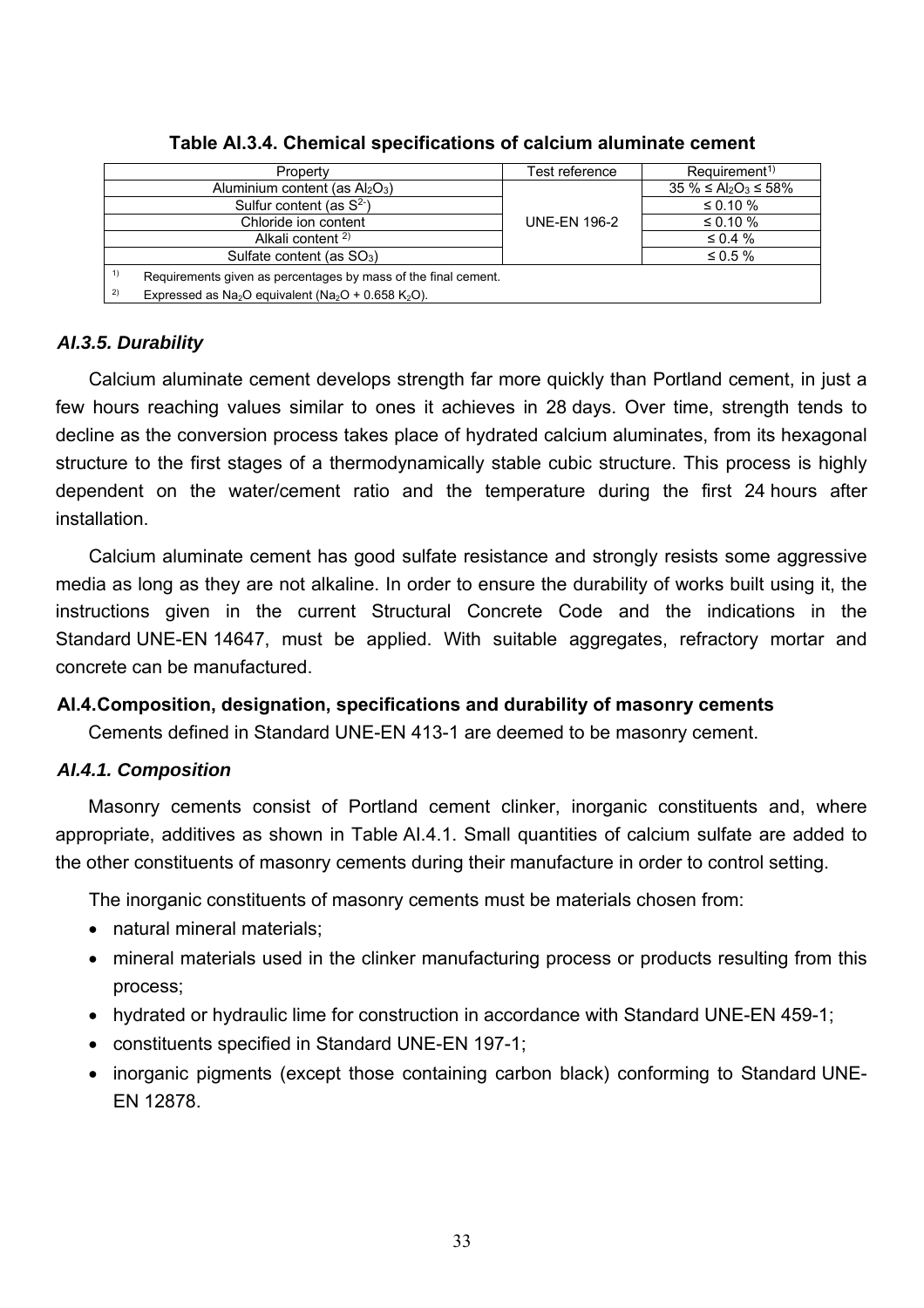**Table AI.3.4. Chemical specifications of calcium aluminate cement**

| Property | Test reference | Requirement[1)] |
|---|---|---|
| Aluminium content (as $Al_2O_3$) | UNE-EN 196-2 | 35 % ≤ $Al_2O_3$ ≤ 58% |
| Sulfur content (as $S^{2-}$) | | ≤ 0.10 % |
| Chloride ion content | | ≤ 0.10 % |
| Alkali content [2)] | | ≤ 0.4 % |
| Sulfate content (as $SO_3$) | | ≤ 0.5 % |

[1)] Requirements given as percentages by mass of the final cement.
[2)] Expressed as $Na_2O$ equivalent ($Na_2O$ + 0.658 $K_2O$).

### *AI.3.5. Durability*

Calcium aluminate cement develops strength far more quickly than Portland cement, in just a few hours reaching values similar to ones it achieves in 28 days. Over time, strength tends to decline as the conversion process takes place of hydrated calcium aluminates, from its hexagonal structure to the first stages of a thermodynamically stable cubic structure. This process is highly dependent on the water/cement ratio and the temperature during the first 24 hours after installation.

Calcium aluminate cement has good sulfate resistance and strongly resists some aggressive media as long as they are not alkaline. In order to ensure the durability of works built using it, the instructions given in the current Structural Concrete Code and the indications in the Standard UNE-EN 14647, must be applied. With suitable aggregates, refractory mortar and concrete can be manufactured.

## AI.4.Composition, designation, specifications and durability of masonry cements

Cements defined in Standard UNE-EN 413-1 are deemed to be masonry cement.

### *AI.4.1. Composition*

Masonry cements consist of Portland cement clinker, inorganic constituents and, where appropriate, additives as shown in Table AI.4.1. Small quantities of calcium sulfate are added to the other constituents of masonry cements during their manufacture in order to control setting.

The inorganic constituents of masonry cements must be materials chosen from:

- natural mineral materials;
- mineral materials used in the clinker manufacturing process or products resulting from this process;
- hydrated or hydraulic lime for construction in accordance with Standard UNE-EN 459-1;
- constituents specified in Standard UNE-EN 197-1;
- inorganic pigments (except those containing carbon black) conforming to Standard UNE-EN 12878.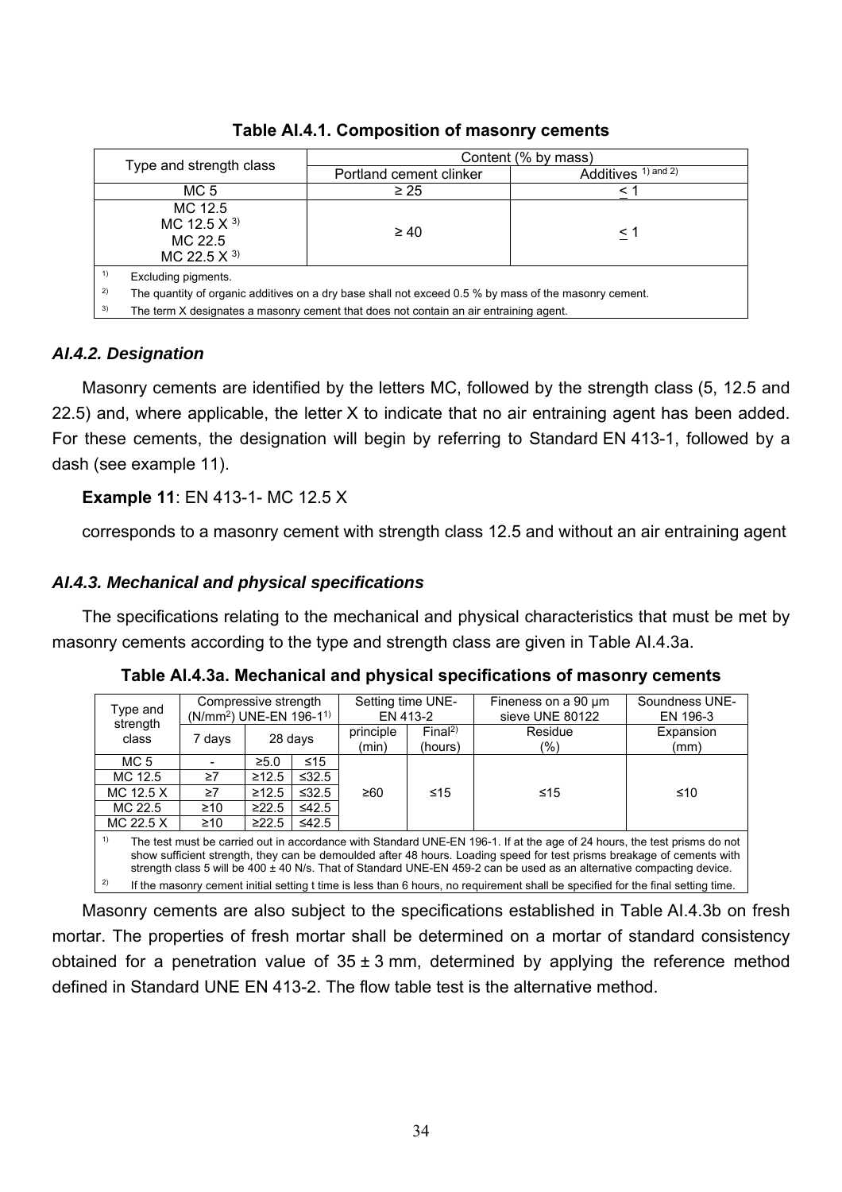**Table AI.4.1. Composition of masonry cements**

| Type and strength class | Content (% by mass) | |
|---|---|---|
| | Portland cement clinker | Additives [1) and 2)] |
| MC 5 | ≥ 25 | ≤ 1 |
| MC 12.5<br>MC 12.5 X [3)]<br>MC 22.5<br>MC 22.5 X [3)] | ≥ 40 | ≤ 1 |

[1)] Excluding pigments.

[2)] The quantity of organic additives on a dry base shall not exceed 0.5 % by mass of the masonry cement.

[3)] The term X designates a masonry cement that does not contain an air entraining agent.

### *AI.4.2. Designation*

Masonry cements are identified by the letters MC, followed by the strength class (5, 12.5 and 22.5) and, where applicable, the letter X to indicate that no air entraining agent has been added. For these cements, the designation will begin by referring to Standard EN 413-1, followed by a dash (see example 11).

**Example 11**: EN 413-1- MC 12.5 X

corresponds to a masonry cement with strength class 12.5 and without an air entraining agent

### *AI.4.3. Mechanical and physical specifications*

The specifications relating to the mechanical and physical characteristics that must be met by masonry cements according to the type and strength class are given in Table AI.4.3a.

**Table AI.4.3a. Mechanical and physical specifications of masonry cements**

| Type and strength class | Compressive strength ($N/mm^2$) UNE-EN 196-1[1)] | | | Setting time UNE-EN 413-2 | | Fineness on a 90 μm sieve UNE 80122 | Soundness UNE-EN 196-3 |
|---|---|---|---|---|---|---|---|
| | 7 days | 28 days | | principle (min) | Final[2)] (hours) | Residue (%) | Expansion (mm) |
| MC 5 | - | ≥5.0 | ≤15 | ≥60 | ≤15 | ≤15 | ≤10 |
| MC 12.5 | ≥7 | ≥12.5 | ≤32.5 | | | | |
| MC 12.5 X | ≥7 | ≥12.5 | ≤32.5 | | | | |
| MC 22.5 | ≥10 | ≥22.5 | ≤42.5 | | | | |
| MC 22.5 X | ≥10 | ≥22.5 | ≤42.5 | | | | |

[1)] The test must be carried out in accordance with Standard UNE-EN 196-1. If at the age of 24 hours, the test prisms do not show sufficient strength, they can be demoulded after 48 hours. Loading speed for test prisms breakage of cements with strength class 5 will be 400 ± 40 N/s. That of Standard UNE-EN 459-2 can be used as an alternative compacting device.

[2)] If the masonry cement initial setting t time is less than 6 hours, no requirement shall be specified for the final setting time.

Masonry cements are also subject to the specifications established in Table AI.4.3b on fresh mortar. The properties of fresh mortar shall be determined on a mortar of standard consistency obtained for a penetration value of 35 ± 3 mm, determined by applying the reference method defined in Standard UNE EN 413-2. The flow table test is the alternative method.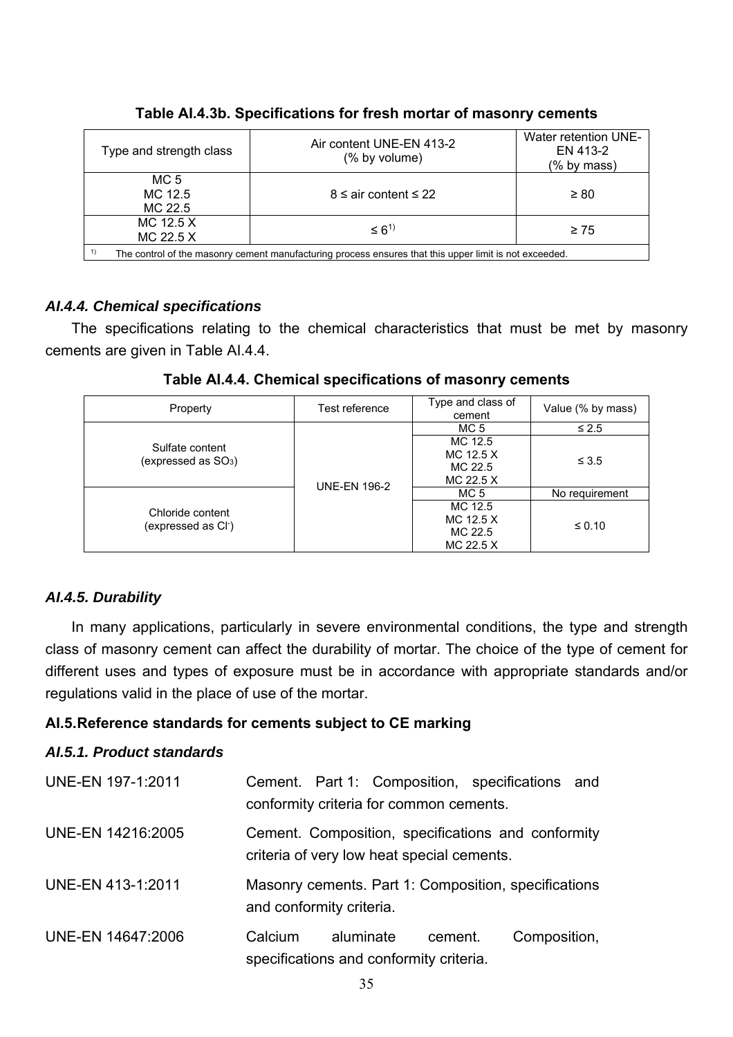**Table AI.4.3b. Specifications for fresh mortar of masonry cements**

| Type and strength class | Air content UNE-EN 413-2 (% by volume) | Water retention UNE-EN 413-2 (% by mass) |
|---|---|---|
| MC 5<br>MC 12.5<br>MC 22.5 | 8 ≤ air content ≤ 22 | ≥ 80 |
| MC 12.5 X<br>MC 22.5 X | ≤ 6[1] | ≥ 75 |

[1] The control of the masonry cement manufacturing process ensures that this upper limit is not exceeded.

### *AI.4.4. Chemical specifications*

The specifications relating to the chemical characteristics that must be met by masonry cements are given in Table AI.4.4.

**Table AI.4.4. Chemical specifications of masonry cements**

| Property | Test reference | Type and class of cement | Value (% by mass) |
|---|---|---|---|
| Sulfate content (expressed as $SO_3$) | UNE-EN 196-2 | MC 5 | ≤ 2.5 |
| | | MC 12.5<br>MC 12.5 X<br>MC 22.5<br>MC 22.5 X | ≤ 3.5 |
| Chloride content (expressed as $Cl^-$) | | MC 5 | No requirement |
| | | MC 12.5<br>MC 12.5 X<br>MC 22.5<br>MC 22.5 X | ≤ 0.10 |

### *AI.4.5. Durability*

In many applications, particularly in severe environmental conditions, the type and strength class of masonry cement can affect the durability of mortar. The choice of the type of cement for different uses and types of exposure must be in accordance with appropriate standards and/or regulations valid in the place of use of the mortar.

## AI.5. Reference standards for cements subject to CE marking

### *AI.5.1. Product standards*

UNE-EN 197-1:2011 — Cement. Part 1: Composition, specifications and conformity criteria for common cements.

UNE-EN 14216:2005 — Cement. Composition, specifications and conformity criteria of very low heat special cements.

UNE-EN 413-1:2011 — Masonry cements. Part 1: Composition, specifications and conformity criteria.

UNE-EN 14647:2006 — Calcium aluminate cement. Composition, specifications and conformity criteria.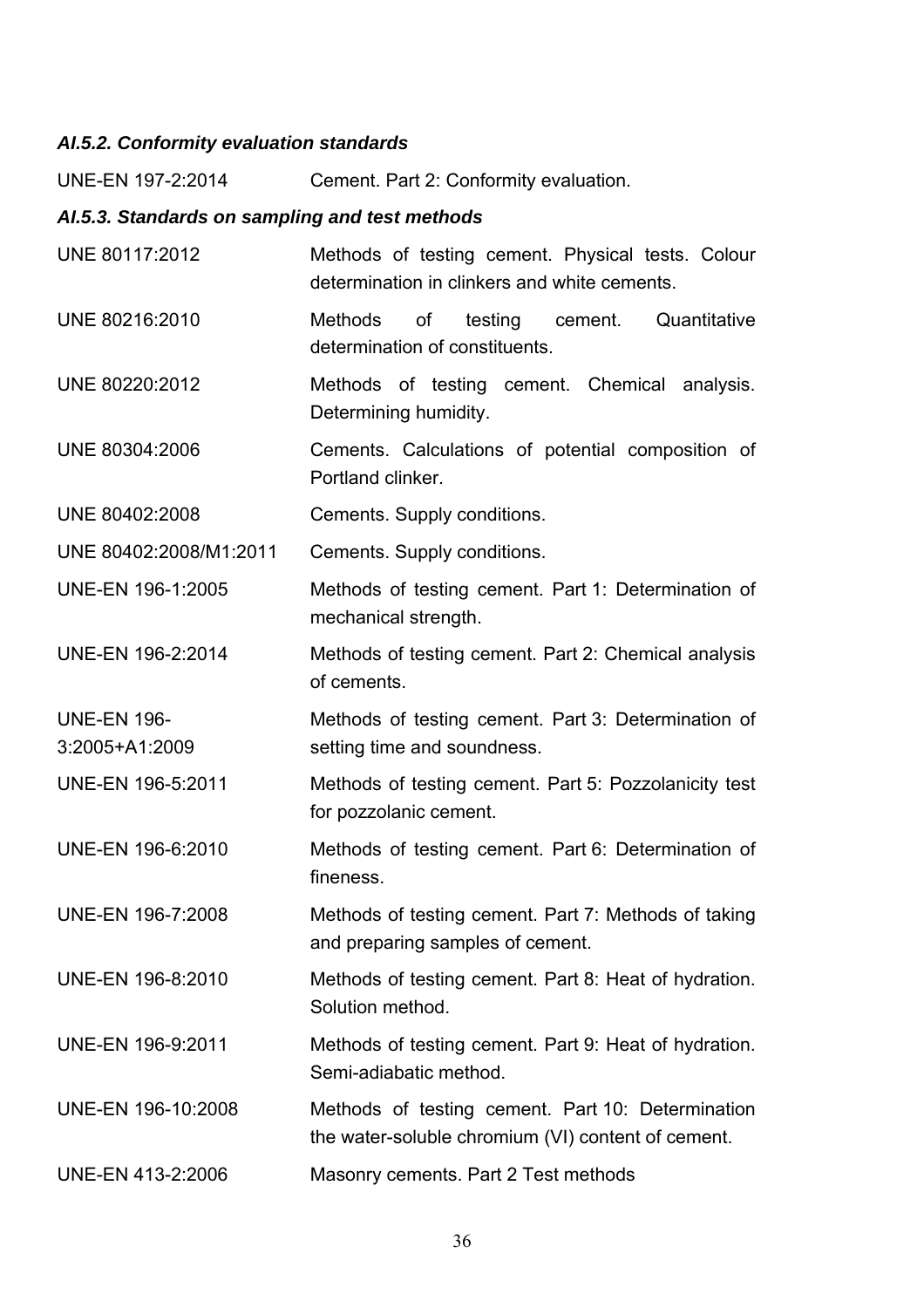### *AI.5.2. Conformity evaluation standards*

| | |
|---|---|
| UNE-EN 197-2:2014 | Cement. Part 2: Conformity evaluation. |

### *AI.5.3. Standards on sampling and test methods*

| | |
|---|---|
| UNE 80117:2012 | Methods of testing cement. Physical tests. Colour determination in clinkers and white cements. |
| UNE 80216:2010 | Methods of testing cement. Quantitative determination of constituents. |
| UNE 80220:2012 | Methods of testing cement. Chemical analysis. Determining humidity. |
| UNE 80304:2006 | Cements. Calculations of potential composition of Portland clinker. |
| UNE 80402:2008 | Cements. Supply conditions. |
| UNE 80402:2008/M1:2011 | Cements. Supply conditions. |
| UNE-EN 196-1:2005 | Methods of testing cement. Part 1: Determination of mechanical strength. |
| UNE-EN 196-2:2014 | Methods of testing cement. Part 2: Chemical analysis of cements. |
| UNE-EN 196-3:2005+A1:2009 | Methods of testing cement. Part 3: Determination of setting time and soundness. |
| UNE-EN 196-5:2011 | Methods of testing cement. Part 5: Pozzolanicity test for pozzolanic cement. |
| UNE-EN 196-6:2010 | Methods of testing cement. Part 6: Determination of fineness. |
| UNE-EN 196-7:2008 | Methods of testing cement. Part 7: Methods of taking and preparing samples of cement. |
| UNE-EN 196-8:2010 | Methods of testing cement. Part 8: Heat of hydration. Solution method. |
| UNE-EN 196-9:2011 | Methods of testing cement. Part 9: Heat of hydration. Semi-adiabatic method. |
| UNE-EN 196-10:2008 | Methods of testing cement. Part 10: Determination the water-soluble chromium (VI) content of cement. |
| UNE-EN 413-2:2006 | Masonry cements. Part 2 Test methods |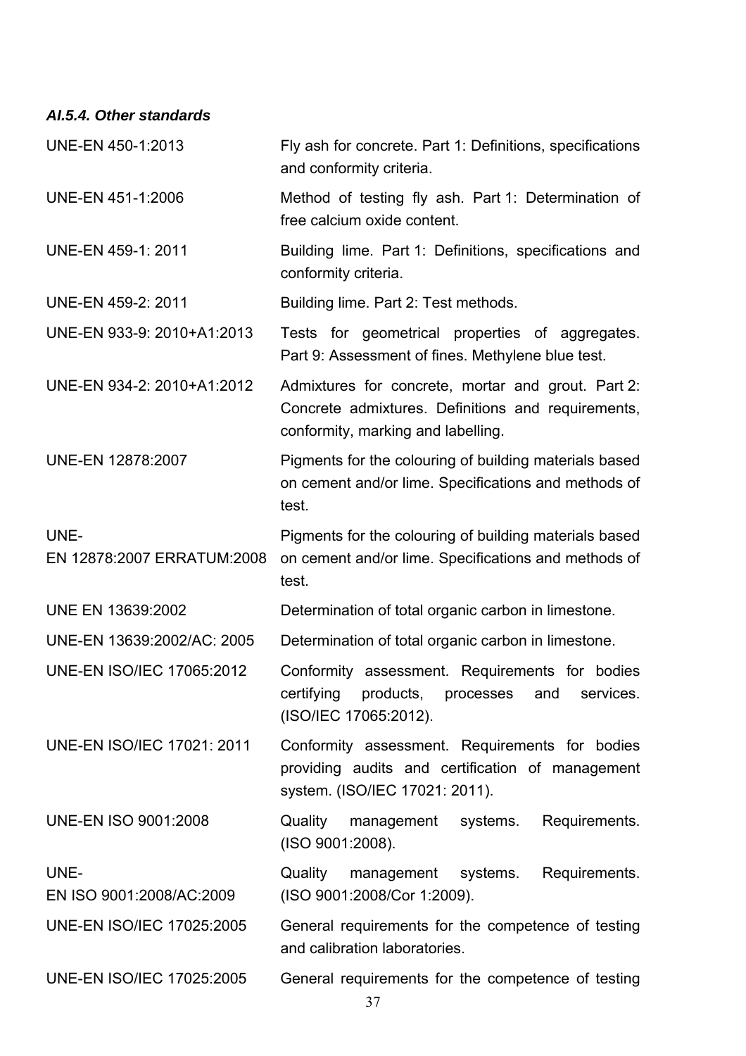### *AI.5.4. Other standards*

| | |
|---|---|
| UNE-EN 450-1:2013 | Fly ash for concrete. Part 1: Definitions, specifications and conformity criteria. |
| UNE-EN 451-1:2006 | Method of testing fly ash. Part 1: Determination of free calcium oxide content. |
| UNE-EN 459-1: 2011 | Building lime. Part 1: Definitions, specifications and conformity criteria. |
| UNE-EN 459-2: 2011 | Building lime. Part 2: Test methods. |
| UNE-EN 933-9: 2010+A1:2013 | Tests for geometrical properties of aggregates. Part 9: Assessment of fines. Methylene blue test. |
| UNE-EN 934-2: 2010+A1:2012 | Admixtures for concrete, mortar and grout. Part 2: Concrete admixtures. Definitions and requirements, conformity, marking and labelling. |
| UNE-EN 12878:2007 | Pigments for the colouring of building materials based on cement and/or lime. Specifications and methods of test. |
| UNE-EN 12878:2007 ERRATUM:2008 | Pigments for the colouring of building materials based on cement and/or lime. Specifications and methods of test. |
| UNE EN 13639:2002 | Determination of total organic carbon in limestone. |
| UNE-EN 13639:2002/AC: 2005 | Determination of total organic carbon in limestone. |
| UNE-EN ISO/IEC 17065:2012 | Conformity assessment. Requirements for bodies certifying products, processes and services. (ISO/IEC 17065:2012). |
| UNE-EN ISO/IEC 17021: 2011 | Conformity assessment. Requirements for bodies providing audits and certification of management system. (ISO/IEC 17021: 2011). |
| UNE-EN ISO 9001:2008 | Quality management systems. Requirements. (ISO 9001:2008). |
| UNE-EN ISO 9001:2008/AC:2009 | Quality management systems. Requirements. (ISO 9001:2008/Cor 1:2009). |
| UNE-EN ISO/IEC 17025:2005 | General requirements for the competence of testing and calibration laboratories. |
| UNE-EN ISO/IEC 17025:2005 | General requirements for the competence of testing |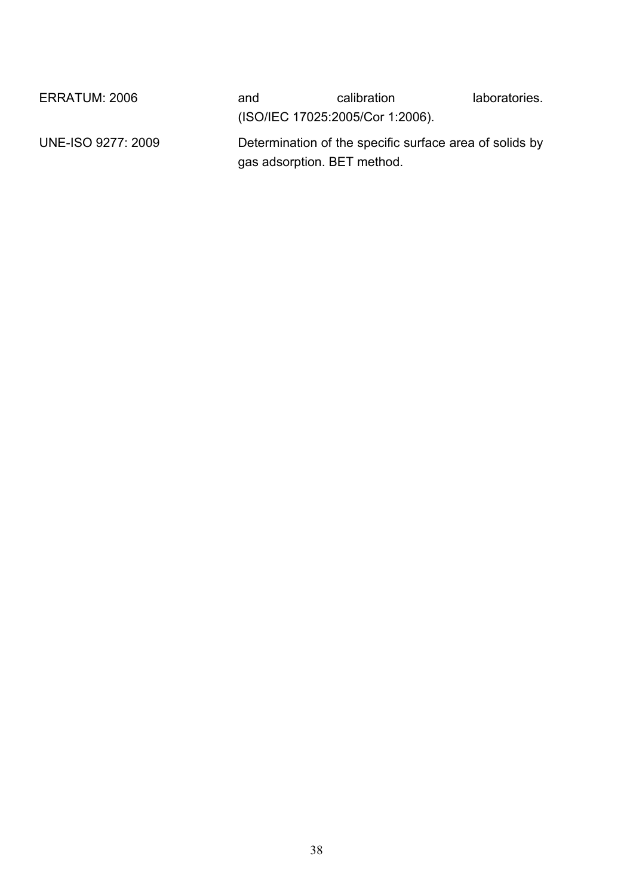| | |
|---|---|
| ERRATUM: 2006 | and calibration laboratories. (ISO/IEC 17025:2005/Cor 1:2006). |
| UNE-ISO 9277: 2009 | Determination of the specific surface area of solids by gas adsorption. BET method. |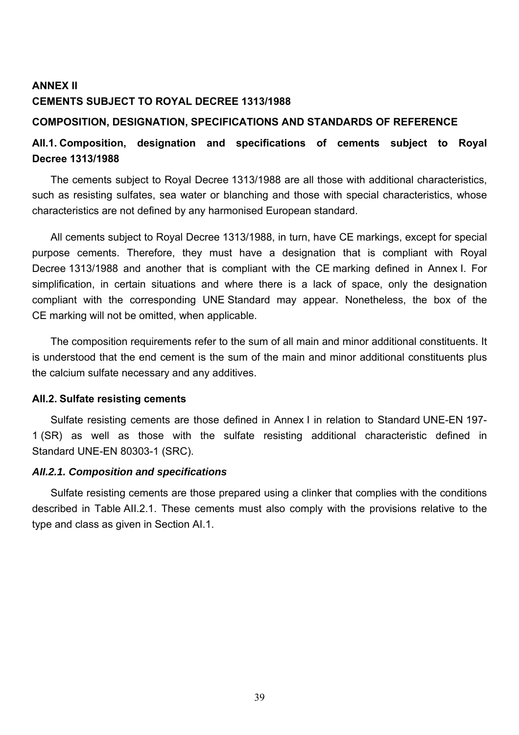# ANNEX II

# CEMENTS SUBJECT TO ROYAL DECREE 1313/1988

## COMPOSITION, DESIGNATION, SPECIFICATIONS AND STANDARDS OF REFERENCE

## AII.1. Composition, designation and specifications of cements subject to Royal Decree 1313/1988

The cements subject to Royal Decree 1313/1988 are all those with additional characteristics, such as resisting sulfates, sea water or blanching and those with special characteristics, whose characteristics are not defined by any harmonised European standard.

All cements subject to Royal Decree 1313/1988, in turn, have CE markings, except for special purpose cements. Therefore, they must have a designation that is compliant with Royal Decree 1313/1988 and another that is compliant with the CE marking defined in Annex I. For simplification, in certain situations and where there is a lack of space, only the designation compliant with the corresponding UNE Standard may appear. Nonetheless, the box of the CE marking will not be omitted, when applicable.

The composition requirements refer to the sum of all main and minor additional constituents. It is understood that the end cement is the sum of the main and minor additional constituents plus the calcium sulfate necessary and any additives.

## AII.2. Sulfate resisting cements

Sulfate resisting cements are those defined in Annex I in relation to Standard UNE-EN 197-1 (SR) as well as those with the sulfate resisting additional characteristic defined in Standard UNE-EN 80303-1 (SRC).

### *AII.2.1. Composition and specifications*

Sulfate resisting cements are those prepared using a clinker that complies with the conditions described in Table AII.2.1. These cements must also comply with the provisions relative to the type and class as given in Section AI.1.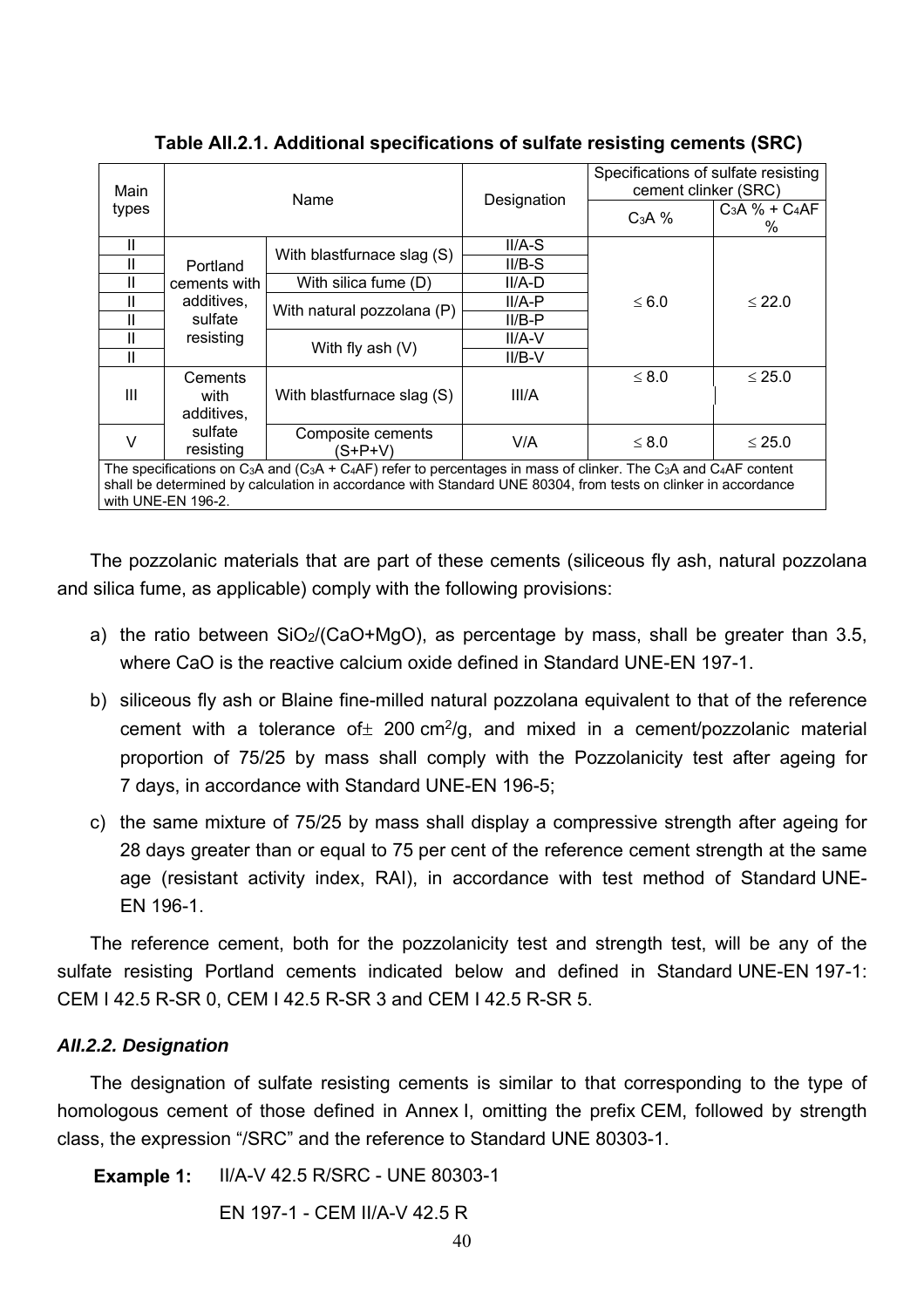**Table AII.2.1. Additional specifications of sulfate resisting cements (SRC)**

| Main types | Name | | Designation | Specifications of sulfate resisting cement clinker (SRC) | |
|---|---|---|---|---|---|
| | | | | $C_3A$ % | $C_3A$ % + $C_4AF$ % |
| II | Portland cements with additives, sulfate resisting | With blastfurnace slag (S) | II/A-S | ≤ 6.0 | ≤ 22.0 |
| II | | | II/B-S | | |
| II | | With silica fume (D) | II/A-D | | |
| II | | With natural pozzolana (P) | II/A-P | | |
| II | | | II/B-P | | |
| II | | With fly ash (V) | II/A-V | | |
| II | | | II/B-V | | |
| III | Cements with additives, sulfate resisting | With blastfurnace slag (S) | III/A | ≤ 8.0 | ≤ 25.0 |
| V | | Composite cements (S+P+V) | V/A | ≤ 8.0 | ≤ 25.0 |

The specifications on $C_3A$ and ($C_3A$ + $C_4AF$) refer to percentages in mass of clinker. The $C_3A$ and $C_4AF$ content shall be determined by calculation in accordance with Standard UNE 80304, from tests on clinker in accordance with UNE-EN 196-2.

The pozzolanic materials that are part of these cements (siliceous fly ash, natural pozzolana and silica fume, as applicable) comply with the following provisions:

a) the ratio between $SiO_2$/(CaO+MgO), as percentage by mass, shall be greater than 3.5, where CaO is the reactive calcium oxide defined in Standard UNE-EN 197-1.

b) siliceous fly ash or Blaine fine-milled natural pozzolana equivalent to that of the reference cement with a tolerance of ± 200 $cm^2$/g, and mixed in a cement/pozzolanic material proportion of 75/25 by mass shall comply with the Pozzolanicity test after ageing for 7 days, in accordance with Standard UNE-EN 196-5;

c) the same mixture of 75/25 by mass shall display a compressive strength after ageing for 28 days greater than or equal to 75 per cent of the reference cement strength at the same age (resistant activity index, RAI), in accordance with test method of Standard UNE-EN 196-1.

The reference cement, both for the pozzolanicity test and strength test, will be any of the sulfate resisting Portland cements indicated below and defined in Standard UNE-EN 197-1: CEM I 42.5 R-SR 0, CEM I 42.5 R-SR 3 and CEM I 42.5 R-SR 5.

### *AII.2.2. Designation*

The designation of sulfate resisting cements is similar to that corresponding to the type of homologous cement of those defined in Annex I, omitting the prefix CEM, followed by strength class, the expression "/SRC" and the reference to Standard UNE 80303-1.

**Example 1:** II/A-V 42.5 R/SRC - UNE 80303-1

EN 197-1 - CEM II/A-V 42.5 R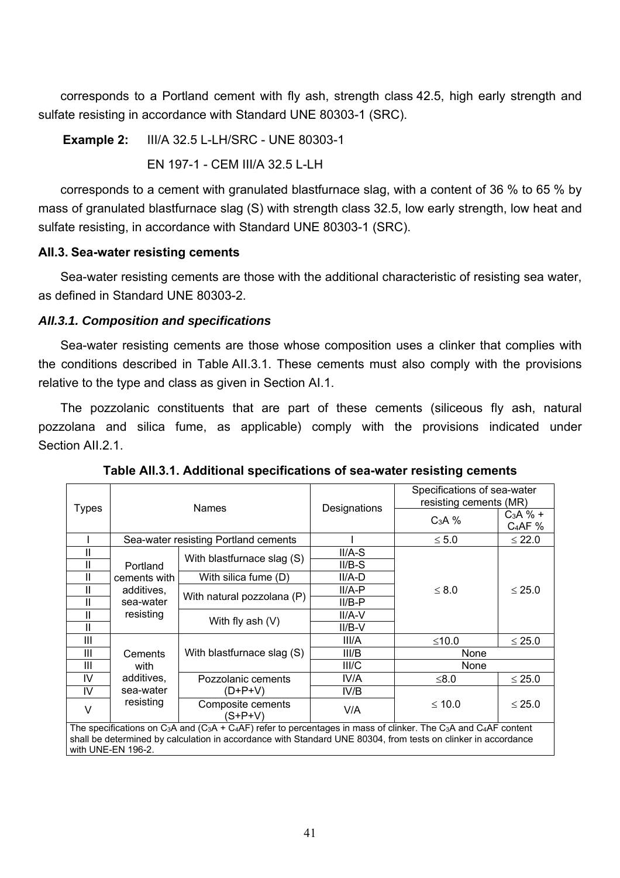corresponds to a Portland cement with fly ash, strength class 42.5, high early strength and sulfate resisting in accordance with Standard UNE 80303-1 (SRC).

**Example 2:** III/A 32.5 L-LH/SRC - UNE 80303-1

EN 197-1 - CEM III/A 32.5 L-LH

corresponds to a cement with granulated blastfurnace slag, with a content of 36 % to 65 % by mass of granulated blastfurnace slag (S) with strength class 32.5, low early strength, low heat and sulfate resisting, in accordance with Standard UNE 80303-1 (SRC).

### AII.3. Sea-water resisting cements

Sea-water resisting cements are those with the additional characteristic of resisting sea water, as defined in Standard UNE 80303-2.

#### *AII.3.1. Composition and specifications*

Sea-water resisting cements are those whose composition uses a clinker that complies with the conditions described in Table AII.3.1. These cements must also comply with the provisions relative to the type and class as given in Section AI.1.

The pozzolanic constituents that are part of these cements (siliceous fly ash, natural pozzolana and silica fume, as applicable) comply with the provisions indicated under Section AII.2.1.

**Table AII.3.1. Additional specifications of sea-water resisting cements**

| Types | Names | | Designations | Specifications of sea-water resisting cements (MR) | |
|---|---|---|---|---|---|
| | | | | $C_3A$ % | $C_3A$ % + $C_4AF$ % |
| I | Sea-water resisting Portland cements | | I | ≤ 5.0 | ≤ 22.0 |
| II | Portland cements with additives, sea-water resisting | With blastfurnace slag (S) | II/A-S | ≤ 8.0 | ≤ 25.0 |
| II | | | II/B-S | | |
| II | | With silica fume (D) | II/A-D | | |
| II | | With natural pozzolana (P) | II/A-P | | |
| II | | | II/B-P | | |
| II | | With fly ash (V) | II/A-V | | |
| II | | | II/B-V | | |
| III | Cements with additives, sea-water resisting | With blastfurnace slag (S) | III/A | ≤10.0 | ≤ 25.0 |
| III | | | III/B | None | |
| III | | | III/C | None | |
| IV | | Pozzolanic cements (D+P+V) | IV/A | ≤8.0 | ≤ 25.0 |
| IV | | | IV/B | ≤ 10.0 | ≤ 25.0 |
| V | | Composite cements (S+P+V) | V/A | | |

The specifications on $C_3A$ and ($C_3A$ + $C_4AF$) refer to percentages in mass of clinker. The $C_3A$ and $C_4AF$ content shall be determined by calculation in accordance with Standard UNE 80304, from tests on clinker in accordance with UNE-EN 196-2.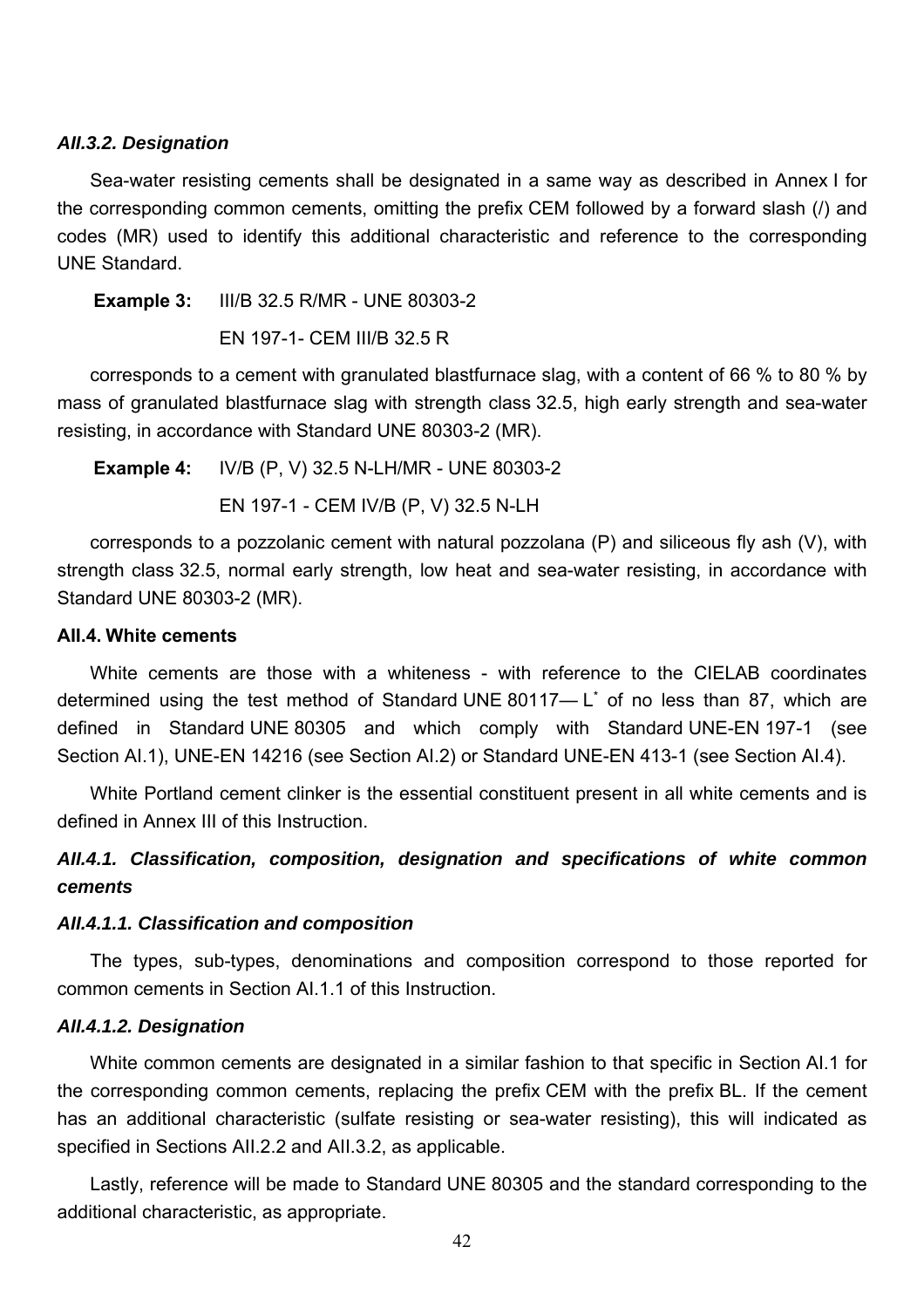### *AII.3.2. Designation*

Sea-water resisting cements shall be designated in a same way as described in Annex I for the corresponding common cements, omitting the prefix CEM followed by a forward slash (/) and codes (MR) used to identify this additional characteristic and reference to the corresponding UNE Standard.

**Example 3:** III/B 32.5 R/MR - UNE 80303-2

EN 197-1- CEM III/B 32.5 R

corresponds to a cement with granulated blastfurnace slag, with a content of 66 % to 80 % by mass of granulated blastfurnace slag with strength class 32.5, high early strength and sea-water resisting, in accordance with Standard UNE 80303-2 (MR).

**Example 4:** IV/B (P, V) 32.5 N-LH/MR - UNE 80303-2

EN 197-1 - CEM IV/B (P, V) 32.5 N-LH

corresponds to a pozzolanic cement with natural pozzolana (P) and siliceous fly ash (V), with strength class 32.5, normal early strength, low heat and sea-water resisting, in accordance with Standard UNE 80303-2 (MR).

## AII.4. White cements

White cements are those with a whiteness - with reference to the CIELAB coordinates determined using the test method of Standard UNE 80117— $L^*$ of no less than 87, which are defined in Standard UNE 80305 and which comply with Standard UNE-EN 197-1 (see Section AI.1), UNE-EN 14216 (see Section AI.2) or Standard UNE-EN 413-1 (see Section AI.4).

White Portland cement clinker is the essential constituent present in all white cements and is defined in Annex III of this Instruction.

### *AII.4.1. Classification, composition, designation and specifications of white common cements*

#### *AII.4.1.1. Classification and composition*

The types, sub-types, denominations and composition correspond to those reported for common cements in Section AI.1.1 of this Instruction.

#### *AII.4.1.2. Designation*

White common cements are designated in a similar fashion to that specific in Section AI.1 for the corresponding common cements, replacing the prefix CEM with the prefix BL. If the cement has an additional characteristic (sulfate resisting or sea-water resisting), this will indicated as specified in Sections AII.2.2 and AII.3.2, as applicable.

Lastly, reference will be made to Standard UNE 80305 and the standard corresponding to the additional characteristic, as appropriate.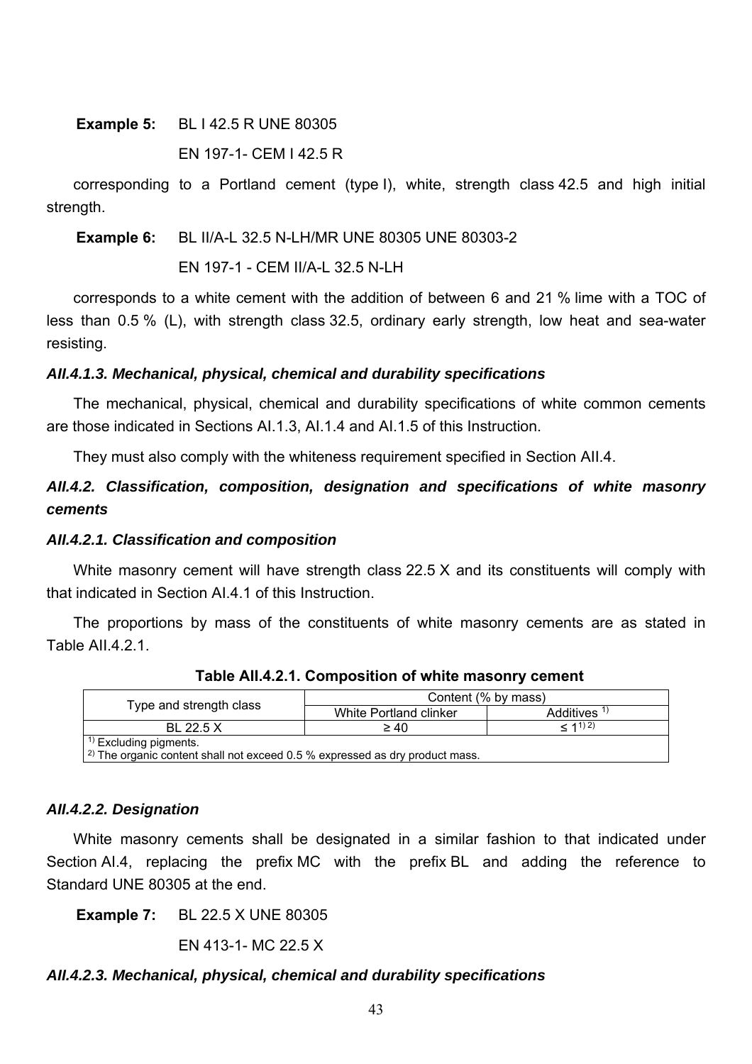**Example 5:** BL I 42.5 R UNE 80305

EN 197-1- CEM I 42.5 R

corresponding to a Portland cement (type I), white, strength class 42.5 and high initial strength.

**Example 6:** BL II/A-L 32.5 N-LH/MR UNE 80305 UNE 80303-2

EN 197-1 - CEM II/A-L 32.5 N-LH

corresponds to a white cement with the addition of between 6 and 21 % lime with a TOC of less than 0.5 % (L), with strength class 32.5, ordinary early strength, low heat and sea-water resisting.

#### *AII.4.1.3. Mechanical, physical, chemical and durability specifications*

The mechanical, physical, chemical and durability specifications of white common cements are those indicated in Sections AI.1.3, AI.1.4 and AI.1.5 of this Instruction.

They must also comply with the whiteness requirement specified in Section AII.4.

### *AII.4.2. Classification, composition, designation and specifications of white masonry cements*

#### *AII.4.2.1. Classification and composition*

White masonry cement will have strength class 22.5 X and its constituents will comply with that indicated in Section AI.4.1 of this Instruction.

The proportions by mass of the constituents of white masonry cements are as stated in Table AII.4.2.1.

**Table AII.4.2.1. Composition of white masonry cement**

| Type and strength class | Content (% by mass) | |
|---|---|---|
| | White Portland clinker | Additives [1] |
| BL 22.5 X | ≥ 40 | ≤ 1[1) 2)] |

[1)] Excluding pigments.
[2)] The organic content shall not exceed 0.5 % expressed as dry product mass.

#### *AII.4.2.2. Designation*

White masonry cements shall be designated in a similar fashion to that indicated under Section AI.4, replacing the prefix MC with the prefix BL and adding the reference to Standard UNE 80305 at the end.

**Example 7:** BL 22.5 X UNE 80305

EN 413-1- MC 22.5 X

#### *AII.4.2.3. Mechanical, physical, chemical and durability specifications*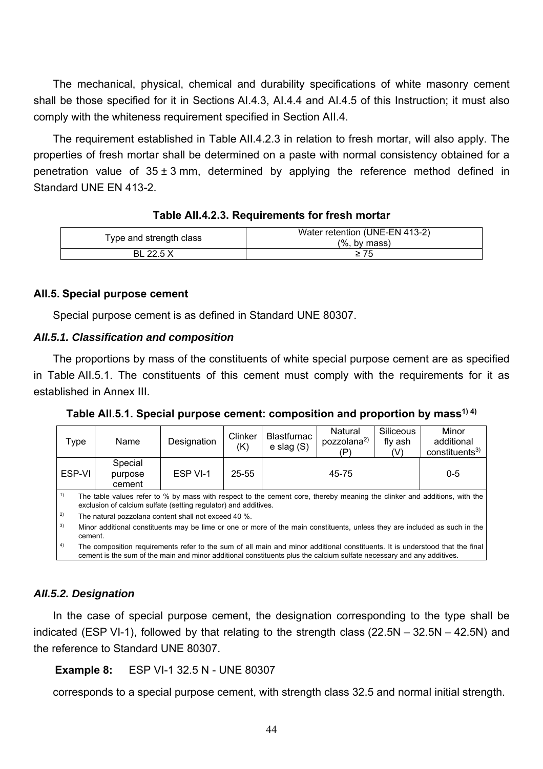The mechanical, physical, chemical and durability specifications of white masonry cement shall be those specified for it in Sections AI.4.3, AI.4.4 and AI.4.5 of this Instruction; it must also comply with the whiteness requirement specified in Section AII.4.

The requirement established in Table AII.4.2.3 in relation to fresh mortar, will also apply. The properties of fresh mortar shall be determined on a paste with normal consistency obtained for a penetration value of 35 ± 3 mm, determined by applying the reference method defined in Standard UNE EN 413-2.

**Table AII.4.2.3. Requirements for fresh mortar**

| Type and strength class | Water retention (UNE-EN 413-2) (%, by mass) |
|---|---|
| BL 22.5 X | ≥ 75 |

### AII.5. Special purpose cement

Special purpose cement is as defined in Standard UNE 80307.

#### *AII.5.1. Classification and composition*

The proportions by mass of the constituents of white special purpose cement are as specified in Table AII.5.1. The constituents of this cement must comply with the requirements for it as established in Annex III.

**Table AII.5.1. Special purpose cement: composition and proportion by mass[1) 4)]**

| Type | Name | Designation | Clinker (K) | Blastfurnace slag (S) | Natural pozzolana[2)] (P) | Siliceous fly ash (V) | Minor additional constituents[3)] |
|---|---|---|---|---|---|---|---|
| ESP-VI | Special purpose cement | ESP VI-1 | 25-55 | 45-75 | | | 0-5 |

[1)] The table values refer to % by mass with respect to the cement core, thereby meaning the clinker and additions, with the exclusion of calcium sulfate (setting regulator) and additives.

[2)] The natural pozzolana content shall not exceed 40 %.

[3)] Minor additional constituents may be lime or one or more of the main constituents, unless they are included as such in the cement.

[4)] The composition requirements refer to the sum of all main and minor additional constituents. It is understood that the final cement is the sum of the main and minor additional constituents plus the calcium sulfate necessary and any additives.

#### *AII.5.2. Designation*

In the case of special purpose cement, the designation corresponding to the type shall be indicated (ESP VI-1), followed by that relating to the strength class (22.5N – 32.5N – 42.5N) and the reference to Standard UNE 80307.

**Example 8:** ESP VI-1 32.5 N - UNE 80307

corresponds to a special purpose cement, with strength class 32.5 and normal initial strength.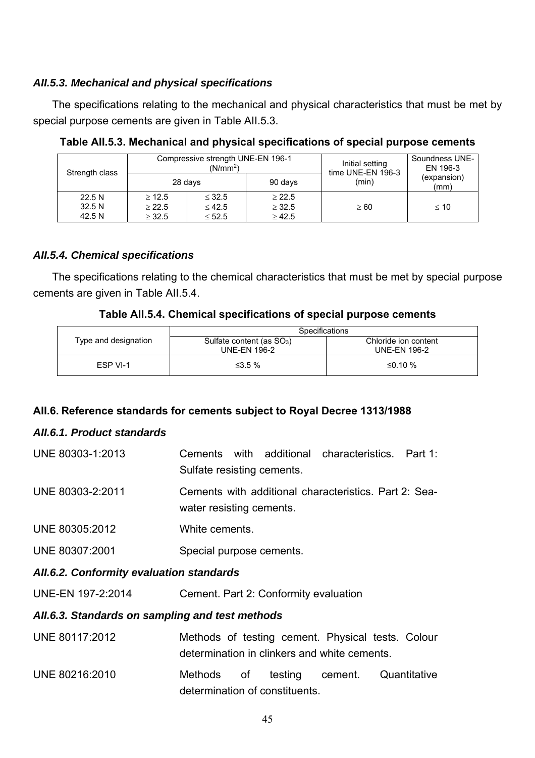### AII.5.3. Mechanical and physical specifications

The specifications relating to the mechanical and physical characteristics that must be met by special purpose cements are given in Table AII.5.3.

**Table AII.5.3. Mechanical and physical specifications of special purpose cements**

| Strength class | Compressive strength UNE-EN 196-1 ($N/mm^2$) | | | Initial setting time UNE-EN 196-3 (min) | Soundness UNE-EN 196-3 (expansion) (mm) |
|---|---|---|---|---|---|
| | 28 days | | 90 days | | |
| 22.5 N<br>32.5 N<br>42.5 N | ≥ 12.5<br>≥ 22.5<br>≥ 32.5 | ≤ 32.5<br>≤ 42.5<br>≤ 52.5 | ≥ 22.5<br>≥ 32.5<br>≥ 42.5 | ≥ 60 | ≤ 10 |

### AII.5.4. Chemical specifications

The specifications relating to the chemical characteristics that must be met by special purpose cements are given in Table AII.5.4.

**Table AII.5.4. Chemical specifications of special purpose cements**

| Type and designation | Specifications | |
|---|---|---|
| | Sulfate content (as $SO_3$) UNE-EN 196-2 | Chloride ion content UNE-EN 196-2 |
| ESP VI-1 | ≤3.5 % | ≤0.10 % |

## AII.6. Reference standards for cements subject to Royal Decree 1313/1988

### AII.6.1. Product standards

UNE 80303-1:2013 — Cements with additional characteristics. Part 1: Sulfate resisting cements.

UNE 80303-2:2011 — Cements with additional characteristics. Part 2: Sea-water resisting cements.

UNE 80305:2012 — White cements.

UNE 80307:2001 — Special purpose cements.

### AII.6.2. Conformity evaluation standards

UNE-EN 197-2:2014 — Cement. Part 2: Conformity evaluation

### AII.6.3. Standards on sampling and test methods

UNE 80117:2012 — Methods of testing cement. Physical tests. Colour determination in clinkers and white cements.

UNE 80216:2010 — Methods of testing cement. Quantitative determination of constituents.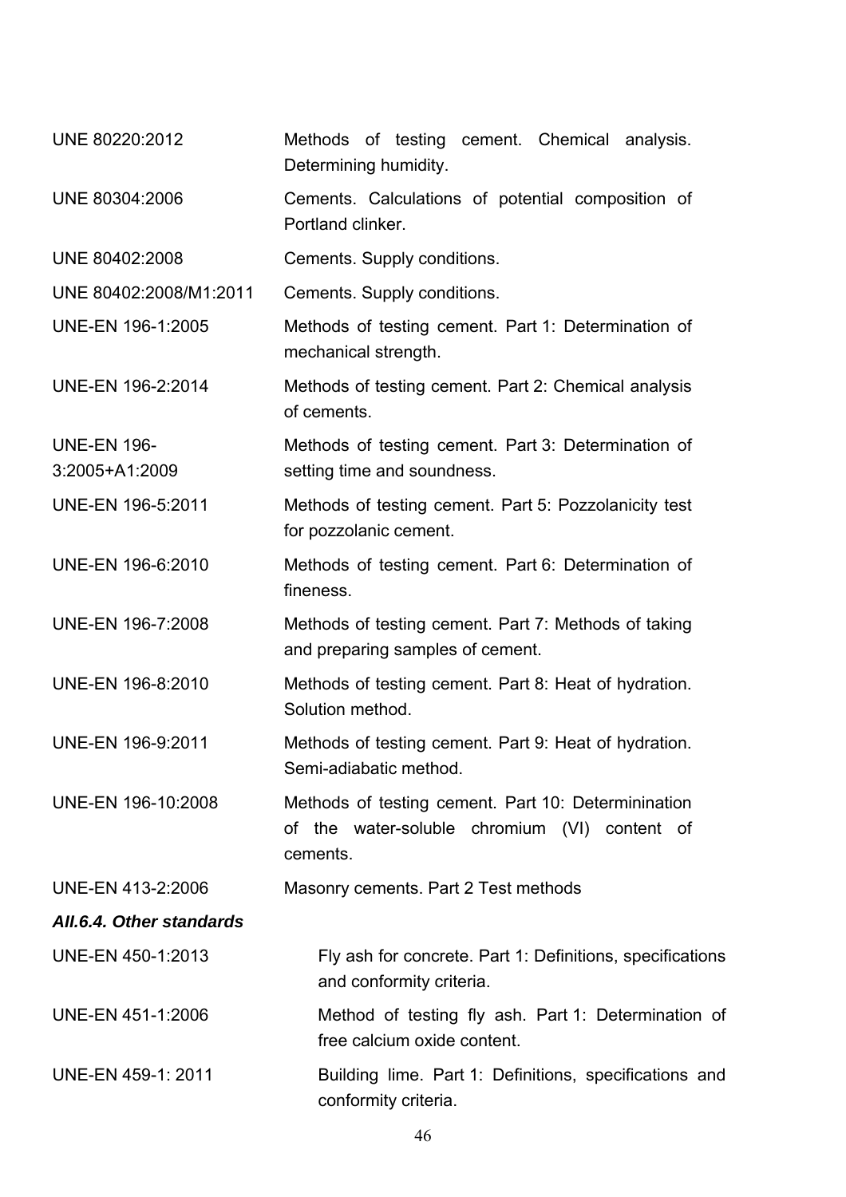| | |
|---|---|
| UNE 80220:2012 | Methods of testing cement. Chemical analysis. Determining humidity. |
| UNE 80304:2006 | Cements. Calculations of potential composition of Portland clinker. |
| UNE 80402:2008 | Cements. Supply conditions. |
| UNE 80402:2008/M1:2011 | Cements. Supply conditions. |
| UNE-EN 196-1:2005 | Methods of testing cement. Part 1: Determination of mechanical strength. |
| UNE-EN 196-2:2014 | Methods of testing cement. Part 2: Chemical analysis of cements. |
| UNE-EN 196-3:2005+A1:2009 | Methods of testing cement. Part 3: Determination of setting time and soundness. |
| UNE-EN 196-5:2011 | Methods of testing cement. Part 5: Pozzolanicity test for pozzolanic cement. |
| UNE-EN 196-6:2010 | Methods of testing cement. Part 6: Determination of fineness. |
| UNE-EN 196-7:2008 | Methods of testing cement. Part 7: Methods of taking and preparing samples of cement. |
| UNE-EN 196-8:2010 | Methods of testing cement. Part 8: Heat of hydration. Solution method. |
| UNE-EN 196-9:2011 | Methods of testing cement. Part 9: Heat of hydration. Semi-adiabatic method. |
| UNE-EN 196-10:2008 | Methods of testing cement. Part 10: Determinination of the water-soluble chromium (VI) content of cements. |
| UNE-EN 413-2:2006 | Masonry cements. Part 2 Test methods |

***AII.6.4. Other standards***

| | |
|---|---|
| UNE-EN 450-1:2013 | Fly ash for concrete. Part 1: Definitions, specifications and conformity criteria. |
| UNE-EN 451-1:2006 | Method of testing fly ash. Part 1: Determination of free calcium oxide content. |
| UNE-EN 459-1: 2011 | Building lime. Part 1: Definitions, specifications and conformity criteria. |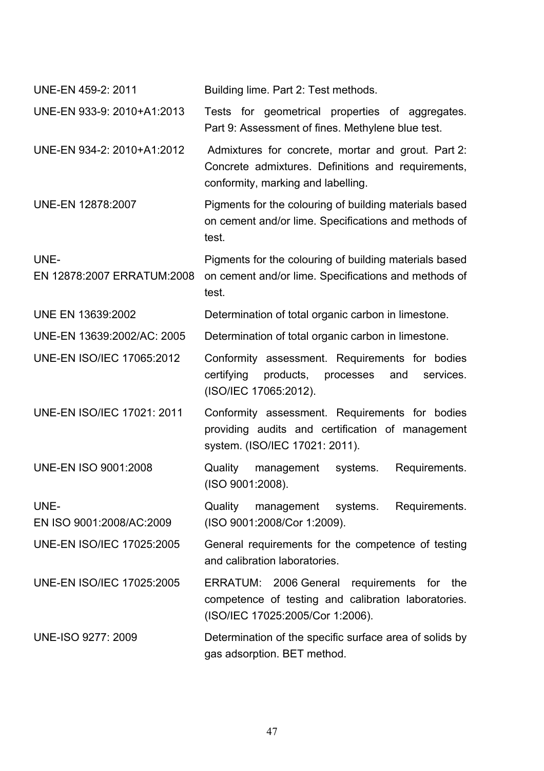| | |
|---|---|
| UNE-EN 459-2: 2011 | Building lime. Part 2: Test methods. |
| UNE-EN 933-9: 2010+A1:2013 | Tests for geometrical properties of aggregates. Part 9: Assessment of fines. Methylene blue test. |
| UNE-EN 934-2: 2010+A1:2012 | Admixtures for concrete, mortar and grout. Part 2: Concrete admixtures. Definitions and requirements, conformity, marking and labelling. |
| UNE-EN 12878:2007 | Pigments for the colouring of building materials based on cement and/or lime. Specifications and methods of test. |
| UNE-EN 12878:2007 ERRATUM:2008 | Pigments for the colouring of building materials based on cement and/or lime. Specifications and methods of test. |
| UNE EN 13639:2002 | Determination of total organic carbon in limestone. |
| UNE-EN 13639:2002/AC: 2005 | Determination of total organic carbon in limestone. |
| UNE-EN ISO/IEC 17065:2012 | Conformity assessment. Requirements for bodies certifying products, processes and services. (ISO/IEC 17065:2012). |
| UNE-EN ISO/IEC 17021: 2011 | Conformity assessment. Requirements for bodies providing audits and certification of management system. (ISO/IEC 17021: 2011). |
| UNE-EN ISO 9001:2008 | Quality management systems. Requirements. (ISO 9001:2008). |
| UNE-EN ISO 9001:2008/AC:2009 | Quality management systems. Requirements. (ISO 9001:2008/Cor 1:2009). |
| UNE-EN ISO/IEC 17025:2005 | General requirements for the competence of testing and calibration laboratories. |
| UNE-EN ISO/IEC 17025:2005 | ERRATUM: 2006 General requirements for the competence of testing and calibration laboratories. (ISO/IEC 17025:2005/Cor 1:2006). |
| UNE-ISO 9277: 2009 | Determination of the specific surface area of solids by gas adsorption. BET method. |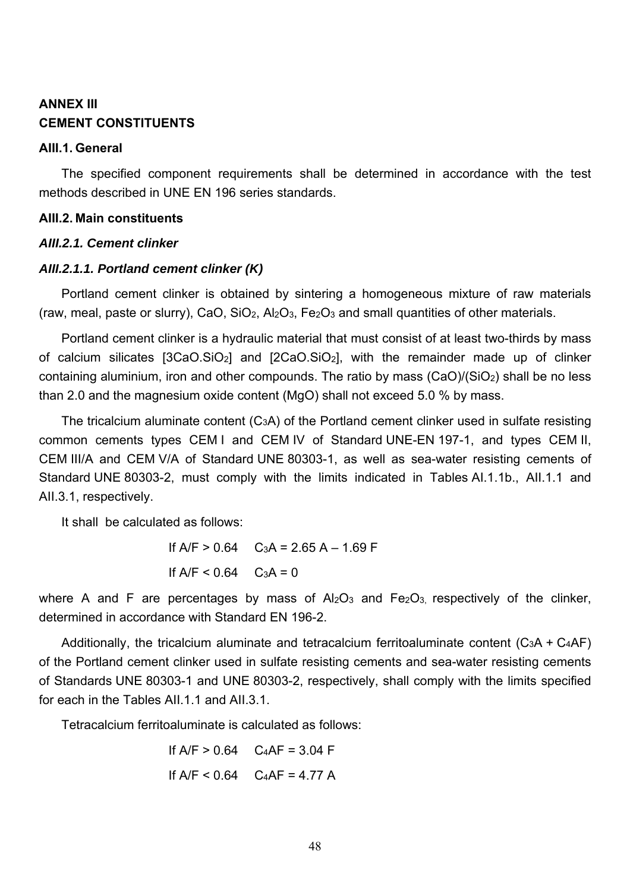# ANNEX III
# CEMENT CONSTITUENTS

## AIII.1. General

The specified component requirements shall be determined in accordance with the test methods described in UNE EN 196 series standards.

## AIII.2. Main constituents

### *AIII.2.1. Cement clinker*

#### *AIII.2.1.1. Portland cement clinker (K)*

Portland cement clinker is obtained by sintering a homogeneous mixture of raw materials (raw, meal, paste or slurry), CaO, $SiO_2$, $Al_2O_3$, $Fe_2O_3$ and small quantities of other materials.

Portland cement clinker is a hydraulic material that must consist of at least two-thirds by mass of calcium silicates [$3CaO.SiO_2$] and [$2CaO.SiO_2$], with the remainder made up of clinker containing aluminium, iron and other compounds. The ratio by mass (CaO)/($SiO_2$) shall be no less than 2.0 and the magnesium oxide content (MgO) shall not exceed 5.0 % by mass.

The tricalcium aluminate content ($C_3A$) of the Portland cement clinker used in sulfate resisting common cements types CEM I and CEM IV of Standard UNE-EN 197-1, and types CEM II, CEM III/A and CEM V/A of Standard UNE 80303-1, as well as sea-water resisting cements of Standard UNE 80303-2, must comply with the limits indicated in Tables AI.1.1b., AII.1.1 and AII.3.1, respectively.

It shall be calculated as follows:

$$\text{If } A/F > 0.64 \quad C_3A = 2.65\,A - 1.69\,F$$

$$\text{If } A/F < 0.64 \quad C_3A = 0$$

where A and F are percentages by mass of $Al_2O_3$ and $Fe_2O_3$, respectively of the clinker, determined in accordance with Standard EN 196-2.

Additionally, the tricalcium aluminate and tetracalcium ferritoaluminate content ($C_3A$ + $C_4AF$) of the Portland cement clinker used in sulfate resisting cements and sea-water resisting cements of Standards UNE 80303-1 and UNE 80303-2, respectively, shall comply with the limits specified for each in the Tables AII.1.1 and AII.3.1.

Tetracalcium ferritoaluminate is calculated as follows:

$$\text{If } A/F > 0.64 \quad C_4AF = 3.04\,F$$

$$\text{If } A/F < 0.64 \quad C_4AF = 4.77\,A$$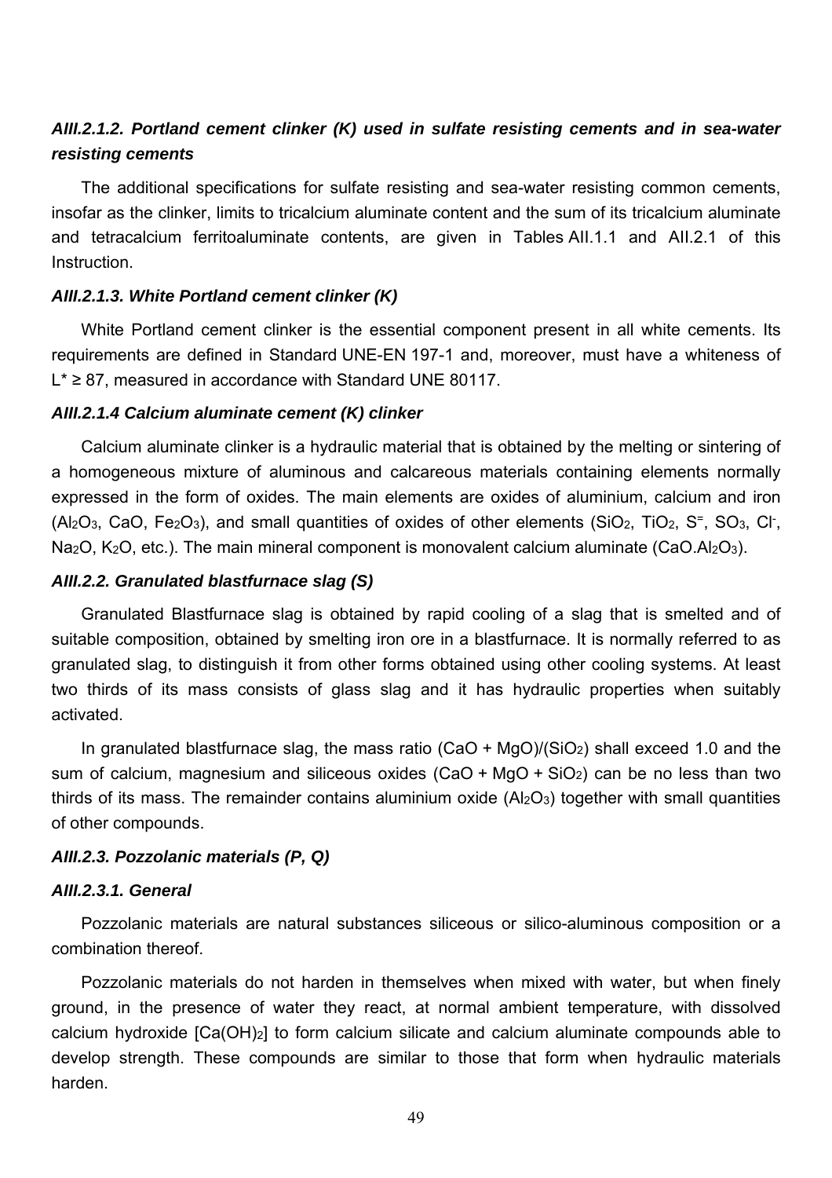### *AIII.2.1.2. Portland cement clinker (K) used in sulfate resisting cements and in sea-water resisting cements*

The additional specifications for sulfate resisting and sea-water resisting common cements, insofar as the clinker, limits to tricalcium aluminate content and the sum of its tricalcium aluminate and tetracalcium ferritoaluminate contents, are given in Tables AII.1.1 and AII.2.1 of this Instruction.

### *AIII.2.1.3. White Portland cement clinker (K)*

White Portland cement clinker is the essential component present in all white cements. Its requirements are defined in Standard UNE-EN 197-1 and, moreover, must have a whiteness of $L^* \geq 87$, measured in accordance with Standard UNE 80117.

### *AIII.2.1.4 Calcium aluminate cement (K) clinker*

Calcium aluminate clinker is a hydraulic material that is obtained by the melting or sintering of a homogeneous mixture of aluminous and calcareous materials containing elements normally expressed in the form of oxides. The main elements are oxides of aluminium, calcium and iron ($Al_2O_3$, $CaO$, $Fe_2O_3$), and small quantities of oxides of other elements ($SiO_2$, $TiO_2$, $S^=$, $SO_3$, $Cl^-$, $Na_2O$, $K_2O$, etc.). The main mineral component is monovalent calcium aluminate ($CaO.Al_2O_3$).

### *AIII.2.2. Granulated blastfurnace slag (S)*

Granulated Blastfurnace slag is obtained by rapid cooling of a slag that is smelted and of suitable composition, obtained by smelting iron ore in a blastfurnace. It is normally referred to as granulated slag, to distinguish it from other forms obtained using other cooling systems. At least two thirds of its mass consists of glass slag and it has hydraulic properties when suitably activated.

In granulated blastfurnace slag, the mass ratio $(CaO + MgO)/(SiO_2)$ shall exceed 1.0 and the sum of calcium, magnesium and siliceous oxides ($CaO + MgO + SiO_2$) can be no less than two thirds of its mass. The remainder contains aluminium oxide ($Al_2O_3$) together with small quantities of other compounds.

### *AIII.2.3. Pozzolanic materials (P, Q)*

### *AIII.2.3.1. General*

Pozzolanic materials are natural substances siliceous or silico-aluminous composition or a combination thereof.

Pozzolanic materials do not harden in themselves when mixed with water, but when finely ground, in the presence of water they react, at normal ambient temperature, with dissolved calcium hydroxide [$Ca(OH)_2$] to form calcium silicate and calcium aluminate compounds able to develop strength. These compounds are similar to those that form when hydraulic materials harden.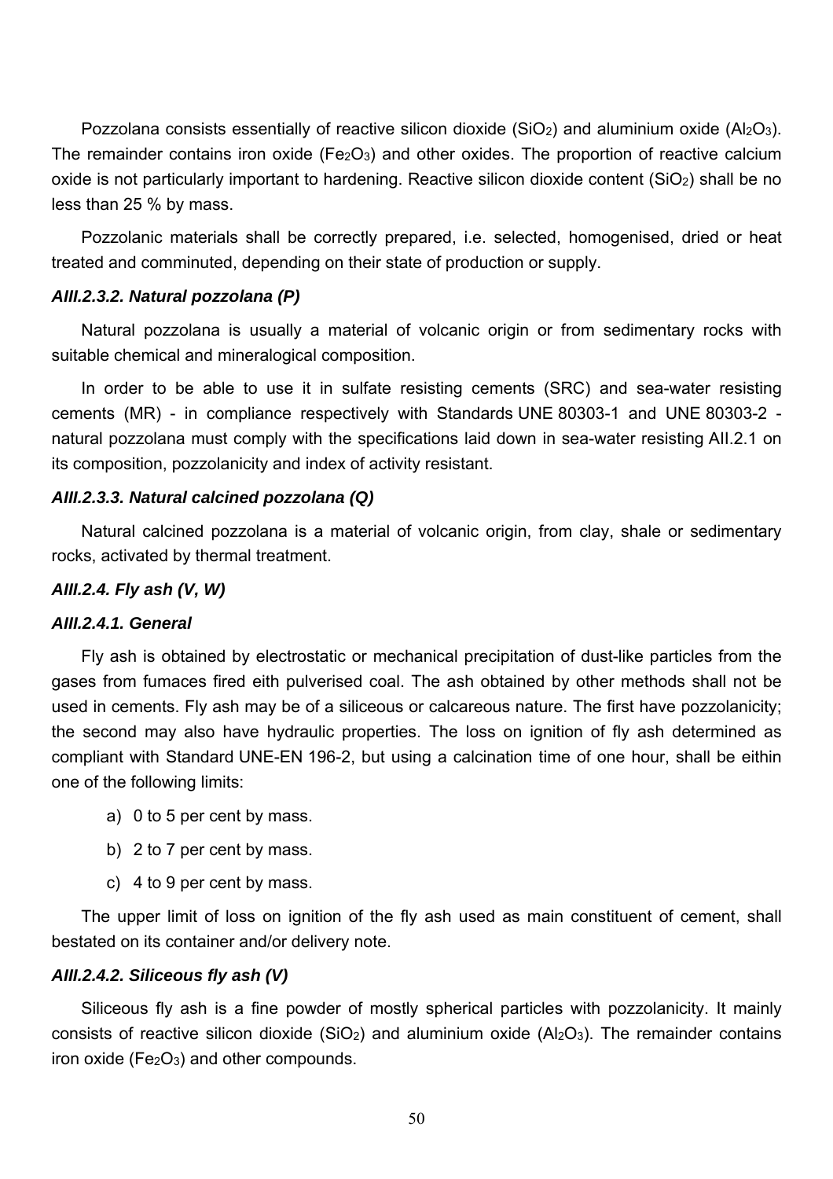Pozzolana consists essentially of reactive silicon dioxide ($SiO_2$) and aluminium oxide ($Al_2O_3$). The remainder contains iron oxide ($Fe_2O_3$) and other oxides. The proportion of reactive calcium oxide is not particularly important to hardening. Reactive silicon dioxide content ($SiO_2$) shall be no less than 25 % by mass.

Pozzolanic materials shall be correctly prepared, i.e. selected, homogenised, dried or heat treated and comminuted, depending on their state of production or supply.

#### *AIII.2.3.2. Natural pozzolana (P)*

Natural pozzolana is usually a material of volcanic origin or from sedimentary rocks with suitable chemical and mineralogical composition.

In order to be able to use it in sulfate resisting cements (SRC) and sea-water resisting cements (MR) - in compliance respectively with Standards UNE 80303-1 and UNE 80303-2 - natural pozzolana must comply with the specifications laid down in sea-water resisting AII.2.1 on its composition, pozzolanicity and index of activity resistant.

#### *AIII.2.3.3. Natural calcined pozzolana (Q)*

Natural calcined pozzolana is a material of volcanic origin, from clay, shale or sedimentary rocks, activated by thermal treatment.

### *AIII.2.4. Fly ash (V, W)*

#### *AIII.2.4.1. General*

Fly ash is obtained by electrostatic or mechanical precipitation of dust-like particles from the gases from fumaces fired eith pulverised coal. The ash obtained by other methods shall not be used in cements. Fly ash may be of a siliceous or calcareous nature. The first have pozzolanicity; the second may also have hydraulic properties. The loss on ignition of fly ash determined as compliant with Standard UNE-EN 196-2, but using a calcination time of one hour, shall be eithin one of the following limits:

a) 0 to 5 per cent by mass.

b) 2 to 7 per cent by mass.

c) 4 to 9 per cent by mass.

The upper limit of loss on ignition of the fly ash used as main constituent of cement, shall bestated on its container and/or delivery note.

#### *AIII.2.4.2. Siliceous fly ash (V)*

Siliceous fly ash is a fine powder of mostly spherical particles with pozzolanicity. It mainly consists of reactive silicon dioxide ($SiO_2$) and aluminium oxide ($Al_2O_3$). The remainder contains iron oxide ($Fe_2O_3$) and other compounds.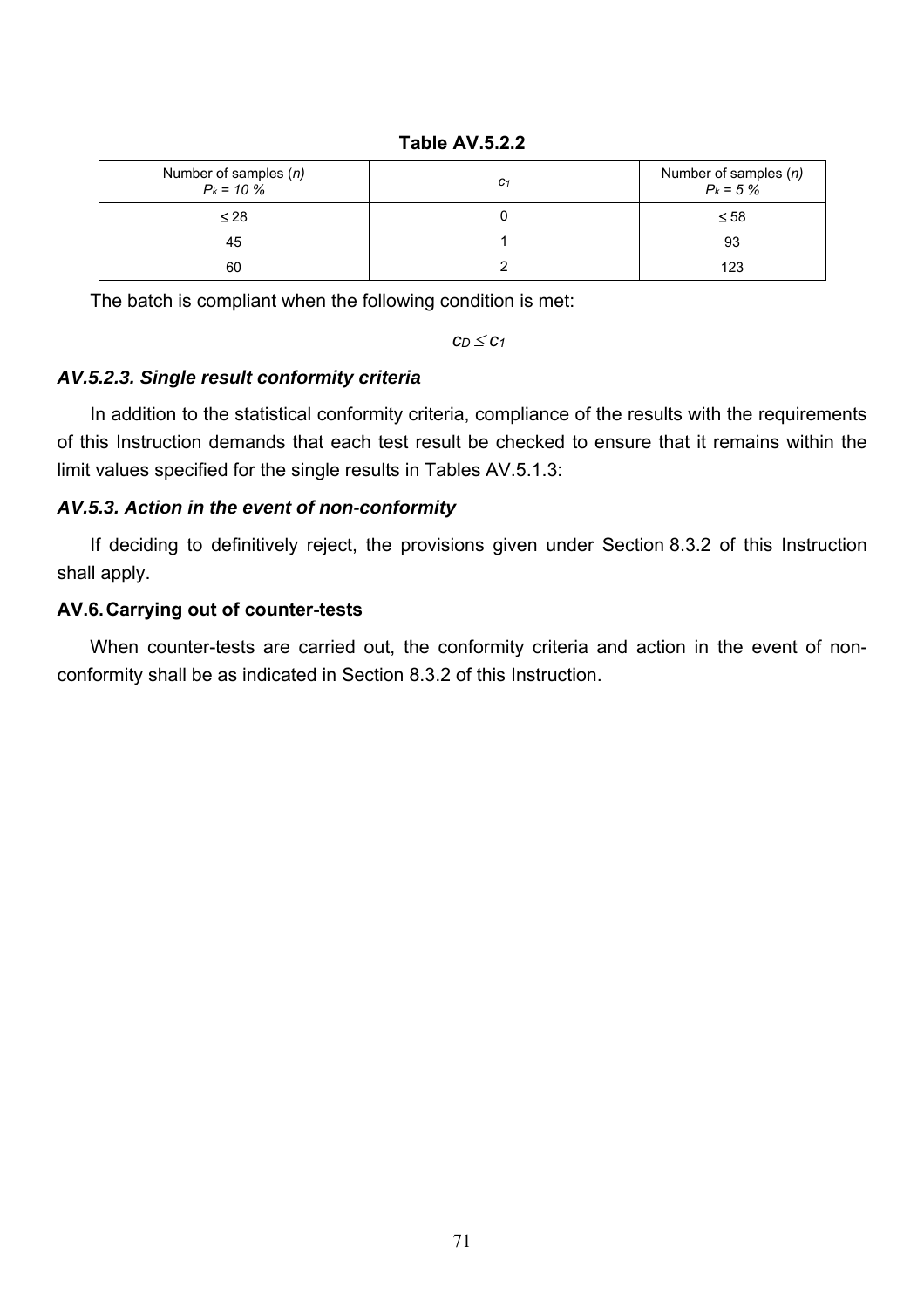**Table AV.5.2.2**

| Number of samples (*n*) $P_k$ = 10 % | $c_1$ | Number of samples (*n*) $P_k$ = 5 % |
|---|---|---|
| ≤ 28 | 0 | ≤ 58 |
| 45 | 1 | 93 |
| 60 | 2 | 123 |

The batch is compliant when the following condition is met:

$$c_D \leq c_1$$

### *AV.5.2.3. Single result conformity criteria*

In addition to the statistical conformity criteria, compliance of the results with the requirements of this Instruction demands that each test result be checked to ensure that it remains within the limit values specified for the single results in Tables AV.5.1.3:

### *AV.5.3. Action in the event of non-conformity*

If deciding to definitively reject, the provisions given under Section 8.3.2 of this Instruction shall apply.

## AV.6. Carrying out of counter-tests

When counter-tests are carried out, the conformity criteria and action in the event of non-conformity shall be as indicated in Section 8.3.2 of this Instruction.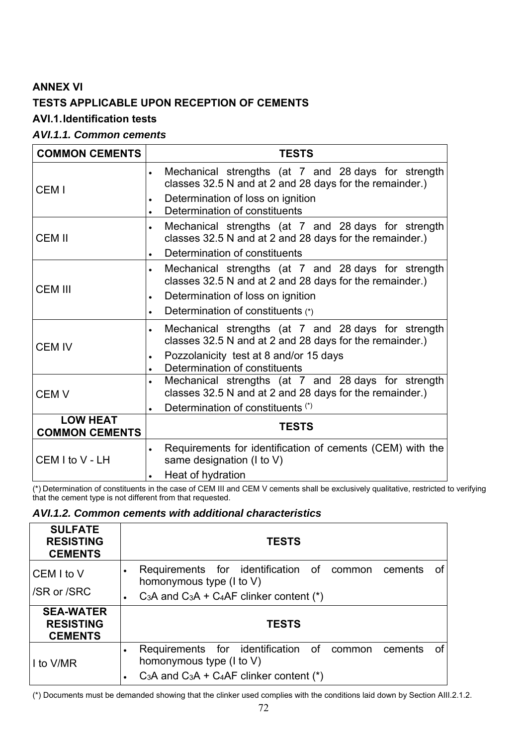# ANNEX VI

## TESTS APPLICABLE UPON RECEPTION OF CEMENTS

### AVI.1. Identification tests

#### *AVI.1.1. Common cements*

| COMMON CEMENTS | TESTS |
|---|---|
| CEM I | • Mechanical strengths (at 7 and 28 days for strength classes 32.5 N and at 2 and 28 days for the remainder.)<br>• Determination of loss on ignition<br>• Determination of constituents |
| CEM II | • Mechanical strengths (at 7 and 28 days for strength classes 32.5 N and at 2 and 28 days for the remainder.)<br>• Determination of constituents |
| CEM III | • Mechanical strengths (at 7 and 28 days for strength classes 32.5 N and at 2 and 28 days for the remainder.)<br>• Determination of loss on ignition<br>• Determination of constituents (*) |
| CEM IV | • Mechanical strengths (at 7 and 28 days for strength classes 32.5 N and at 2 and 28 days for the remainder.)<br>• Pozzolanicity test at 8 and/or 15 days<br>• Determination of constituents |
| CEM V | • Mechanical strengths (at 7 and 28 days for strength classes 32.5 N and at 2 and 28 days for the remainder.)<br>• Determination of constituents (*) |
| **LOW HEAT COMMON CEMENTS** | **TESTS** |
| CEM I to V - LH | • Requirements for identification of cements (CEM) with the same designation (I to V)<br>• Heat of hydration |

(*) Determination of constituents in the case of CEM III and CEM V cements shall be exclusively qualitative, restricted to verifying that the cement type is not different from that requested.

#### *AVI.1.2. Common cements with additional characteristics*

| SULFATE RESISTING CEMENTS | TESTS |
|---|---|
| CEM I to V /SR or /SRC | • Requirements for identification of common cements of homonymous type (I to V)<br>• $C_3A$ and $C_3A + C_4AF$ clinker content (*) |
| **SEA-WATER RESISTING CEMENTS** | **TESTS** |
| I to V/MR | • Requirements for identification of common cements of homonymous type (I to V)<br>• $C_3A$ and $C_3A + C_4AF$ clinker content (*) |

(*) Documents must be demanded showing that the clinker used complies with the conditions laid down by Section AIII.2.1.2.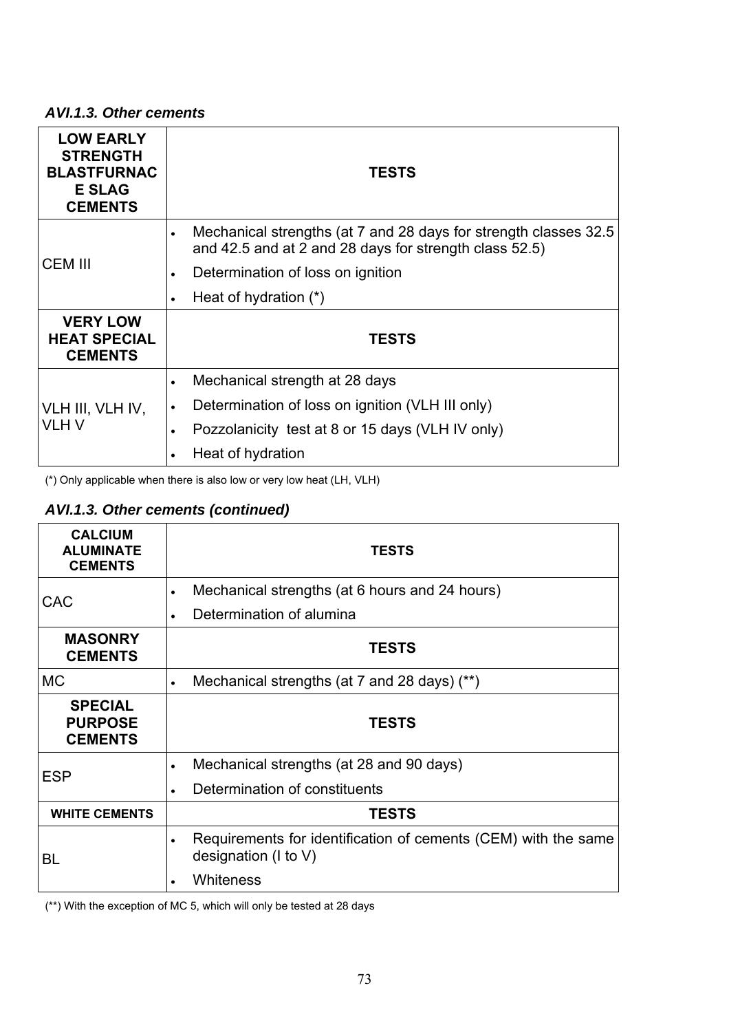### *AVI.1.3. Other cements*

| **LOW EARLY STRENGTH BLASTFURNACE SLAG CEMENTS** | **TESTS** |
|---|---|
| CEM III | • Mechanical strengths (at 7 and 28 days for strength classes 32.5 and 42.5 and at 2 and 28 days for strength class 52.5)<br>• Determination of loss on ignition<br>• Heat of hydration (*) |
| **VERY LOW HEAT SPECIAL CEMENTS** | **TESTS** |
| VLH III, VLH IV, VLH V | • Mechanical strength at 28 days<br>• Determination of loss on ignition (VLH III only)<br>• Pozzolanicity test at 8 or 15 days (VLH IV only)<br>• Heat of hydration |

(*) Only applicable when there is also low or very low heat (LH, VLH)

### *AVI.1.3. Other cements (continued)*

| **CALCIUM ALUMINATE CEMENTS** | **TESTS** |
|---|---|
| CAC | • Mechanical strengths (at 6 hours and 24 hours)<br>• Determination of alumina |
| **MASONRY CEMENTS** | **TESTS** |
| MC | • Mechanical strengths (at 7 and 28 days) (**) |
| **SPECIAL PURPOSE CEMENTS** | **TESTS** |
| ESP | • Mechanical strengths (at 28 and 90 days)<br>• Determination of constituents |
| **WHITE CEMENTS** | **TESTS** |
| BL | • Requirements for identification of cements (CEM) with the same designation (I to V)<br>• Whiteness |

(**) With the exception of MC 5, which will only be tested at 28 days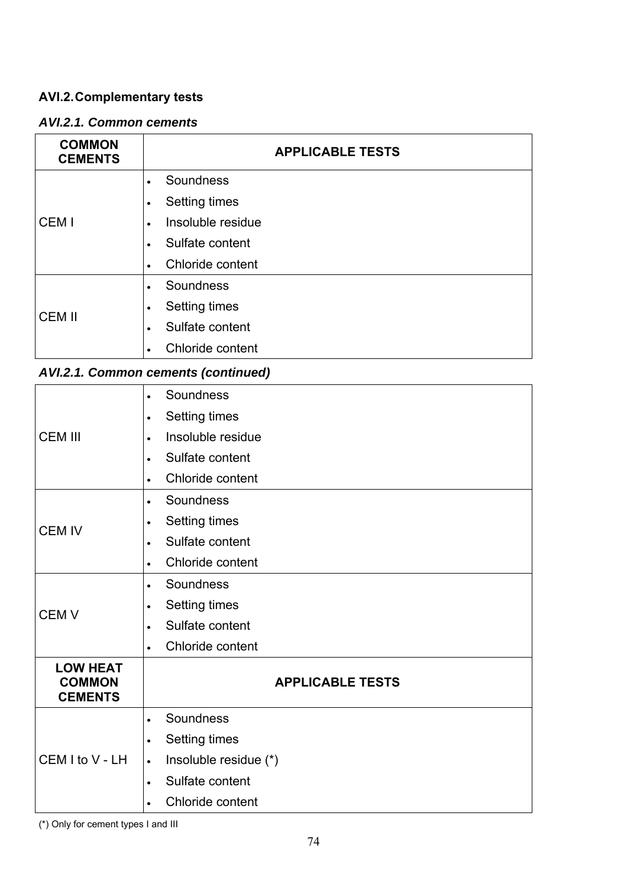## AVI.2. Complementary tests

### *AVI.2.1. Common cements*

| COMMON CEMENTS | APPLICABLE TESTS |
|---|---|
| CEM I | • Soundness<br>• Setting times<br>• Insoluble residue<br>• Sulfate content<br>• Chloride content |
| CEM II | • Soundness<br>• Setting times<br>• Sulfate content<br>• Chloride content |

### *AVI.2.1. Common cements (continued)*

| COMMON CEMENTS | APPLICABLE TESTS |
|---|---|
| CEM III | • Soundness<br>• Setting times<br>• Insoluble residue<br>• Sulfate content<br>• Chloride content |
| CEM IV | • Soundness<br>• Setting times<br>• Sulfate content<br>• Chloride content |
| CEM V | • Soundness<br>• Setting times<br>• Sulfate content<br>• Chloride content |
| **LOW HEAT COMMON CEMENTS** | **APPLICABLE TESTS** |
| CEM I to V - LH | • Soundness<br>• Setting times<br>• Insoluble residue (*)<br>• Sulfate content<br>• Chloride content |

(*) Only for cement types I and III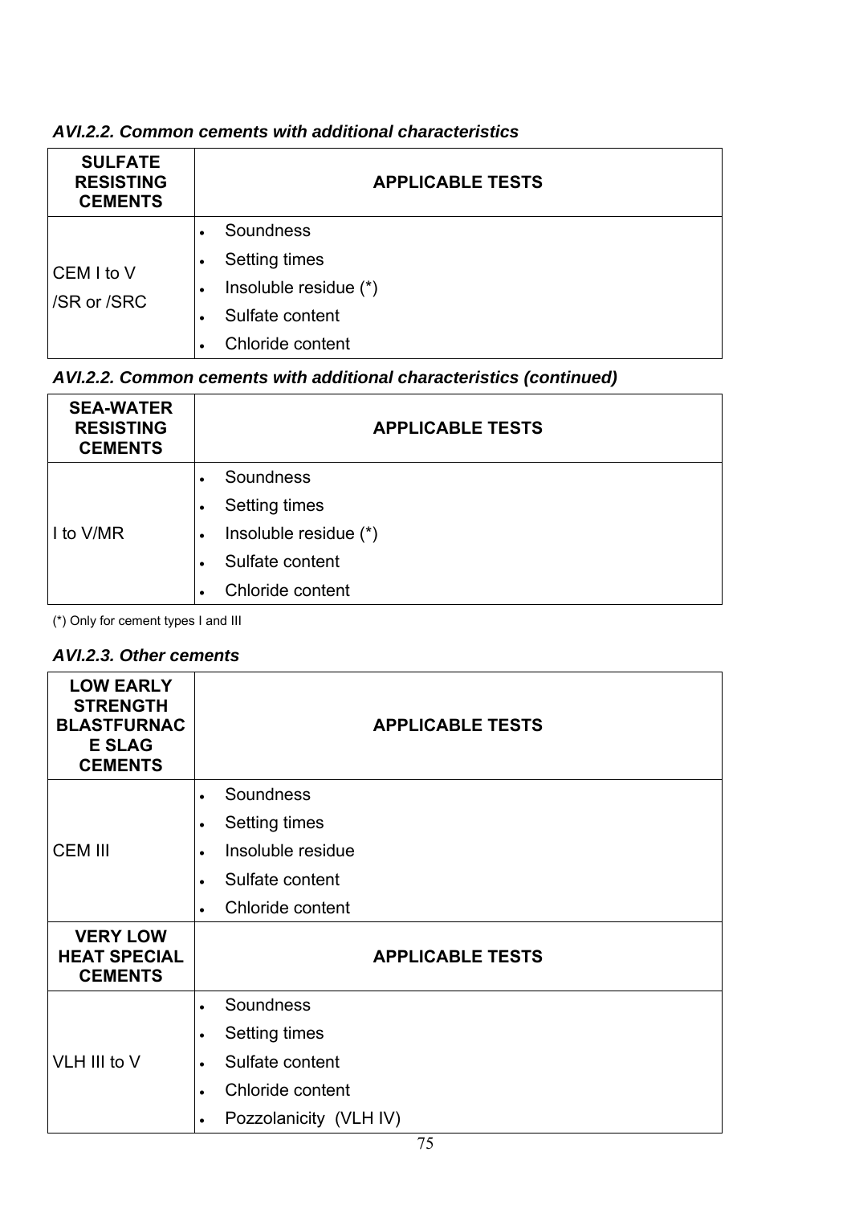### *AVI.2.2. Common cements with additional characteristics*

| SULFATE RESISTING CEMENTS | APPLICABLE TESTS |
|---|---|
| CEM I to V /SR or /SRC | • Soundness<br>• Setting times<br>• Insoluble residue (*)<br>• Sulfate content<br>• Chloride content |

### *AVI.2.2. Common cements with additional characteristics (continued)*

| SEA-WATER RESISTING CEMENTS | APPLICABLE TESTS |
|---|---|
| I to V/MR | • Soundness<br>• Setting times<br>• Insoluble residue (*)<br>• Sulfate content<br>• Chloride content |

(*) Only for cement types I and III

### *AVI.2.3. Other cements*

| LOW EARLY STRENGTH BLASTFURNACE SLAG CEMENTS | APPLICABLE TESTS |
|---|---|
| CEM III | • Soundness<br>• Setting times<br>• Insoluble residue<br>• Sulfate content<br>• Chloride content |
| **VERY LOW HEAT SPECIAL CEMENTS** | **APPLICABLE TESTS** |
| VLH III to V | • Soundness<br>• Setting times<br>• Sulfate content<br>• Chloride content<br>• Pozzolanicity (VLH IV) |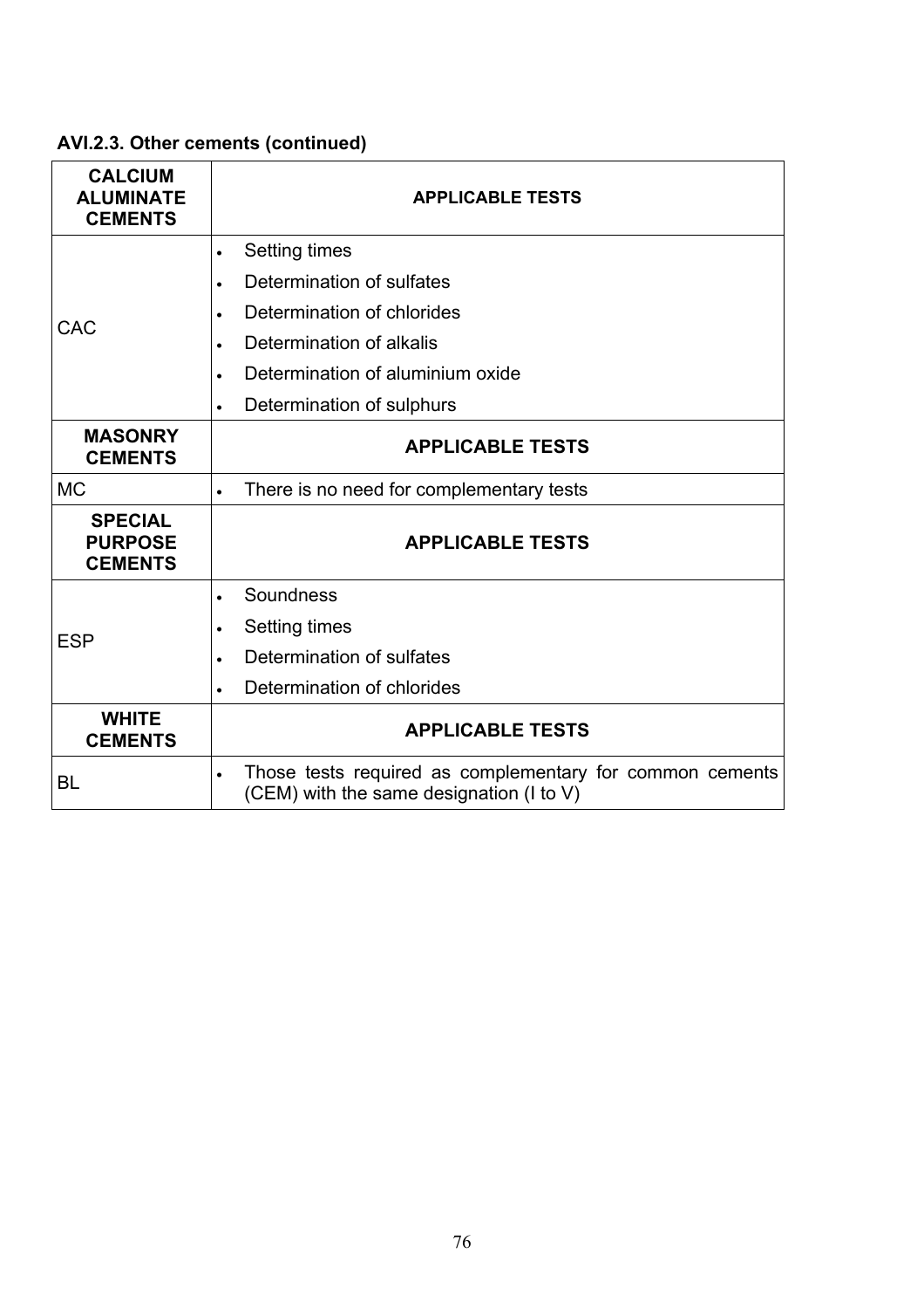### AVI.2.3. Other cements (continued)

| CALCIUM ALUMINATE CEMENTS | APPLICABLE TESTS |
|---|---|
| CAC | • Setting times<br>• Determination of sulfates<br>• Determination of chlorides<br>• Determination of alkalis<br>• Determination of aluminium oxide<br>• Determination of sulphurs |
| **MASONRY CEMENTS** | **APPLICABLE TESTS** |
| MC | • There is no need for complementary tests |
| **SPECIAL PURPOSE CEMENTS** | **APPLICABLE TESTS** |
| ESP | • Soundness<br>• Setting times<br>• Determination of sulfates<br>• Determination of chlorides |
| **WHITE CEMENTS** | **APPLICABLE TESTS** |
| BL | • Those tests required as complementary for common cements (CEM) with the same designation (I to V) |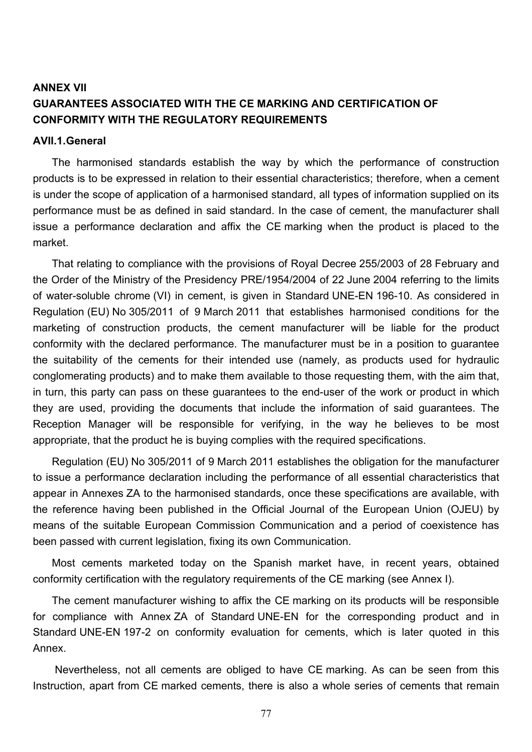# ANNEX VII

# GUARANTEES ASSOCIATED WITH THE CE MARKING AND CERTIFICATION OF CONFORMITY WITH THE REGULATORY REQUIREMENTS

## AVII.1.General

The harmonised standards establish the way by which the performance of construction products is to be expressed in relation to their essential characteristics; therefore, when a cement is under the scope of application of a harmonised standard, all types of information supplied on its performance must be as defined in said standard. In the case of cement, the manufacturer shall issue a performance declaration and affix the CE marking when the product is placed to the market.

That relating to compliance with the provisions of Royal Decree 255/2003 of 28 February and the Order of the Ministry of the Presidency PRE/1954/2004 of 22 June 2004 referring to the limits of water-soluble chrome (VI) in cement, is given in Standard UNE-EN 196-10. As considered in Regulation (EU) No 305/2011 of 9 March 2011 that establishes harmonised conditions for the marketing of construction products, the cement manufacturer will be liable for the product conformity with the declared performance. The manufacturer must be in a position to guarantee the suitability of the cements for their intended use (namely, as products used for hydraulic conglomerating products) and to make them available to those requesting them, with the aim that, in turn, this party can pass on these guarantees to the end-user of the work or product in which they are used, providing the documents that include the information of said guarantees. The Reception Manager will be responsible for verifying, in the way he believes to be most appropriate, that the product he is buying complies with the required specifications.

Regulation (EU) No 305/2011 of 9 March 2011 establishes the obligation for the manufacturer to issue a performance declaration including the performance of all essential characteristics that appear in Annexes ZA to the harmonised standards, once these specifications are available, with the reference having been published in the Official Journal of the European Union (OJEU) by means of the suitable European Commission Communication and a period of coexistence has been passed with current legislation, fixing its own Communication.

Most cements marketed today on the Spanish market have, in recent years, obtained conformity certification with the regulatory requirements of the CE marking (see Annex I).

The cement manufacturer wishing to affix the CE marking on its products will be responsible for compliance with Annex ZA of Standard UNE-EN for the corresponding product and in Standard UNE-EN 197-2 on conformity evaluation for cements, which is later quoted in this Annex.

Nevertheless, not all cements are obliged to have CE marking. As can be seen from this Instruction, apart from CE marked cements, there is also a whole series of cements that remain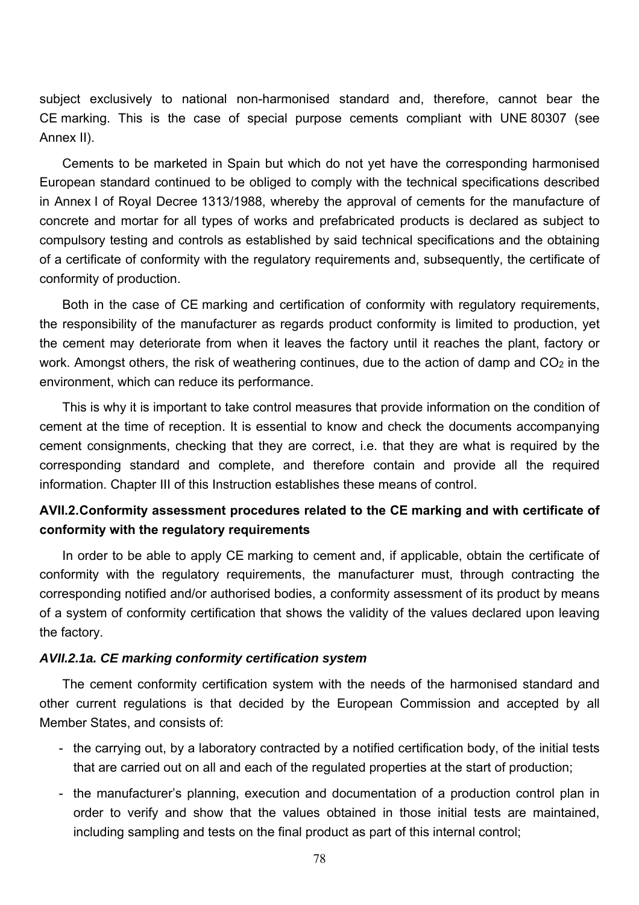subject exclusively to national non-harmonised standard and, therefore, cannot bear the CE marking. This is the case of special purpose cements compliant with UNE 80307 (see Annex II).

Cements to be marketed in Spain but which do not yet have the corresponding harmonised European standard continued to be obliged to comply with the technical specifications described in Annex I of Royal Decree 1313/1988, whereby the approval of cements for the manufacture of concrete and mortar for all types of works and prefabricated products is declared as subject to compulsory testing and controls as established by said technical specifications and the obtaining of a certificate of conformity with the regulatory requirements and, subsequently, the certificate of conformity of production.

Both in the case of CE marking and certification of conformity with regulatory requirements, the responsibility of the manufacturer as regards product conformity is limited to production, yet the cement may deteriorate from when it leaves the factory until it reaches the plant, factory or work. Amongst others, the risk of weathering continues, due to the action of damp and $CO_2$ in the environment, which can reduce its performance.

This is why it is important to take control measures that provide information on the condition of cement at the time of reception. It is essential to know and check the documents accompanying cement consignments, checking that they are correct, i.e. that they are what is required by the corresponding standard and complete, and therefore contain and provide all the required information. Chapter III of this Instruction establishes these means of control.

### AVII.2. Conformity assessment procedures related to the CE marking and with certificate of conformity with the regulatory requirements

In order to be able to apply CE marking to cement and, if applicable, obtain the certificate of conformity with the regulatory requirements, the manufacturer must, through contracting the corresponding notified and/or authorised bodies, a conformity assessment of its product by means of a system of conformity certification that shows the validity of the values declared upon leaving the factory.

#### *AVII.2.1a. CE marking conformity certification system*

The cement conformity certification system with the needs of the harmonised standard and other current regulations is that decided by the European Commission and accepted by all Member States, and consists of:

- the carrying out, by a laboratory contracted by a notified certification body, of the initial tests that are carried out on all and each of the regulated properties at the start of production;
- the manufacturer's planning, execution and documentation of a production control plan in order to verify and show that the values obtained in those initial tests are maintained, including sampling and tests on the final product as part of this internal control;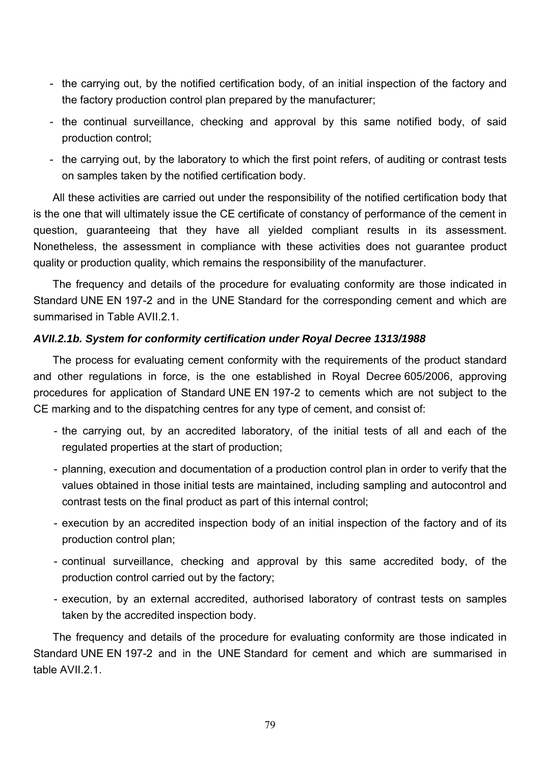- the carrying out, by the notified certification body, of an initial inspection of the factory and the factory production control plan prepared by the manufacturer;
- the continual surveillance, checking and approval by this same notified body, of said production control;
- the carrying out, by the laboratory to which the first point refers, of auditing or contrast tests on samples taken by the notified certification body.

All these activities are carried out under the responsibility of the notified certification body that is the one that will ultimately issue the CE certificate of constancy of performance of the cement in question, guaranteeing that they have all yielded compliant results in its assessment. Nonetheless, the assessment in compliance with these activities does not guarantee product quality or production quality, which remains the responsibility of the manufacturer.

The frequency and details of the procedure for evaluating conformity are those indicated in Standard UNE EN 197-2 and in the UNE Standard for the corresponding cement and which are summarised in Table AVII.2.1.

### *AVII.2.1b. System for conformity certification under Royal Decree 1313/1988*

The process for evaluating cement conformity with the requirements of the product standard and other regulations in force, is the one established in Royal Decree 605/2006, approving procedures for application of Standard UNE EN 197-2 to cements which are not subject to the CE marking and to the dispatching centres for any type of cement, and consist of:

- the carrying out, by an accredited laboratory, of the initial tests of all and each of the regulated properties at the start of production;
- planning, execution and documentation of a production control plan in order to verify that the values obtained in those initial tests are maintained, including sampling and autocontrol and contrast tests on the final product as part of this internal control;
- execution by an accredited inspection body of an initial inspection of the factory and of its production control plan;
- continual surveillance, checking and approval by this same accredited body, of the production control carried out by the factory;
- execution, by an external accredited, authorised laboratory of contrast tests on samples taken by the accredited inspection body.

The frequency and details of the procedure for evaluating conformity are those indicated in Standard UNE EN 197-2 and in the UNE Standard for cement and which are summarised in table AVII.2.1.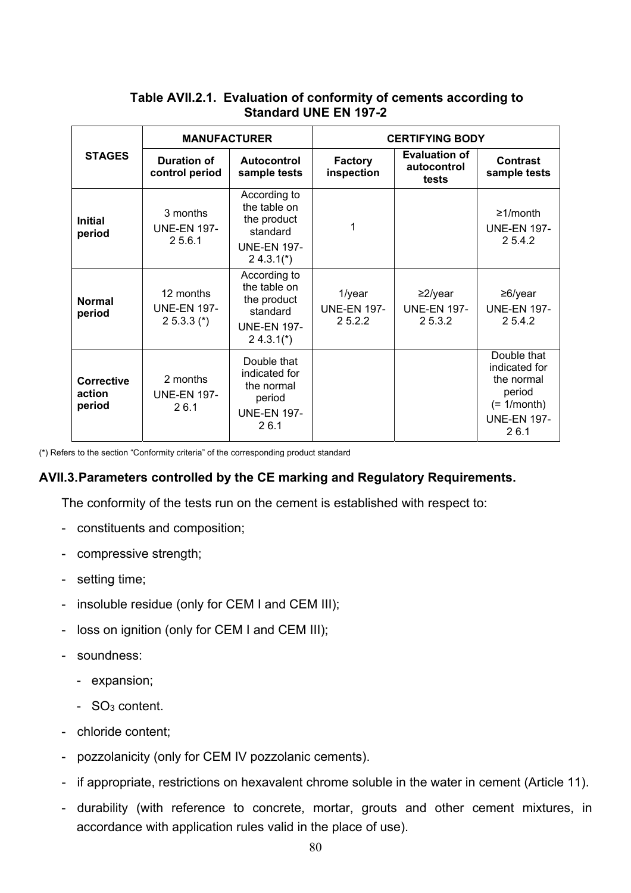**Table AVII.2.1. Evaluation of conformity of cements according to Standard UNE EN 197-2**

| STAGES | MANUFACTURER | | CERTIFYING BODY | | |
|---|---|---|---|---|---|
| | Duration of control period | Autocontrol sample tests | Factory inspection | Evaluation of autocontrol tests | Contrast sample tests |
| **Initial period** | 3 months UNE-EN 197-2 5.6.1 | According to the table on the product standard UNE-EN 197-2 4.3.1(*) | 1 | | ≥1/month UNE-EN 197-2 5.4.2 |
| **Normal period** | 12 months UNE-EN 197-2 5.3.3 (*) | According to the table on the product standard UNE-EN 197-2 4.3.1(*) | 1/year UNE-EN 197-2 5.2.2 | ≥2/year UNE-EN 197-2 5.3.2 | ≥6/year UNE-EN 197-2 5.4.2 |
| **Corrective action period** | 2 months UNE-EN 197-2 6.1 | Double that indicated for the normal period UNE-EN 197-2 6.1 | | | Double that indicated for the normal period (= 1/month) UNE-EN 197-2 6.1 |

(*) Refers to the section “Conformity criteria” of the corresponding product standard

## AVII.3. Parameters controlled by the CE marking and Regulatory Requirements.

The conformity of the tests run on the cement is established with respect to:

- constituents and composition;
- compressive strength;
- setting time;
- insoluble residue (only for CEM I and CEM III);
- loss on ignition (only for CEM I and CEM III);
- soundness:
  - expansion;
  - $SO_3$ content.
- chloride content;
- pozzolanicity (only for CEM IV pozzolanic cements).
- if appropriate, restrictions on hexavalent chrome soluble in the water in cement (Article 11).
- durability (with reference to concrete, mortar, grouts and other cement mixtures, in accordance with application rules valid in the place of use).